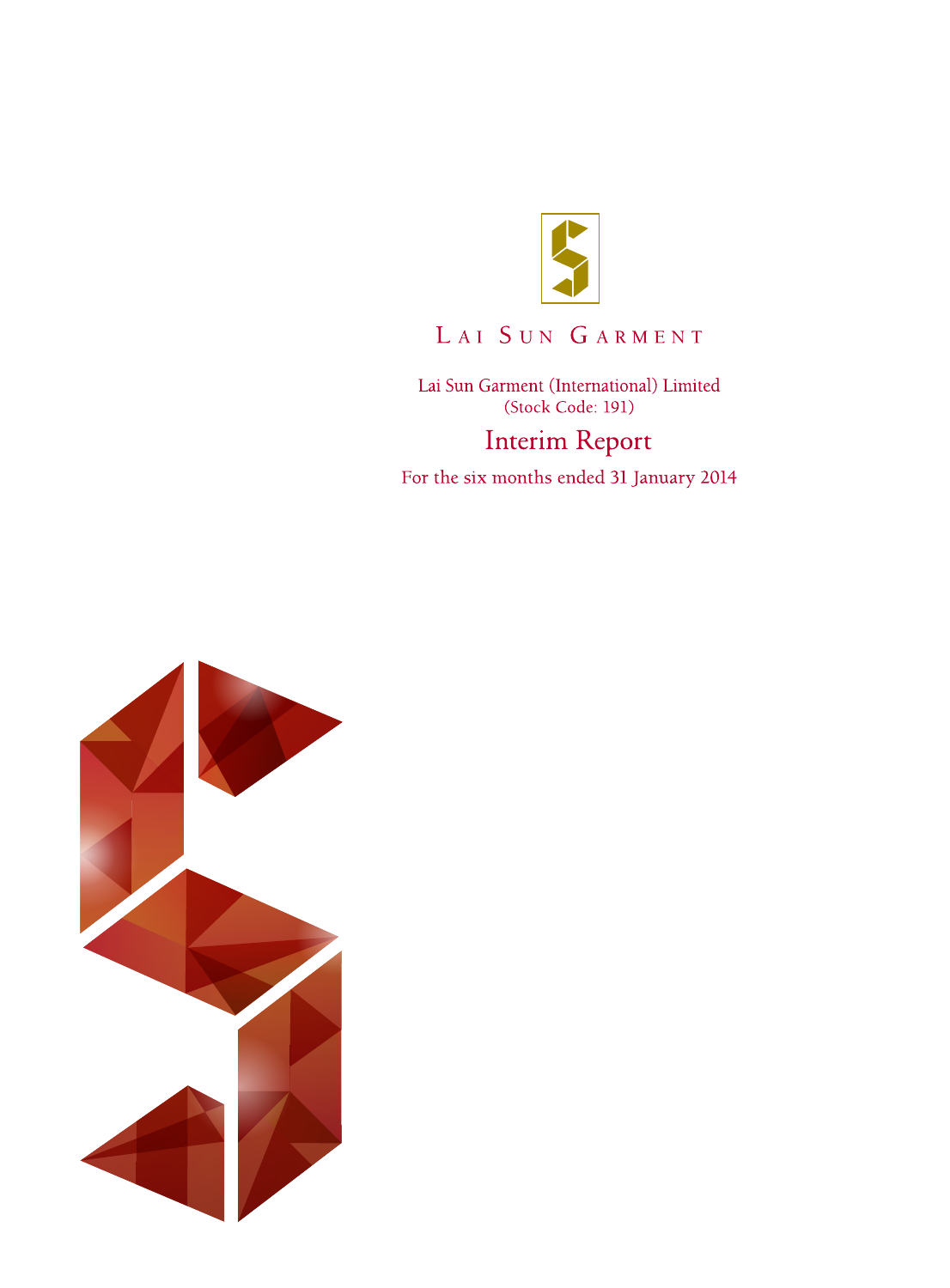LAI SUN GARMENT

Lai Sun Garment (International) Limited
(Stock Code: 191)

# Interim Report

For the six months ended 31 January 2014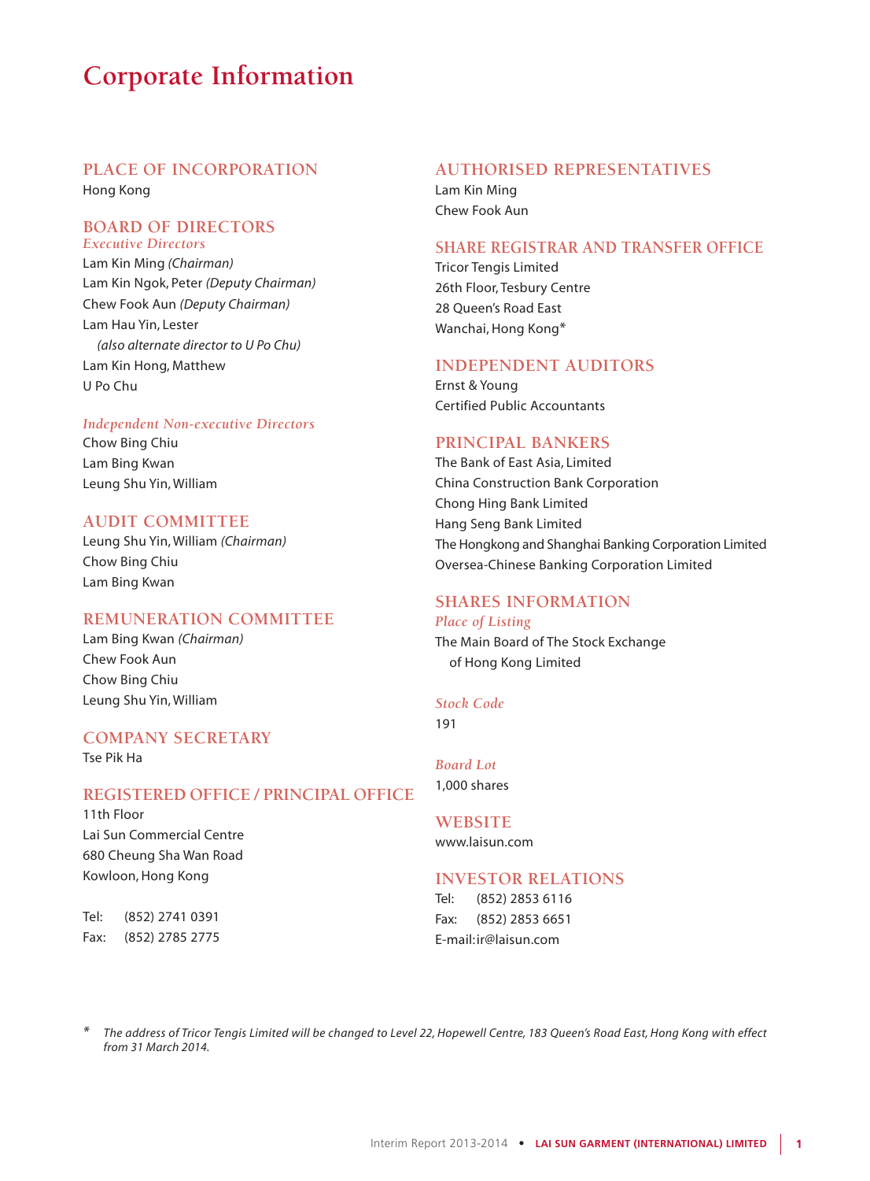# Corporate Information

## PLACE OF INCORPORATION

Hong Kong

## BOARD OF DIRECTORS

### *Executive Directors*

Lam Kin Ming *(Chairman)*
Lam Kin Ngok, Peter *(Deputy Chairman)*
Chew Fook Aun *(Deputy Chairman)*
Lam Hau Yin, Lester
*(also alternate director to U Po Chu)*
Lam Kin Hong, Matthew
U Po Chu

### *Independent Non-executive Directors*

Chow Bing Chiu
Lam Bing Kwan
Leung Shu Yin, William

## AUDIT COMMITTEE

Leung Shu Yin, William *(Chairman)*
Chow Bing Chiu
Lam Bing Kwan

## REMUNERATION COMMITTEE

Lam Bing Kwan *(Chairman)*
Chew Fook Aun
Chow Bing Chiu
Leung Shu Yin, William

## COMPANY SECRETARY

Tse Pik Ha

## REGISTERED OFFICE / PRINCIPAL OFFICE

11th Floor
Lai Sun Commercial Centre
680 Cheung Sha Wan Road
Kowloon, Hong Kong

Tel: (852) 2741 0391
Fax: (852) 2785 2775

## AUTHORISED REPRESENTATIVES

Lam Kin Ming
Chew Fook Aun

## SHARE REGISTRAR AND TRANSFER OFFICE

Tricor Tengis Limited
26th Floor, Tesbury Centre
28 Queen's Road East
Wanchai, Hong Kong*

## INDEPENDENT AUDITORS

Ernst & Young
Certified Public Accountants

## PRINCIPAL BANKERS

The Bank of East Asia, Limited
China Construction Bank Corporation
Chong Hing Bank Limited
Hang Seng Bank Limited
The Hongkong and Shanghai Banking Corporation Limited
Oversea-Chinese Banking Corporation Limited

## SHARES INFORMATION

### *Place of Listing*

The Main Board of The Stock Exchange of Hong Kong Limited

### *Stock Code*

191

### *Board Lot*

1,000 shares

## WEBSITE

www.laisun.com

## INVESTOR RELATIONS

Tel: (852) 2853 6116
Fax: (852) 2853 6651
E-mail:ir@laisun.com

\* *The address of Tricor Tengis Limited will be changed to Level 22, Hopewell Centre, 183 Queen's Road East, Hong Kong with effect from 31 March 2014.*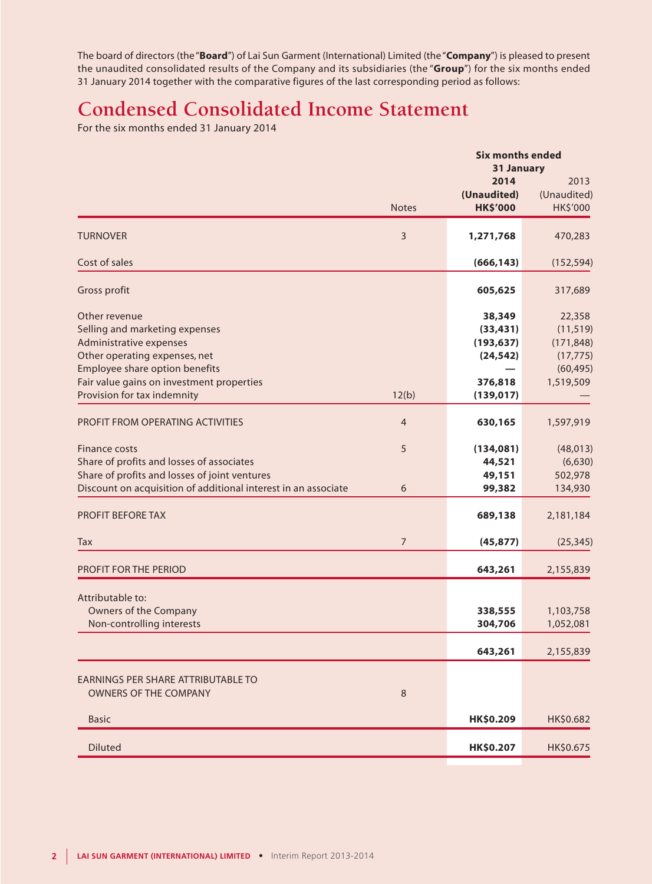The board of directors (the "**Board**") of Lai Sun Garment (International) Limited (the "**Company**") is pleased to present the unaudited consolidated results of the Company and its subsidiaries (the "**Group**") for the six months ended 31 January 2014 together with the comparative figures of the last corresponding period as follows:

# Condensed Consolidated Income Statement

For the six months ended 31 January 2014

| | | **Six months ended 31 January** | |
|---|---|---|---|
| | | **2014** | 2013 |
| | | **(Unaudited)** | (Unaudited) |
| | Notes | **HK$'000** | HK$'000 |
| TURNOVER | 3 | **1,271,768** | 470,283 |
| Cost of sales | | **(666,143)** | (152,594) |
| Gross profit | | **605,625** | 317,689 |
| Other revenue | | **38,349** | 22,358 |
| Selling and marketing expenses | | **(33,431)** | (11,519) |
| Administrative expenses | | **(193,637)** | (171,848) |
| Other operating expenses, net | | **(24,542)** | (17,775) |
| Employee share option benefits | | **—** | (60,495) |
| Fair value gains on investment properties | | **376,818** | 1,519,509 |
| Provision for tax indemnity | 12(b) | **(139,017)** | — |
| PROFIT FROM OPERATING ACTIVITIES | 4 | **630,165** | 1,597,919 |
| Finance costs | 5 | **(134,081)** | (48,013) |
| Share of profits and losses of associates | | **44,521** | (6,630) |
| Share of profits and losses of joint ventures | | **49,151** | 502,978 |
| Discount on acquisition of additional interest in an associate | 6 | **99,382** | 134,930 |
| PROFIT BEFORE TAX | | **689,138** | 2,181,184 |
| Tax | 7 | **(45,877)** | (25,345) |
| PROFIT FOR THE PERIOD | | **643,261** | 2,155,839 |
| Attributable to: | | | |
| Owners of the Company | | **338,555** | 1,103,758 |
| Non-controlling interests | | **304,706** | 1,052,081 |
| | | **643,261** | 2,155,839 |
| EARNINGS PER SHARE ATTRIBUTABLE TO OWNERS OF THE COMPANY | 8 | | |
| Basic | | **HK$0.209** | HK$0.682 |
| Diluted | | **HK$0.207** | HK$0.675 |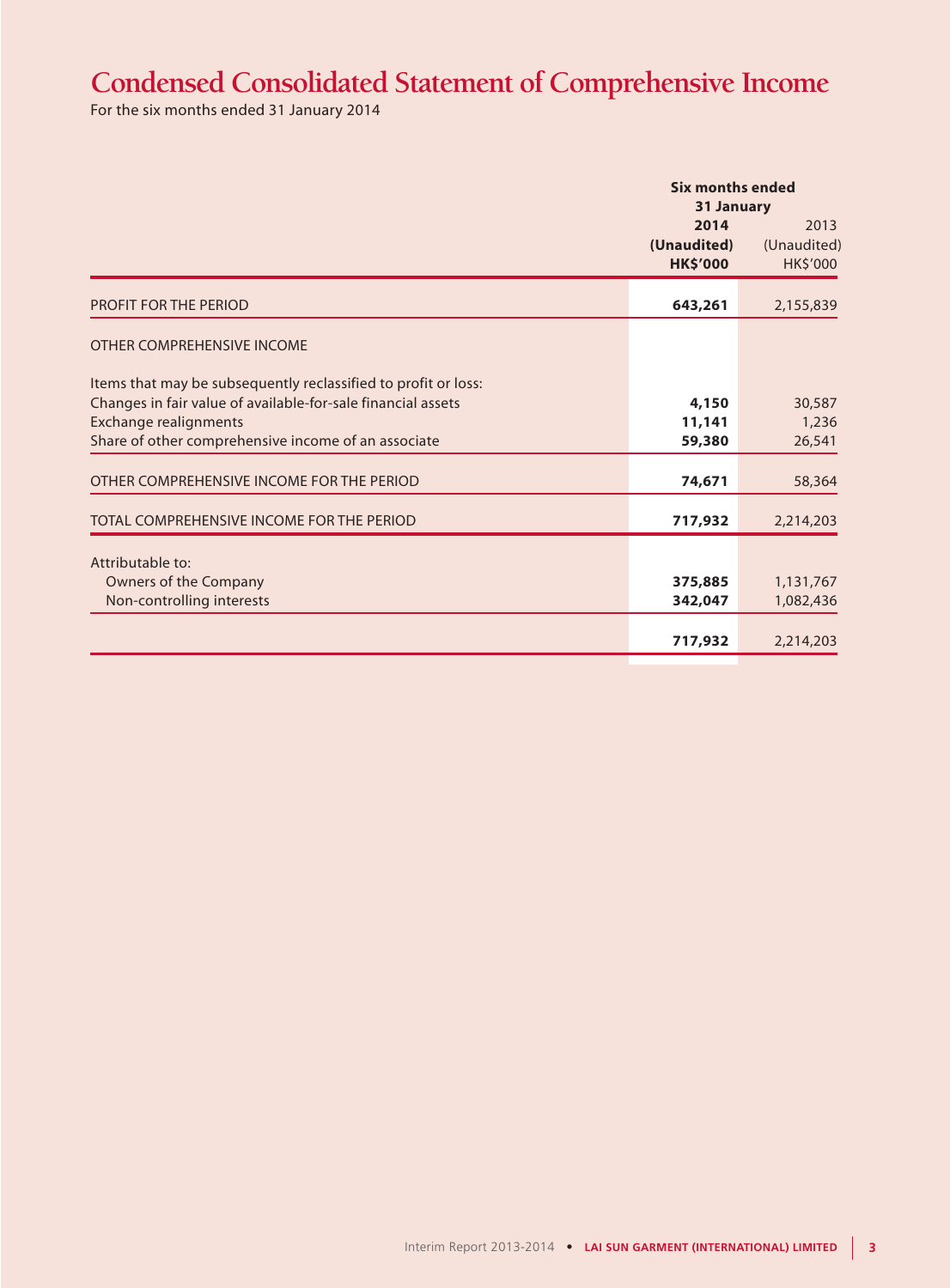# Condensed Consolidated Statement of Comprehensive Income

For the six months ended 31 January 2014

| | Six months ended 31 January | |
|---|---|---|
| | **2014** | 2013 |
| | **(Unaudited)** | (Unaudited) |
| | **HK$'000** | HK$'000 |
| PROFIT FOR THE PERIOD | **643,261** | 2,155,839 |
| OTHER COMPREHENSIVE INCOME | | |
| Items that may be subsequently reclassified to profit or loss: | | |
| Changes in fair value of available-for-sale financial assets | **4,150** | 30,587 |
| Exchange realignments | **11,141** | 1,236 |
| Share of other comprehensive income of an associate | **59,380** | 26,541 |
| OTHER COMPREHENSIVE INCOME FOR THE PERIOD | **74,671** | 58,364 |
| TOTAL COMPREHENSIVE INCOME FOR THE PERIOD | **717,932** | 2,214,203 |
| Attributable to: | | |
| Owners of the Company | **375,885** | 1,131,767 |
| Non-controlling interests | **342,047** | 1,082,436 |
| | **717,932** | 2,214,203 |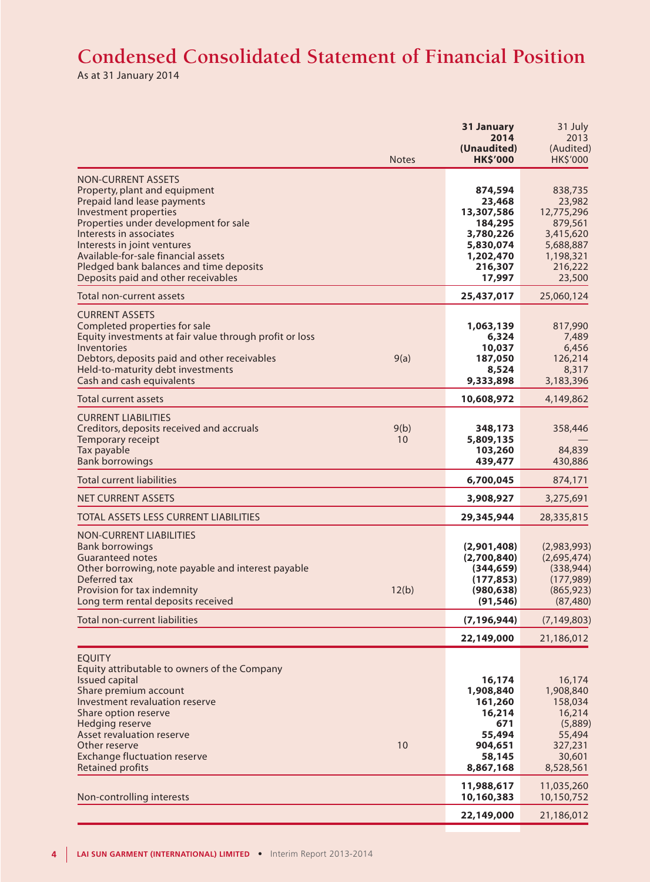# Condensed Consolidated Statement of Financial Position

As at 31 January 2014

| | Notes | 31 January 2014 (Unaudited) HK$'000 | 31 July 2013 (Audited) HK$'000 |
|---|---|---|---|
| **NON-CURRENT ASSETS** | | | |
| Property, plant and equipment | | **874,594** | 838,735 |
| Prepaid land lease payments | | **23,468** | 23,982 |
| Investment properties | | **13,307,586** | 12,775,296 |
| Properties under development for sale | | **184,295** | 879,561 |
| Interests in associates | | **3,780,226** | 3,415,620 |
| Interests in joint ventures | | **5,830,074** | 5,688,887 |
| Available-for-sale financial assets | | **1,202,470** | 1,198,321 |
| Pledged bank balances and time deposits | | **216,307** | 216,222 |
| Deposits paid and other receivables | | **17,997** | 23,500 |
| Total non-current assets | | **25,437,017** | 25,060,124 |
| **CURRENT ASSETS** | | | |
| Completed properties for sale | | **1,063,139** | 817,990 |
| Equity investments at fair value through profit or loss | | **6,324** | 7,489 |
| Inventories | | **10,037** | 6,456 |
| Debtors, deposits paid and other receivables | 9(a) | **187,050** | 126,214 |
| Held-to-maturity debt investments | | **8,524** | 8,317 |
| Cash and cash equivalents | | **9,333,898** | 3,183,396 |
| Total current assets | | **10,608,972** | 4,149,862 |
| **CURRENT LIABILITIES** | | | |
| Creditors, deposits received and accruals | 9(b) | **348,173** | 358,446 |
| Temporary receipt | 10 | **5,809,135** | — |
| Tax payable | | **103,260** | 84,839 |
| Bank borrowings | | **439,477** | 430,886 |
| Total current liabilities | | **6,700,045** | 874,171 |
| NET CURRENT ASSETS | | **3,908,927** | 3,275,691 |
| TOTAL ASSETS LESS CURRENT LIABILITIES | | **29,345,944** | 28,335,815 |
| **NON-CURRENT LIABILITIES** | | | |
| Bank borrowings | | **(2,901,408)** | (2,983,993) |
| Guaranteed notes | | **(2,700,840)** | (2,695,474) |
| Other borrowing, note payable and interest payable | | **(344,659)** | (338,944) |
| Deferred tax | | **(177,853)** | (177,989) |
| Provision for tax indemnity | 12(b) | **(980,638)** | (865,923) |
| Long term rental deposits received | | **(91,546)** | (87,480) |
| Total non-current liabilities | | **(7,196,944)** | (7,149,803) |
| | | **22,149,000** | 21,186,012 |
| **EQUITY** | | | |
| Equity attributable to owners of the Company | | | |
| Issued capital | | **16,174** | 16,174 |
| Share premium account | | **1,908,840** | 1,908,840 |
| Investment revaluation reserve | | **161,260** | 158,034 |
| Share option reserve | | **16,214** | 16,214 |
| Hedging reserve | | **671** | (5,889) |
| Asset revaluation reserve | | **55,494** | 55,494 |
| Other reserve | 10 | **904,651** | 327,231 |
| Exchange fluctuation reserve | | **58,145** | 30,601 |
| Retained profits | | **8,867,168** | 8,528,561 |
| | | **11,988,617** | 11,035,260 |
| Non-controlling interests | | **10,160,383** | 10,150,752 |
| | | **22,149,000** | 21,186,012 |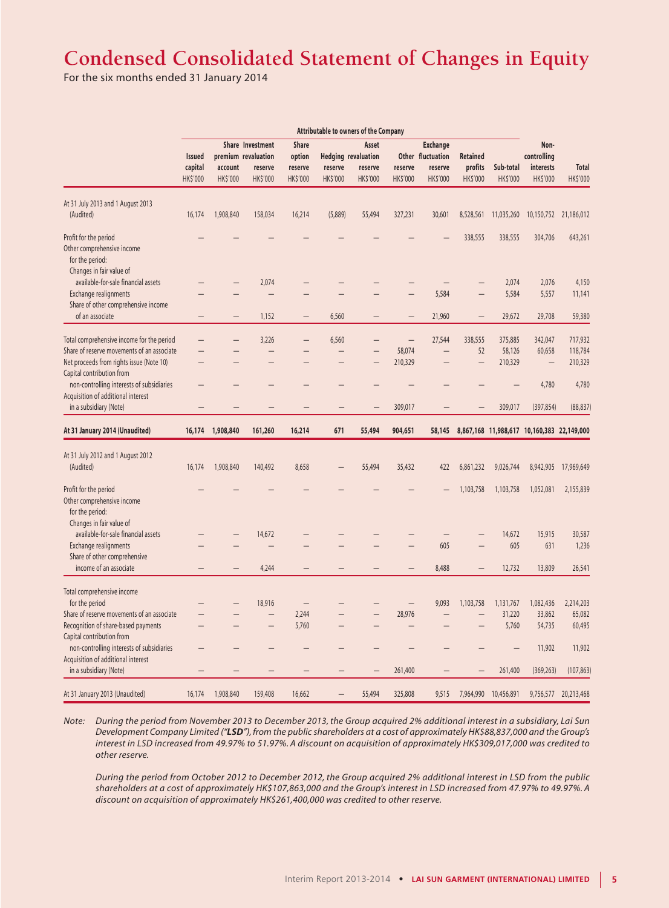# Condensed Consolidated Statement of Changes in Equity

For the six months ended 31 January 2014

| | Attributable to owners of the Company | | | | | | | | | | | |
|---|---|---|---|---|---|---|---|---|---|---|---|---|
| | Issued capital HK$'000 | Share premium account HK$'000 | Investment revaluation reserve HK$'000 | Share option reserve HK$'000 | Hedging reserve HK$'000 | Asset revaluation reserve HK$'000 | Other reserve HK$'000 | Exchange fluctuation reserve HK$'000 | Retained profits HK$'000 | Sub-total HK$'000 | Non-controlling interests HK$'000 | Total HK$'000 |
| At 31 July 2013 and 1 August 2013 (Audited) | 16,174 | 1,908,840 | 158,034 | 16,214 | (5,889) | 55,494 | 327,231 | 30,601 | 8,528,561 | 11,035,260 | 10,150,752 | 21,186,012 |
| Profit for the period | — | — | — | — | — | — | — | — | 338,555 | 338,555 | 304,706 | 643,261 |
| Other comprehensive income for the period: | | | | | | | | | | | | |
| Changes in fair value of available-for-sale financial assets | — | — | 2,074 | — | — | — | — | — | — | 2,074 | 2,076 | 4,150 |
| Exchange realignments | — | — | — | — | — | — | — | 5,584 | — | 5,584 | 5,557 | 11,141 |
| Share of other comprehensive income of an associate | — | — | 1,152 | — | 6,560 | — | — | 21,960 | — | 29,672 | 29,708 | 59,380 |
| Total comprehensive income for the period | — | — | 3,226 | — | 6,560 | — | — | 27,544 | 338,555 | 375,885 | 342,047 | 717,932 |
| Share of reserve movements of an associate | — | — | — | — | — | — | 58,074 | — | 52 | 58,126 | 60,658 | 118,784 |
| Net proceeds from rights issue (Note 10) | — | — | — | — | — | — | 210,329 | — | — | 210,329 | — | 210,329 |
| Capital contribution from non-controlling interests of subsidiaries | — | — | — | — | — | — | — | — | — | — | 4,780 | 4,780 |
| Acquisition of additional interest in a subsidiary (Note) | — | — | — | — | — | — | 309,017 | — | — | 309,017 | (397,854) | (88,837) |
| **At 31 January 2014 (Unaudited)** | **16,174** | **1,908,840** | **161,260** | **16,214** | **671** | **55,494** | **904,651** | **58,145** | **8,867,168** | **11,988,617** | **10,160,383** | **22,149,000** |
| At 31 July 2012 and 1 August 2012 (Audited) | 16,174 | 1,908,840 | 140,492 | 8,658 | — | 55,494 | 35,432 | 422 | 6,861,232 | 9,026,744 | 8,942,905 | 17,969,649 |
| Profit for the period | — | — | — | — | — | — | — | — | 1,103,758 | 1,103,758 | 1,052,081 | 2,155,839 |
| Other comprehensive income for the period: | | | | | | | | | | | | |
| Changes in fair value of available-for-sale financial assets | — | — | 14,672 | — | — | — | — | — | — | 14,672 | 15,915 | 30,587 |
| Exchange realignments | — | — | — | — | — | — | — | 605 | — | 605 | 631 | 1,236 |
| Share of other comprehensive income of an associate | — | — | 4,244 | — | — | — | — | 8,488 | — | 12,732 | 13,809 | 26,541 |
| Total comprehensive income for the period | — | — | 18,916 | — | — | — | — | 9,093 | 1,103,758 | 1,131,767 | 1,082,436 | 2,214,203 |
| Share of reserve movements of an associate | — | — | — | 2,244 | — | — | 28,976 | — | — | 31,220 | 33,862 | 65,082 |
| Recognition of share-based payments | — | — | — | 5,760 | — | — | — | — | — | 5,760 | 54,735 | 60,495 |
| Capital contribution from non-controlling interests of subsidiaries | — | — | — | — | — | — | — | — | — | — | 11,902 | 11,902 |
| Acquisition of additional interest in a subsidiary (Note) | — | — | — | — | — | — | 261,400 | — | — | 261,400 | (369,263) | (107,863) |
| At 31 January 2013 (Unaudited) | 16,174 | 1,908,840 | 159,408 | 16,662 | — | 55,494 | 325,808 | 9,515 | 7,964,990 | 10,456,891 | 9,756,577 | 20,213,468 |

*Note: During the period from November 2013 to December 2013, the Group acquired 2% additional interest in a subsidiary, Lai Sun Development Company Limited ("**LSD**"), from the public shareholders at a cost of approximately HK$88,837,000 and the Group's interest in LSD increased from 49.97% to 51.97%. A discount on acquisition of approximately HK$309,017,000 was credited to other reserve.*

*During the period from October 2012 to December 2012, the Group acquired 2% additional interest in LSD from the public shareholders at a cost of approximately HK$107,863,000 and the Group's interest in LSD increased from 47.97% to 49.97%. A discount on acquisition of approximately HK$261,400,000 was credited to other reserve.*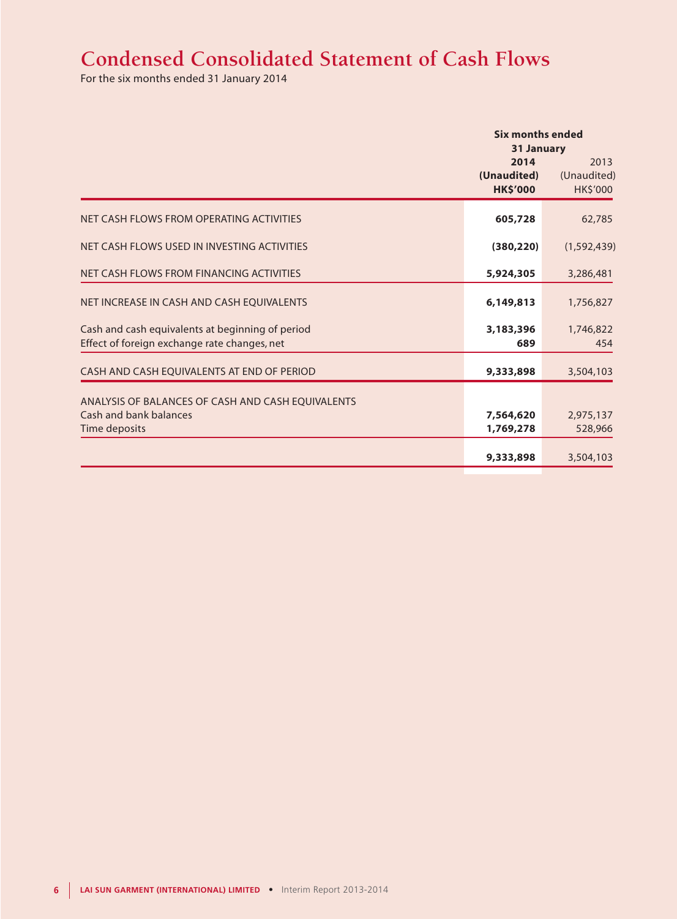# Condensed Consolidated Statement of Cash Flows

For the six months ended 31 January 2014

| | Six months ended 31 January | |
|---|---|---|
| | **2014** | 2013 |
| | **(Unaudited)** | (Unaudited) |
| | **HK$'000** | HK$'000 |
| NET CASH FLOWS FROM OPERATING ACTIVITIES | **605,728** | 62,785 |
| NET CASH FLOWS USED IN INVESTING ACTIVITIES | **(380,220)** | (1,592,439) |
| NET CASH FLOWS FROM FINANCING ACTIVITIES | **5,924,305** | 3,286,481 |
| NET INCREASE IN CASH AND CASH EQUIVALENTS | **6,149,813** | 1,756,827 |
| Cash and cash equivalents at beginning of period | **3,183,396** | 1,746,822 |
| Effect of foreign exchange rate changes, net | **689** | 454 |
| CASH AND CASH EQUIVALENTS AT END OF PERIOD | **9,333,898** | 3,504,103 |
| ANALYSIS OF BALANCES OF CASH AND CASH EQUIVALENTS | | |
| Cash and bank balances | **7,564,620** | 2,975,137 |
| Time deposits | **1,769,278** | 528,966 |
| | **9,333,898** | 3,504,103 |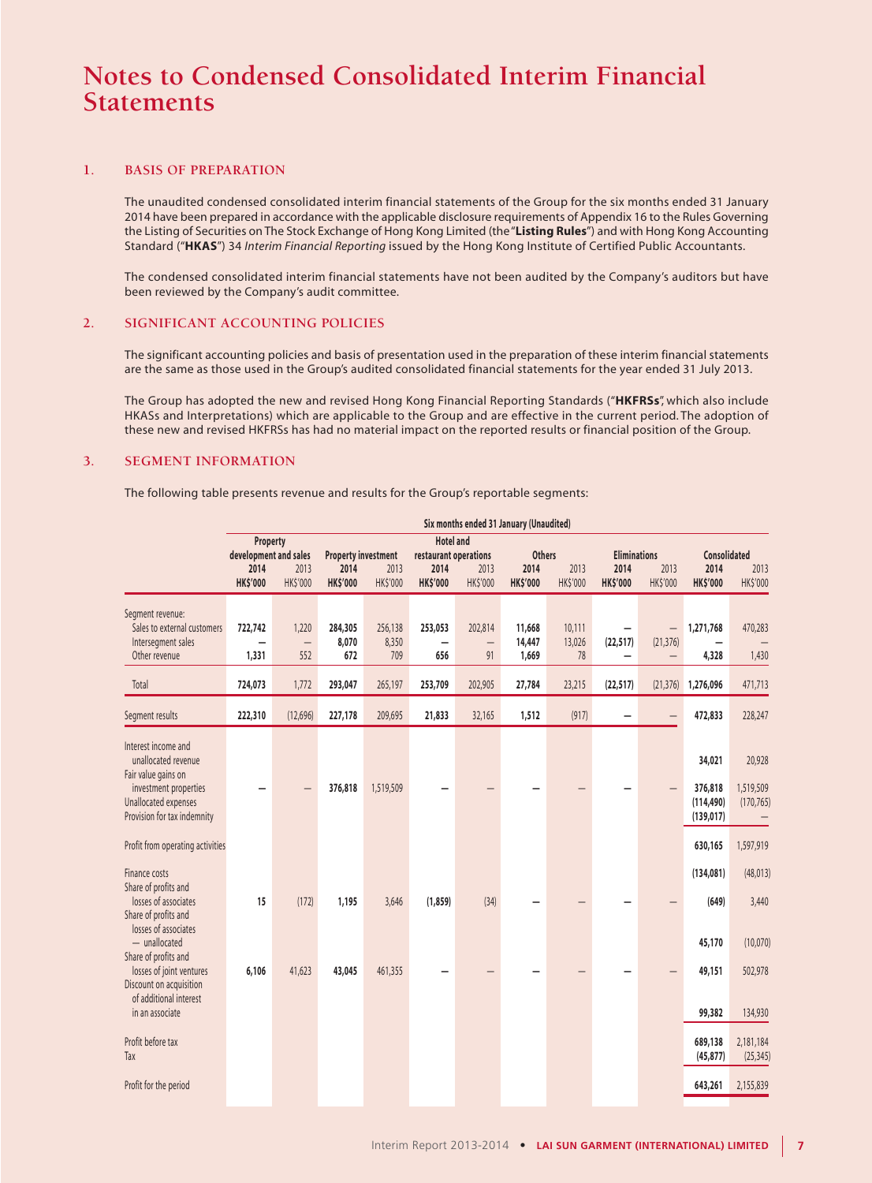# Notes to Condensed Consolidated Interim Financial Statements

## 1. BASIS OF PREPARATION

The unaudited condensed consolidated interim financial statements of the Group for the six months ended 31 January 2014 have been prepared in accordance with the applicable disclosure requirements of Appendix 16 to the Rules Governing the Listing of Securities on The Stock Exchange of Hong Kong Limited (the "**Listing Rules**") and with Hong Kong Accounting Standard ("**HKAS**") 34 *Interim Financial Reporting* issued by the Hong Kong Institute of Certified Public Accountants.

The condensed consolidated interim financial statements have not been audited by the Company's auditors but have been reviewed by the Company's audit committee.

## 2. SIGNIFICANT ACCOUNTING POLICIES

The significant accounting policies and basis of presentation used in the preparation of these interim financial statements are the same as those used in the Group's audited consolidated financial statements for the year ended 31 July 2013.

The Group has adopted the new and revised Hong Kong Financial Reporting Standards ("**HKFRSs**", which also include HKASs and Interpretations) which are applicable to the Group and are effective in the current period. The adoption of these new and revised HKFRSs has had no material impact on the reported results or financial position of the Group.

## 3. SEGMENT INFORMATION

The following table presents revenue and results for the Group's reportable segments:

| | Six months ended 31 January (Unaudited) | | | | | | | | | | | |
|---|---|---|---|---|---|---|---|---|---|---|---|---|
| | Property development and sales | | Property investment | | Hotel and restaurant operations | | Others | | Eliminations | | Consolidated | |
| | **2014** | 2013 | **2014** | 2013 | **2014** | 2013 | **2014** | 2013 | **2014** | 2013 | **2014** | 2013 |
| | **HK$'000** | HK$'000 | **HK$'000** | HK$'000 | **HK$'000** | HK$'000 | **HK$'000** | HK$'000 | **HK$'000** | HK$'000 | **HK$'000** | HK$'000 |
| Segment revenue: | | | | | | | | | | | | |
| Sales to external customers | **722,742** | 1,220 | **284,305** | 256,138 | **253,053** | 202,814 | **11,668** | 10,111 | **–** | – | **1,271,768** | 470,283 |
| Intersegment sales | **–** | – | **8,070** | 8,350 | **–** | – | **14,447** | 13,026 | **(22,517)** | (21,376) | **–** | – |
| Other revenue | **1,331** | 552 | **672** | 709 | **656** | 91 | **1,669** | 78 | **–** | – | **4,328** | 1,430 |
| Total | **724,073** | 1,772 | **293,047** | 265,197 | **253,709** | 202,905 | **27,784** | 23,215 | **(22,517)** | (21,376) | **1,276,096** | 471,713 |
| Segment results | **222,310** | (12,696) | **227,178** | 209,695 | **21,833** | 32,165 | **1,512** | (917) | **–** | – | **472,833** | 228,247 |
| Interest income and unallocated revenue | | | | | | | | | | | **34,021** | 20,928 |
| Fair value gains on investment properties | **–** | – | **376,818** | 1,519,509 | **–** | – | **–** | – | **–** | – | **376,818** | 1,519,509 |
| Unallocated expenses | | | | | | | | | | | **(114,490)** | (170,765) |
| Provision for tax indemnity | | | | | | | | | | | **(139,017)** | – |
| Profit from operating activities | | | | | | | | | | | **630,165** | 1,597,919 |
| Finance costs | | | | | | | | | | | **(134,081)** | (48,013) |
| Share of profits and losses of associates | **15** | (172) | **1,195** | 3,646 | **(1,859)** | (34) | **–** | – | **–** | – | **(649)** | 3,440 |
| Share of profits and losses of associates – unallocated | | | | | | | | | | | **45,170** | (10,070) |
| Share of profits and losses of joint ventures | **6,106** | 41,623 | **43,045** | 461,355 | **–** | – | **–** | – | **–** | – | **49,151** | 502,978 |
| Discount on acquisition of additional interest in an associate | | | | | | | | | | | **99,382** | 134,930 |
| Profit before tax | | | | | | | | | | | **689,138** | 2,181,184 |
| Tax | | | | | | | | | | | **(45,877)** | (25,345) |
| Profit for the period | | | | | | | | | | | **643,261** | 2,155,839 |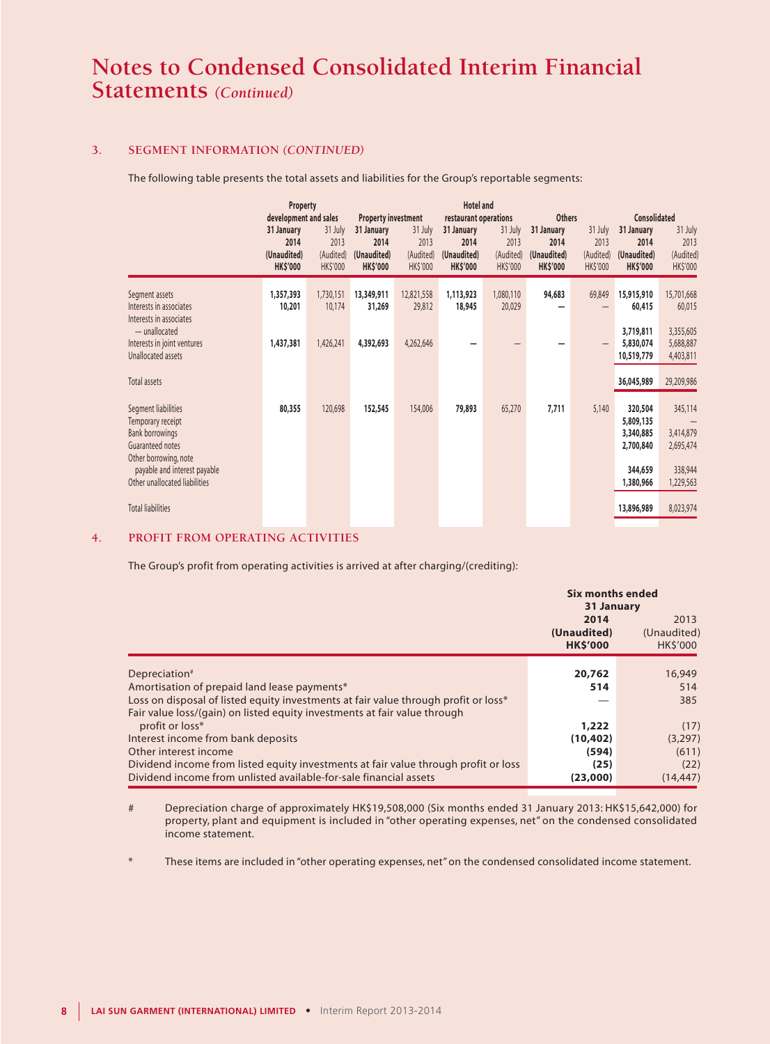# Notes to Condensed Consolidated Interim Financial Statements *(Continued)*

## 3. SEGMENT INFORMATION *(CONTINUED)*

The following table presents the total assets and liabilities for the Group's reportable segments:

| | Property development and sales | | Property investment | | Hotel and restaurant operations | | Others | | Consolidated | |
|---|---|---|---|---|---|---|---|---|---|---|
| | **31 January 2014 (Unaudited) HK$'000** | 31 July 2013 (Audited) HK$'000 | **31 January 2014 (Unaudited) HK$'000** | 31 July 2013 (Audited) HK$'000 | **31 January 2014 (Unaudited) HK$'000** | 31 July 2013 (Audited) HK$'000 | **31 January 2014 (Unaudited) HK$'000** | 31 July 2013 (Audited) HK$'000 | **31 January 2014 (Unaudited) HK$'000** | 31 July 2013 (Audited) HK$'000 |
| Segment assets | **1,357,393** | 1,730,151 | **13,349,911** | 12,821,558 | **1,113,923** | 1,080,110 | **94,683** | 69,849 | **15,915,910** | 15,701,668 |
| Interests in associates | **10,201** | 10,174 | **31,269** | 29,812 | **18,945** | 20,029 | **—** | — | **60,415** | 60,015 |
| Interests in associates — unallocated | | | | | | | | | **3,719,811** | 3,355,605 |
| Interests in joint ventures | **1,437,381** | 1,426,241 | **4,392,693** | 4,262,646 | **—** | — | **—** | — | **5,830,074** | 5,688,887 |
| Unallocated assets | | | | | | | | | **10,519,779** | 4,403,811 |
| Total assets | | | | | | | | | **36,045,989** | 29,209,986 |
| Segment liabilities | **80,355** | 120,698 | **152,545** | 154,006 | **79,893** | 65,270 | **7,711** | 5,140 | **320,504** | 345,114 |
| Temporary receipt | | | | | | | | | **5,809,135** | — |
| Bank borrowings | | | | | | | | | **3,340,885** | 3,414,879 |
| Guaranteed notes | | | | | | | | | **2,700,840** | 2,695,474 |
| Other borrowing, note payable and interest payable | | | | | | | | | **344,659** | 338,944 |
| Other unallocated liabilities | | | | | | | | | **1,380,966** | 1,229,563 |
| Total liabilities | | | | | | | | | **13,896,989** | 8,023,974 |

## 4. PROFIT FROM OPERATING ACTIVITIES

The Group's profit from operating activities is arrived at after charging/(crediting):

| | Six months ended 31 January | |
|---|---|---|
| | **2014 (Unaudited) HK$'000** | 2013 (Unaudited) HK$'000 |
| Depreciation# | **20,762** | 16,949 |
| Amortisation of prepaid land lease payments* | **514** | 514 |
| Loss on disposal of listed equity investments at fair value through profit or loss* | **—** | 385 |
| Fair value loss/(gain) on listed equity investments at fair value through profit or loss* | **1,222** | (17) |
| Interest income from bank deposits | **(10,402)** | (3,297) |
| Other interest income | **(594)** | (611) |
| Dividend income from listed equity investments at fair value through profit or loss | **(25)** | (22) |
| Dividend income from unlisted available-for-sale financial assets | **(23,000)** | (14,447) |

# Depreciation charge of approximately HK$19,508,000 (Six months ended 31 January 2013: HK$15,642,000) for property, plant and equipment is included in "other operating expenses, net" on the condensed consolidated income statement.

\* These items are included in "other operating expenses, net" on the condensed consolidated income statement.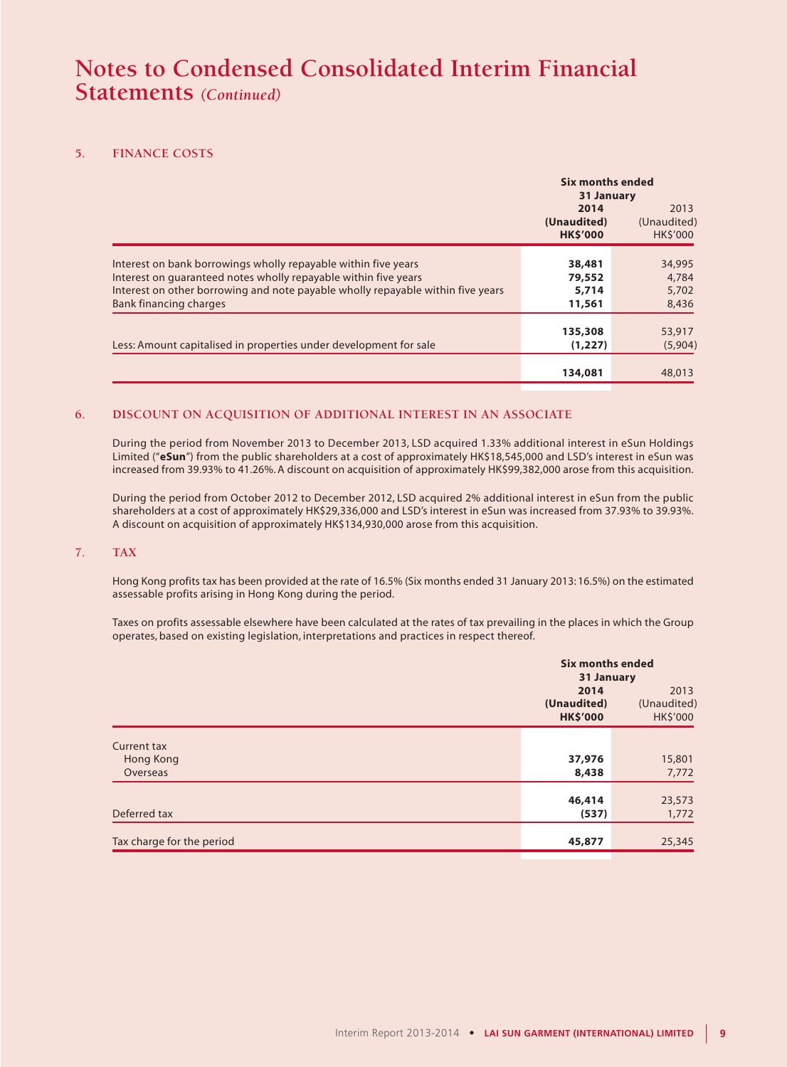# Notes to Condensed Consolidated Interim Financial Statements *(Continued)*

## 5. FINANCE COSTS

| | Six months ended 31 January | |
|---|---|---|
| | **2014** | 2013 |
| | **(Unaudited)** | (Unaudited) |
| | **HK$'000** | HK$'000 |
| Interest on bank borrowings wholly repayable within five years | **38,481** | 34,995 |
| Interest on guaranteed notes wholly repayable within five years | **79,552** | 4,784 |
| Interest on other borrowing and note payable wholly repayable within five years | **5,714** | 5,702 |
| Bank financing charges | **11,561** | 8,436 |
| | **135,308** | 53,917 |
| Less: Amount capitalised in properties under development for sale | **(1,227)** | (5,904) |
| | **134,081** | 48,013 |

## 6. DISCOUNT ON ACQUISITION OF ADDITIONAL INTEREST IN AN ASSOCIATE

During the period from November 2013 to December 2013, LSD acquired 1.33% additional interest in eSun Holdings Limited ("**eSun**") from the public shareholders at a cost of approximately HK$18,545,000 and LSD's interest in eSun was increased from 39.93% to 41.26%. A discount on acquisition of approximately HK$99,382,000 arose from this acquisition.

During the period from October 2012 to December 2012, LSD acquired 2% additional interest in eSun from the public shareholders at a cost of approximately HK$29,336,000 and LSD's interest in eSun was increased from 37.93% to 39.93%. A discount on acquisition of approximately HK$134,930,000 arose from this acquisition.

## 7. TAX

Hong Kong profits tax has been provided at the rate of 16.5% (Six months ended 31 January 2013: 16.5%) on the estimated assessable profits arising in Hong Kong during the period.

Taxes on profits assessable elsewhere have been calculated at the rates of tax prevailing in the places in which the Group operates, based on existing legislation, interpretations and practices in respect thereof.

| | Six months ended 31 January | |
|---|---|---|
| | **2014** | 2013 |
| | **(Unaudited)** | (Unaudited) |
| | **HK$'000** | HK$'000 |
| Current tax | | |
| Hong Kong | **37,976** | 15,801 |
| Overseas | **8,438** | 7,772 |
| | **46,414** | 23,573 |
| Deferred tax | **(537)** | 1,772 |
| Tax charge for the period | **45,877** | 25,345 |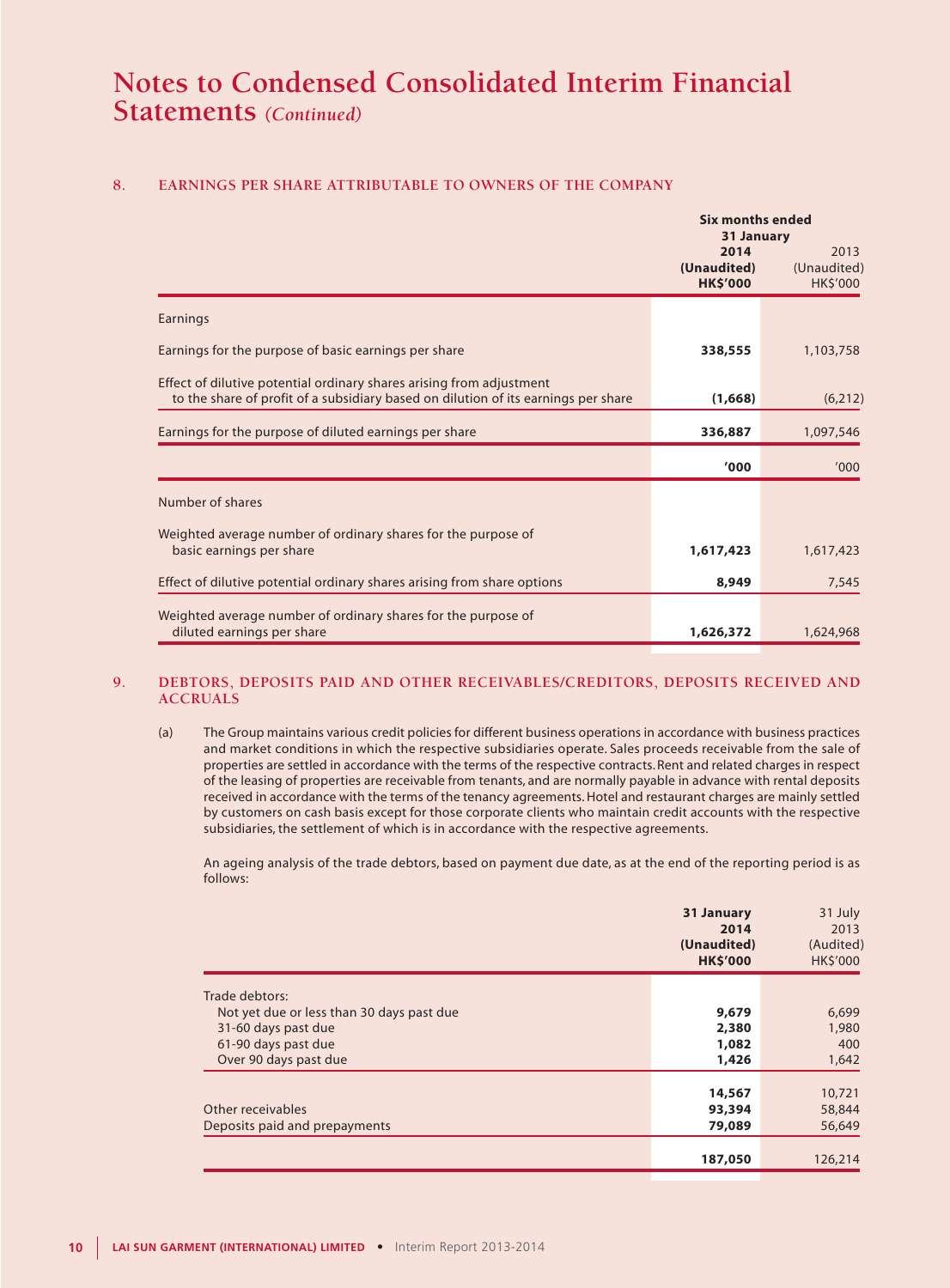# Notes to Condensed Consolidated Interim Financial Statements *(Continued)*

## 8. EARNINGS PER SHARE ATTRIBUTABLE TO OWNERS OF THE COMPANY

| | Six months ended 31 January | |
|---|---|---|
| | **2014** | 2013 |
| | **(Unaudited)** | (Unaudited) |
| | **HK$'000** | HK$'000 |
| Earnings | | |
| Earnings for the purpose of basic earnings per share | **338,555** | 1,103,758 |
| Effect of dilutive potential ordinary shares arising from adjustment to the share of profit of a subsidiary based on dilution of its earnings per share | **(1,668)** | (6,212) |
| Earnings for the purpose of diluted earnings per share | **336,887** | 1,097,546 |
| | **'000** | '000 |
| Number of shares | | |
| Weighted average number of ordinary shares for the purpose of basic earnings per share | **1,617,423** | 1,617,423 |
| Effect of dilutive potential ordinary shares arising from share options | **8,949** | 7,545 |
| Weighted average number of ordinary shares for the purpose of diluted earnings per share | **1,626,372** | 1,624,968 |

## 9. DEBTORS, DEPOSITS PAID AND OTHER RECEIVABLES/CREDITORS, DEPOSITS RECEIVED AND ACCRUALS

(a) The Group maintains various credit policies for different business operations in accordance with business practices and market conditions in which the respective subsidiaries operate. Sales proceeds receivable from the sale of properties are settled in accordance with the terms of the respective contracts. Rent and related charges in respect of the leasing of properties are receivable from tenants, and are normally payable in advance with rental deposits received in accordance with the terms of the tenancy agreements. Hotel and restaurant charges are mainly settled by customers on cash basis except for those corporate clients who maintain credit accounts with the respective subsidiaries, the settlement of which is in accordance with the respective agreements.

An ageing analysis of the trade debtors, based on payment due date, as at the end of the reporting period is as follows:

| | **31 January 2014** | 31 July 2013 |
|---|---|---|
| | **(Unaudited)** | (Audited) |
| | **HK$'000** | HK$'000 |
| Trade debtors: | | |
| Not yet due or less than 30 days past due | **9,679** | 6,699 |
| 31-60 days past due | **2,380** | 1,980 |
| 61-90 days past due | **1,082** | 400 |
| Over 90 days past due | **1,426** | 1,642 |
| | **14,567** | 10,721 |
| Other receivables | **93,394** | 58,844 |
| Deposits paid and prepayments | **79,089** | 56,649 |
| | **187,050** | 126,214 |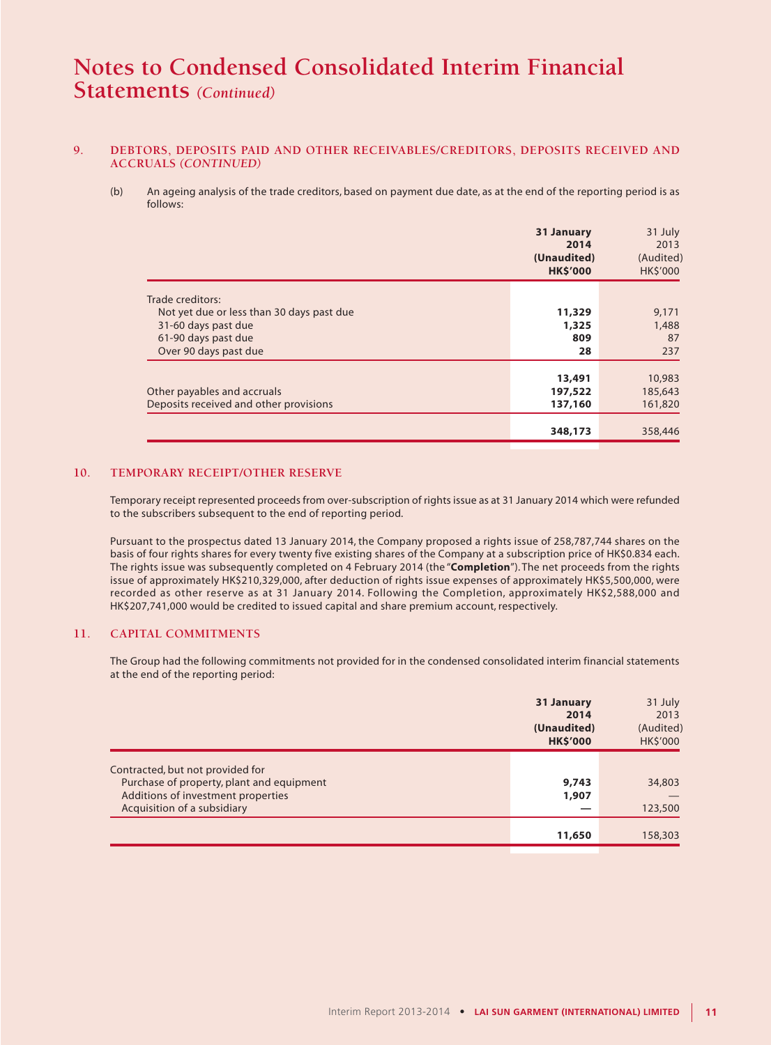# Notes to Condensed Consolidated Interim Financial Statements *(Continued)*

## 9. DEBTORS, DEPOSITS PAID AND OTHER RECEIVABLES/CREDITORS, DEPOSITS RECEIVED AND ACCRUALS *(CONTINUED)*

(b) An ageing analysis of the trade creditors, based on payment due date, as at the end of the reporting period is as follows:

| | **31 January 2014 (Unaudited) HK$'000** | 31 July 2013 (Audited) HK$'000 |
|---|---|---|
| Trade creditors: | | |
| Not yet due or less than 30 days past due | **11,329** | 9,171 |
| 31-60 days past due | **1,325** | 1,488 |
| 61-90 days past due | **809** | 87 |
| Over 90 days past due | **28** | 237 |
| | **13,491** | 10,983 |
| Other payables and accruals | **197,522** | 185,643 |
| Deposits received and other provisions | **137,160** | 161,820 |
| | **348,173** | 358,446 |

## 10. TEMPORARY RECEIPT/OTHER RESERVE

Temporary receipt represented proceeds from over-subscription of rights issue as at 31 January 2014 which were refunded to the subscribers subsequent to the end of reporting period.

Pursuant to the prospectus dated 13 January 2014, the Company proposed a rights issue of 258,787,744 shares on the basis of four rights shares for every twenty five existing shares of the Company at a subscription price of HK$0.834 each. The rights issue was subsequently completed on 4 February 2014 (the "**Completion**"). The net proceeds from the rights issue of approximately HK$210,329,000, after deduction of rights issue expenses of approximately HK$5,500,000, were recorded as other reserve as at 31 January 2014. Following the Completion, approximately HK$2,588,000 and HK$207,741,000 would be credited to issued capital and share premium account, respectively.

## 11. CAPITAL COMMITMENTS

The Group had the following commitments not provided for in the condensed consolidated interim financial statements at the end of the reporting period:

| | **31 January 2014 (Unaudited) HK$'000** | 31 July 2013 (Audited) HK$'000 |
|---|---|---|
| Contracted, but not provided for | | |
| Purchase of property, plant and equipment | **9,743** | 34,803 |
| Additions of investment properties | **1,907** | — |
| Acquisition of a subsidiary | **—** | 123,500 |
| | **11,650** | 158,303 |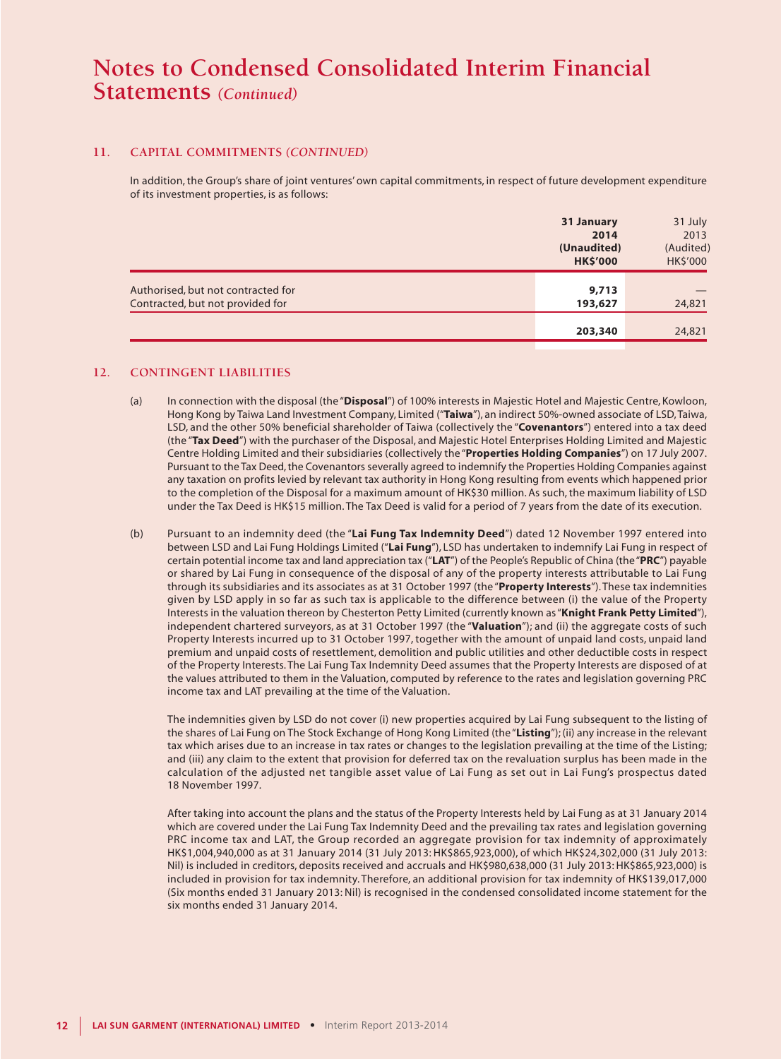# Notes to Condensed Consolidated Interim Financial Statements *(Continued)*

## 11. CAPITAL COMMITMENTS *(CONTINUED)*

In addition, the Group's share of joint ventures' own capital commitments, in respect of future development expenditure of its investment properties, is as follows:

| | **31 January 2014 (Unaudited) HK$'000** | 31 July 2013 (Audited) HK$'000 |
|---|---|---|
| Authorised, but not contracted for | **9,713** | — |
| Contracted, but not provided for | **193,627** | 24,821 |
| | **203,340** | 24,821 |

## 12. CONTINGENT LIABILITIES

(a) In connection with the disposal (the "**Disposal**") of 100% interests in Majestic Hotel and Majestic Centre, Kowloon, Hong Kong by Taiwa Land Investment Company, Limited ("**Taiwa**"), an indirect 50%-owned associate of LSD, Taiwa, LSD, and the other 50% beneficial shareholder of Taiwa (collectively the "**Covenantors**") entered into a tax deed (the "**Tax Deed**") with the purchaser of the Disposal, and Majestic Hotel Enterprises Holding Limited and Majestic Centre Holding Limited and their subsidiaries (collectively the "**Properties Holding Companies**") on 17 July 2007. Pursuant to the Tax Deed, the Covenantors severally agreed to indemnify the Properties Holding Companies against any taxation on profits levied by relevant tax authority in Hong Kong resulting from events which happened prior to the completion of the Disposal for a maximum amount of HK$30 million. As such, the maximum liability of LSD under the Tax Deed is HK$15 million. The Tax Deed is valid for a period of 7 years from the date of its execution.

(b) Pursuant to an indemnity deed (the "**Lai Fung Tax Indemnity Deed**") dated 12 November 1997 entered into between LSD and Lai Fung Holdings Limited ("**Lai Fung**"), LSD has undertaken to indemnify Lai Fung in respect of certain potential income tax and land appreciation tax ("**LAT**") of the People's Republic of China (the "**PRC**") payable or shared by Lai Fung in consequence of the disposal of any of the property interests attributable to Lai Fung through its subsidiaries and its associates as at 31 October 1997 (the "**Property Interests**"). These tax indemnities given by LSD apply in so far as such tax is applicable to the difference between (i) the value of the Property Interests in the valuation thereon by Chesterton Petty Limited (currently known as "**Knight Frank Petty Limited**"), independent chartered surveyors, as at 31 October 1997 (the "**Valuation**"); and (ii) the aggregate costs of such Property Interests incurred up to 31 October 1997, together with the amount of unpaid land costs, unpaid land premium and unpaid costs of resettlement, demolition and public utilities and other deductible costs in respect of the Property Interests. The Lai Fung Tax Indemnity Deed assumes that the Property Interests are disposed of at the values attributed to them in the Valuation, computed by reference to the rates and legislation governing PRC income tax and LAT prevailing at the time of the Valuation.

The indemnities given by LSD do not cover (i) new properties acquired by Lai Fung subsequent to the listing of the shares of Lai Fung on The Stock Exchange of Hong Kong Limited (the "**Listing**"); (ii) any increase in the relevant tax which arises due to an increase in tax rates or changes to the legislation prevailing at the time of the Listing; and (iii) any claim to the extent that provision for deferred tax on the revaluation surplus has been made in the calculation of the adjusted net tangible asset value of Lai Fung as set out in Lai Fung's prospectus dated 18 November 1997.

After taking into account the plans and the status of the Property Interests held by Lai Fung as at 31 January 2014 which are covered under the Lai Fung Tax Indemnity Deed and the prevailing tax rates and legislation governing PRC income tax and LAT, the Group recorded an aggregate provision for tax indemnity of approximately HK$1,004,940,000 as at 31 January 2014 (31 July 2013: HK$865,923,000), of which HK$24,302,000 (31 July 2013: Nil) is included in creditors, deposits received and accruals and HK$980,638,000 (31 July 2013: HK$865,923,000) is included in provision for tax indemnity. Therefore, an additional provision for tax indemnity of HK$139,017,000 (Six months ended 31 January 2013: Nil) is recognised in the condensed consolidated income statement for the six months ended 31 January 2014.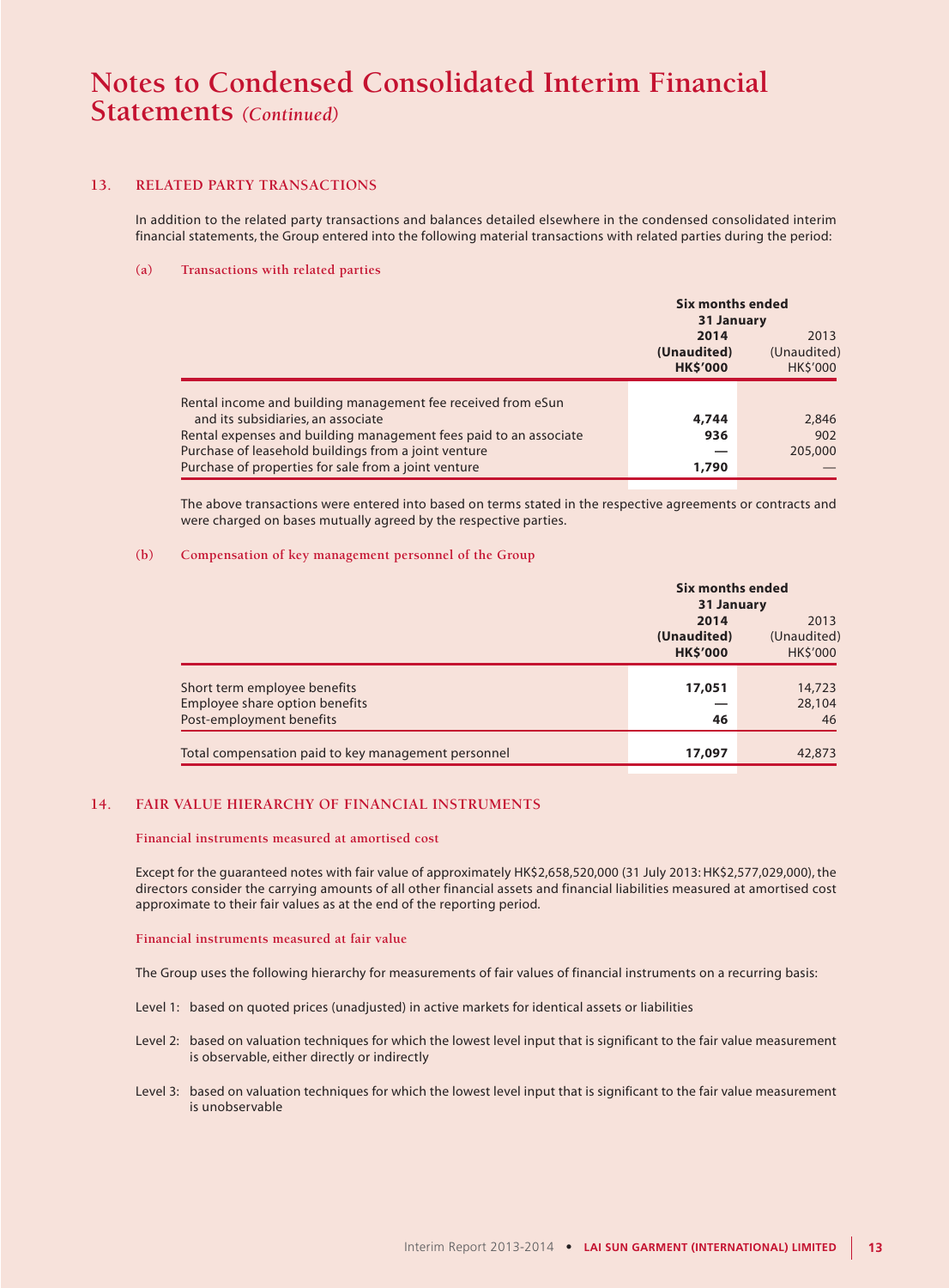# Notes to Condensed Consolidated Interim Financial Statements *(Continued)*

## 13. RELATED PARTY TRANSACTIONS

In addition to the related party transactions and balances detailed elsewhere in the condensed consolidated interim financial statements, the Group entered into the following material transactions with related parties during the period:

### (a) Transactions with related parties

| | Six months ended 31 January | |
|---|---|---|
| | **2014** | 2013 |
| | **(Unaudited)** | (Unaudited) |
| | **HK$'000** | HK$'000 |
| Rental income and building management fee received from eSun and its subsidiaries, an associate | **4,744** | 2,846 |
| Rental expenses and building management fees paid to an associate | **936** | 902 |
| Purchase of leasehold buildings from a joint venture | **—** | 205,000 |
| Purchase of properties for sale from a joint venture | **1,790** | — |

The above transactions were entered into based on terms stated in the respective agreements or contracts and were charged on bases mutually agreed by the respective parties.

### (b) Compensation of key management personnel of the Group

| | Six months ended 31 January | |
|---|---|---|
| | **2014** | 2013 |
| | **(Unaudited)** | (Unaudited) |
| | **HK$'000** | HK$'000 |
| Short term employee benefits | **17,051** | 14,723 |
| Employee share option benefits | **—** | 28,104 |
| Post-employment benefits | **46** | 46 |
| Total compensation paid to key management personnel | **17,097** | 42,873 |

## 14. FAIR VALUE HIERARCHY OF FINANCIAL INSTRUMENTS

### Financial instruments measured at amortised cost

Except for the guaranteed notes with fair value of approximately HK$2,658,520,000 (31 July 2013: HK$2,577,029,000), the directors consider the carrying amounts of all other financial assets and financial liabilities measured at amortised cost approximate to their fair values as at the end of the reporting period.

### Financial instruments measured at fair value

The Group uses the following hierarchy for measurements of fair values of financial instruments on a recurring basis:

Level 1: based on quoted prices (unadjusted) in active markets for identical assets or liabilities

Level 2: based on valuation techniques for which the lowest level input that is significant to the fair value measurement is observable, either directly or indirectly

Level 3: based on valuation techniques for which the lowest level input that is significant to the fair value measurement is unobservable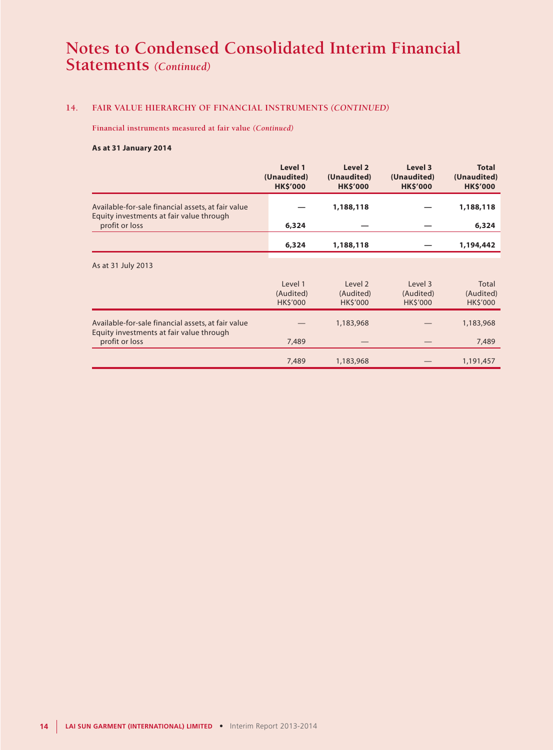# Notes to Condensed Consolidated Interim Financial Statements *(Continued)*

## 14. FAIR VALUE HIERARCHY OF FINANCIAL INSTRUMENTS *(CONTINUED)*

### Financial instruments measured at fair value *(Continued)*

**As at 31 January 2014**

| | **Level 1 (Unaudited) HK$'000** | **Level 2 (Unaudited) HK$'000** | **Level 3 (Unaudited) HK$'000** | **Total (Unaudited) HK$'000** |
|---|---|---|---|---|
| Available-for-sale financial assets, at fair value | **—** | **1,188,118** | **—** | **1,188,118** |
| Equity investments at fair value through profit or loss | **6,324** | **—** | **—** | **6,324** |
| | **6,324** | **1,188,118** | **—** | **1,194,442** |

As at 31 July 2013

| | Level 1 (Audited) HK$'000 | Level 2 (Audited) HK$'000 | Level 3 (Audited) HK$'000 | Total (Audited) HK$'000 |
|---|---|---|---|---|
| Available-for-sale financial assets, at fair value | — | 1,183,968 | — | 1,183,968 |
| Equity investments at fair value through profit or loss | 7,489 | — | — | 7,489 |
| | 7,489 | 1,183,968 | — | 1,191,457 |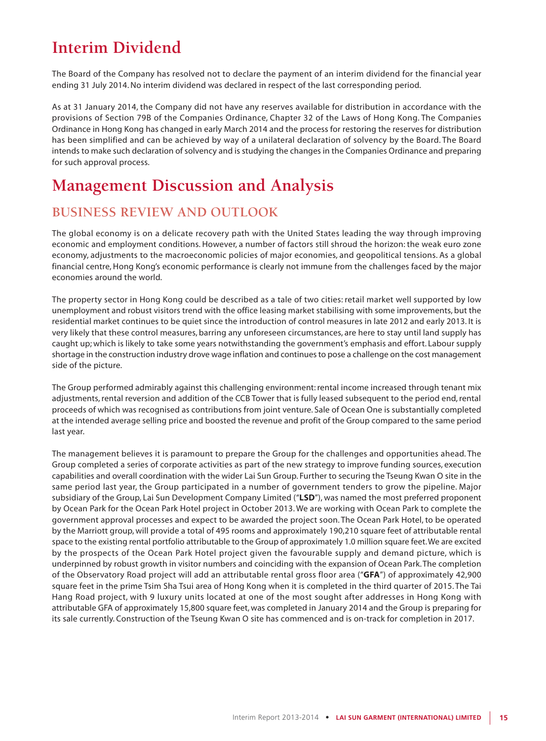# Interim Dividend

The Board of the Company has resolved not to declare the payment of an interim dividend for the financial year ending 31 July 2014. No interim dividend was declared in respect of the last corresponding period.

As at 31 January 2014, the Company did not have any reserves available for distribution in accordance with the provisions of Section 79B of the Companies Ordinance, Chapter 32 of the Laws of Hong Kong. The Companies Ordinance in Hong Kong has changed in early March 2014 and the process for restoring the reserves for distribution has been simplified and can be achieved by way of a unilateral declaration of solvency by the Board. The Board intends to make such declaration of solvency and is studying the changes in the Companies Ordinance and preparing for such approval process.

# Management Discussion and Analysis

## BUSINESS REVIEW AND OUTLOOK

The global economy is on a delicate recovery path with the United States leading the way through improving economic and employment conditions. However, a number of factors still shroud the horizon: the weak euro zone economy, adjustments to the macroeconomic policies of major economies, and geopolitical tensions. As a global financial centre, Hong Kong's economic performance is clearly not immune from the challenges faced by the major economies around the world.

The property sector in Hong Kong could be described as a tale of two cities: retail market well supported by low unemployment and robust visitors trend with the office leasing market stabilising with some improvements, but the residential market continues to be quiet since the introduction of control measures in late 2012 and early 2013. It is very likely that these control measures, barring any unforeseen circumstances, are here to stay until land supply has caught up; which is likely to take some years notwithstanding the government's emphasis and effort. Labour supply shortage in the construction industry drove wage inflation and continues to pose a challenge on the cost management side of the picture.

The Group performed admirably against this challenging environment: rental income increased through tenant mix adjustments, rental reversion and addition of the CCB Tower that is fully leased subsequent to the period end, rental proceeds of which was recognised as contributions from joint venture. Sale of Ocean One is substantially completed at the intended average selling price and boosted the revenue and profit of the Group compared to the same period last year.

The management believes it is paramount to prepare the Group for the challenges and opportunities ahead. The Group completed a series of corporate activities as part of the new strategy to improve funding sources, execution capabilities and overall coordination with the wider Lai Sun Group. Further to securing the Tseung Kwan O site in the same period last year, the Group participated in a number of government tenders to grow the pipeline. Major subsidiary of the Group, Lai Sun Development Company Limited ("**LSD**"), was named the most preferred proponent by Ocean Park for the Ocean Park Hotel project in October 2013. We are working with Ocean Park to complete the government approval processes and expect to be awarded the project soon. The Ocean Park Hotel, to be operated by the Marriott group, will provide a total of 495 rooms and approximately 190,210 square feet of attributable rental space to the existing rental portfolio attributable to the Group of approximately 1.0 million square feet. We are excited by the prospects of the Ocean Park Hotel project given the favourable supply and demand picture, which is underpinned by robust growth in visitor numbers and coinciding with the expansion of Ocean Park. The completion of the Observatory Road project will add an attributable rental gross floor area ("**GFA**") of approximately 42,900 square feet in the prime Tsim Sha Tsui area of Hong Kong when it is completed in the third quarter of 2015. The Tai Hang Road project, with 9 luxury units located at one of the most sought after addresses in Hong Kong with attributable GFA of approximately 15,800 square feet, was completed in January 2014 and the Group is preparing for its sale currently. Construction of the Tseung Kwan O site has commenced and is on-track for completion in 2017.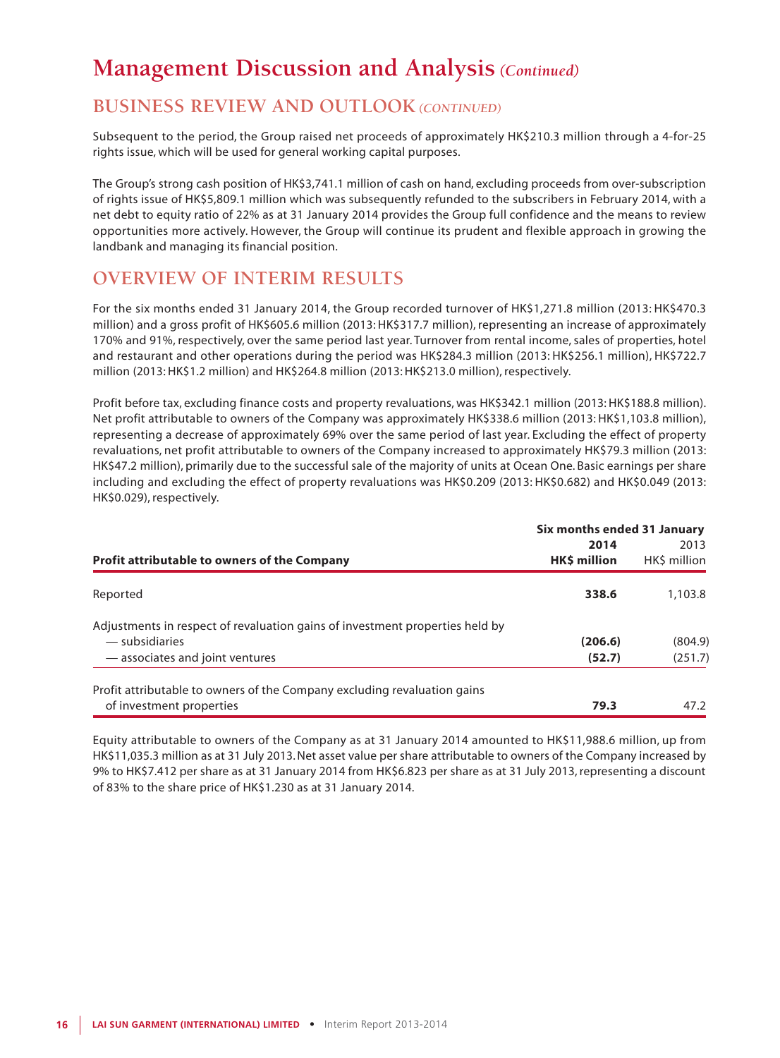# Management Discussion and Analysis *(Continued)*

## BUSINESS REVIEW AND OUTLOOK *(CONTINUED)*

Subsequent to the period, the Group raised net proceeds of approximately HK$210.3 million through a 4-for-25 rights issue, which will be used for general working capital purposes.

The Group's strong cash position of HK$3,741.1 million of cash on hand, excluding proceeds from over-subscription of rights issue of HK$5,809.1 million which was subsequently refunded to the subscribers in February 2014, with a net debt to equity ratio of 22% as at 31 January 2014 provides the Group full confidence and the means to review opportunities more actively. However, the Group will continue its prudent and flexible approach in growing the landbank and managing its financial position.

## OVERVIEW OF INTERIM RESULTS

For the six months ended 31 January 2014, the Group recorded turnover of HK$1,271.8 million (2013: HK$470.3 million) and a gross profit of HK$605.6 million (2013: HK$317.7 million), representing an increase of approximately 170% and 91%, respectively, over the same period last year. Turnover from rental income, sales of properties, hotel and restaurant and other operations during the period was HK$284.3 million (2013: HK$256.1 million), HK$722.7 million (2013: HK$1.2 million) and HK$264.8 million (2013: HK$213.0 million), respectively.

Profit before tax, excluding finance costs and property revaluations, was HK$342.1 million (2013: HK$188.8 million). Net profit attributable to owners of the Company was approximately HK$338.6 million (2013: HK$1,103.8 million), representing a decrease of approximately 69% over the same period of last year. Excluding the effect of property revaluations, net profit attributable to owners of the Company increased to approximately HK$79.3 million (2013: HK$47.2 million), primarily due to the successful sale of the majority of units at Ocean One. Basic earnings per share including and excluding the effect of property revaluations was HK$0.209 (2013: HK$0.682) and HK$0.049 (2013: HK$0.029), respectively.

| | Six months ended 31 January | |
|---|---|---|
| | **2014** | 2013 |
| **Profit attributable to owners of the Company** | **HK$ million** | HK$ million |
| Reported | **338.6** | 1,103.8 |
| Adjustments in respect of revaluation gains of investment properties held by | | |
| — subsidiaries | **(206.6)** | (804.9) |
| — associates and joint ventures | **(52.7)** | (251.7) |
| Profit attributable to owners of the Company excluding revaluation gains of investment properties | **79.3** | 47.2 |

Equity attributable to owners of the Company as at 31 January 2014 amounted to HK$11,988.6 million, up from HK$11,035.3 million as at 31 July 2013. Net asset value per share attributable to owners of the Company increased by 9% to HK$7.412 per share as at 31 January 2014 from HK$6.823 per share as at 31 July 2013, representing a discount of 83% to the share price of HK$1.230 as at 31 January 2014.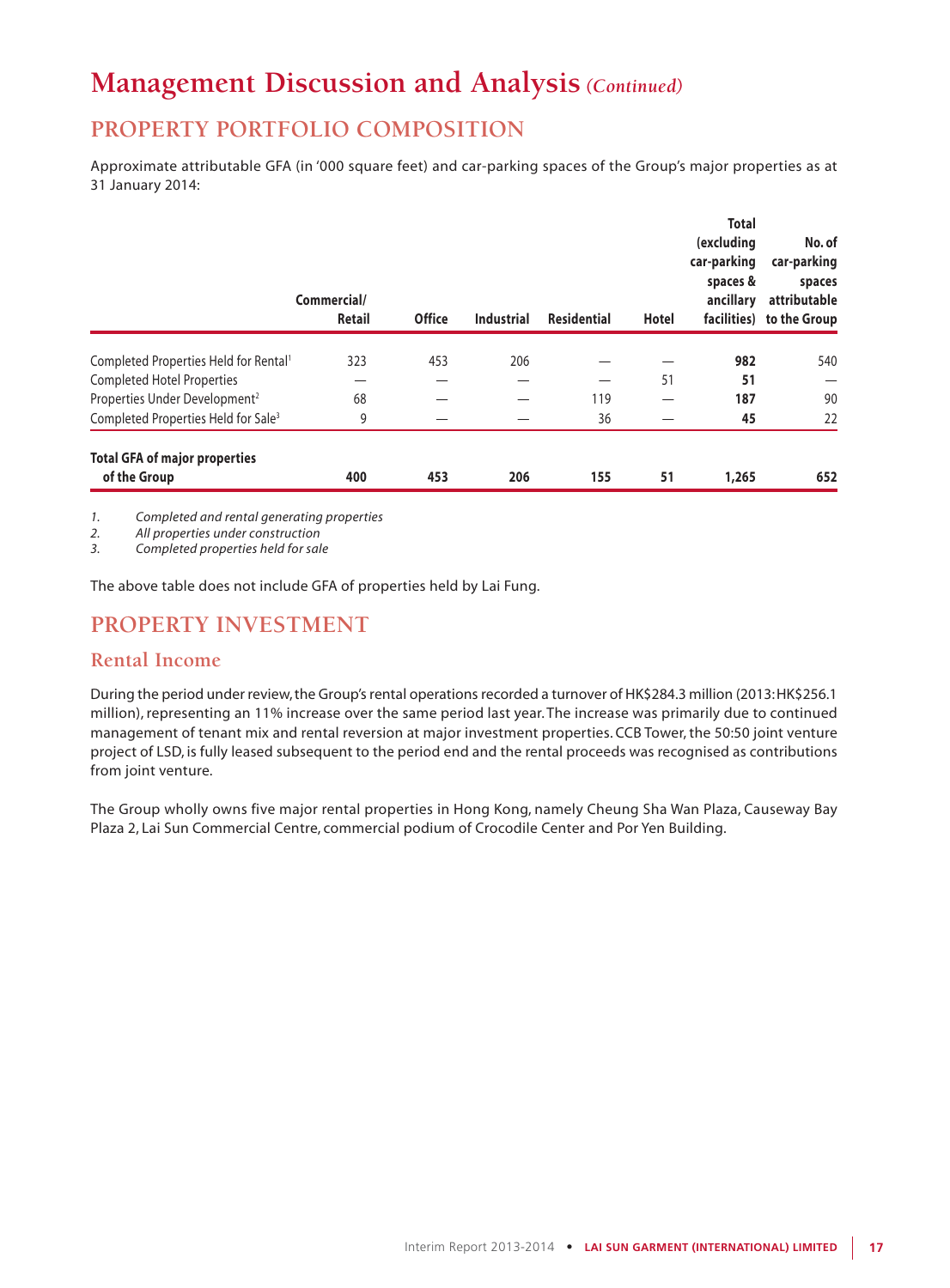# Management Discussion and Analysis *(Continued)*

## PROPERTY PORTFOLIO COMPOSITION

Approximate attributable GFA (in '000 square feet) and car-parking spaces of the Group's major properties as at 31 January 2014:

| | Commercial/ Retail | Office | Industrial | Residential | Hotel | Total (excluding car-parking spaces & ancillary facilities) | No. of car-parking spaces attributable to the Group |
|---|---|---|---|---|---|---|---|
| Completed Properties Held for Rental[1] | 323 | 453 | 206 | — | — | **982** | 540 |
| Completed Hotel Properties | — | — | — | — | 51 | **51** | — |
| Properties Under Development[2] | 68 | — | — | 119 | — | **187** | 90 |
| Completed Properties Held for Sale[3] | 9 | — | — | 36 | — | **45** | 22 |
| **Total GFA of major properties of the Group** | **400** | **453** | **206** | **155** | **51** | **1,265** | **652** |

1. *Completed and rental generating properties*
2. *All properties under construction*
3. *Completed properties held for sale*

The above table does not include GFA of properties held by Lai Fung.

## PROPERTY INVESTMENT

### Rental Income

During the period under review, the Group's rental operations recorded a turnover of HK$284.3 million (2013: HK$256.1 million), representing an 11% increase over the same period last year. The increase was primarily due to continued management of tenant mix and rental reversion at major investment properties. CCB Tower, the 50:50 joint venture project of LSD, is fully leased subsequent to the period end and the rental proceeds was recognised as contributions from joint venture.

The Group wholly owns five major rental properties in Hong Kong, namely Cheung Sha Wan Plaza, Causeway Bay Plaza 2, Lai Sun Commercial Centre, commercial podium of Crocodile Center and Por Yen Building.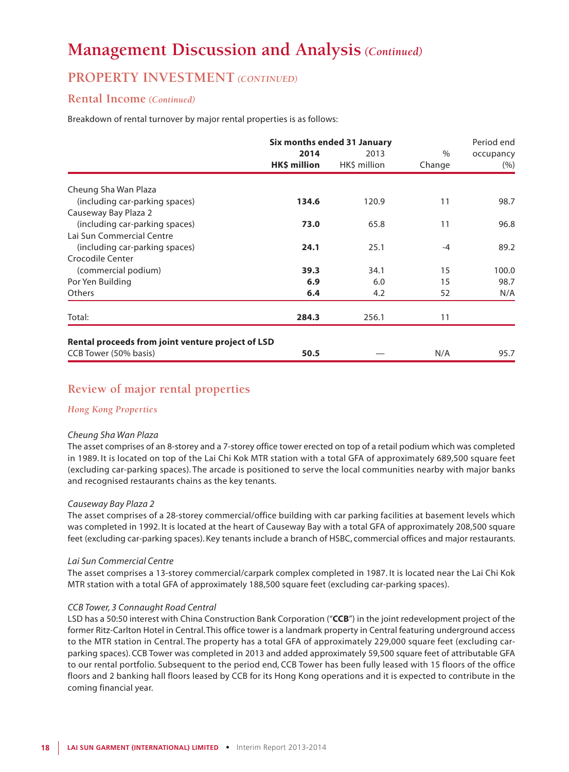# Management Discussion and Analysis *(Continued)*

## PROPERTY INVESTMENT *(CONTINUED)*

### Rental Income *(Continued)*

Breakdown of rental turnover by major rental properties is as follows:

| | Six months ended 31 January | | | Period end |
|---|---|---|---|---|
| | **2014** | 2013 | % | occupancy |
| | **HK$ million** | HK$ million | Change | (%) |
| Cheung Sha Wan Plaza (including car-parking spaces) | **134.6** | 120.9 | 11 | 98.7 |
| Causeway Bay Plaza 2 (including car-parking spaces) | **73.0** | 65.8 | 11 | 96.8 |
| Lai Sun Commercial Centre (including car-parking spaces) | **24.1** | 25.1 | -4 | 89.2 |
| Crocodile Center (commercial podium) | **39.3** | 34.1 | 15 | 100.0 |
| Por Yen Building | **6.9** | 6.0 | 15 | 98.7 |
| Others | **6.4** | 4.2 | 52 | N/A |
| Total: | **284.3** | 256.1 | 11 | |
| **Rental proceeds from joint venture project of LSD** | | | | |
| CCB Tower (50% basis) | **50.5** | — | N/A | 95.7 |

### Review of major rental properties

#### *Hong Kong Properties*

*Cheung Sha Wan Plaza*

The asset comprises of an 8-storey and a 7-storey office tower erected on top of a retail podium which was completed in 1989. It is located on top of the Lai Chi Kok MTR station with a total GFA of approximately 689,500 square feet (excluding car-parking spaces). The arcade is positioned to serve the local communities nearby with major banks and recognised restaurants chains as the key tenants.

*Causeway Bay Plaza 2*

The asset comprises of a 28-storey commercial/office building with car parking facilities at basement levels which was completed in 1992. It is located at the heart of Causeway Bay with a total GFA of approximately 208,500 square feet (excluding car-parking spaces). Key tenants include a branch of HSBC, commercial offices and major restaurants.

*Lai Sun Commercial Centre*

The asset comprises a 13-storey commercial/carpark complex completed in 1987. It is located near the Lai Chi Kok MTR station with a total GFA of approximately 188,500 square feet (excluding car-parking spaces).

*CCB Tower, 3 Connaught Road Central*

LSD has a 50:50 interest with China Construction Bank Corporation ("**CCB**") in the joint redevelopment project of the former Ritz-Carlton Hotel in Central. This office tower is a landmark property in Central featuring underground access to the MTR station in Central. The property has a total GFA of approximately 229,000 square feet (excluding car-parking spaces). CCB Tower was completed in 2013 and added approximately 59,500 square feet of attributable GFA to our rental portfolio. Subsequent to the period end, CCB Tower has been fully leased with 15 floors of the office floors and 2 banking hall floors leased by CCB for its Hong Kong operations and it is expected to contribute in the coming financial year.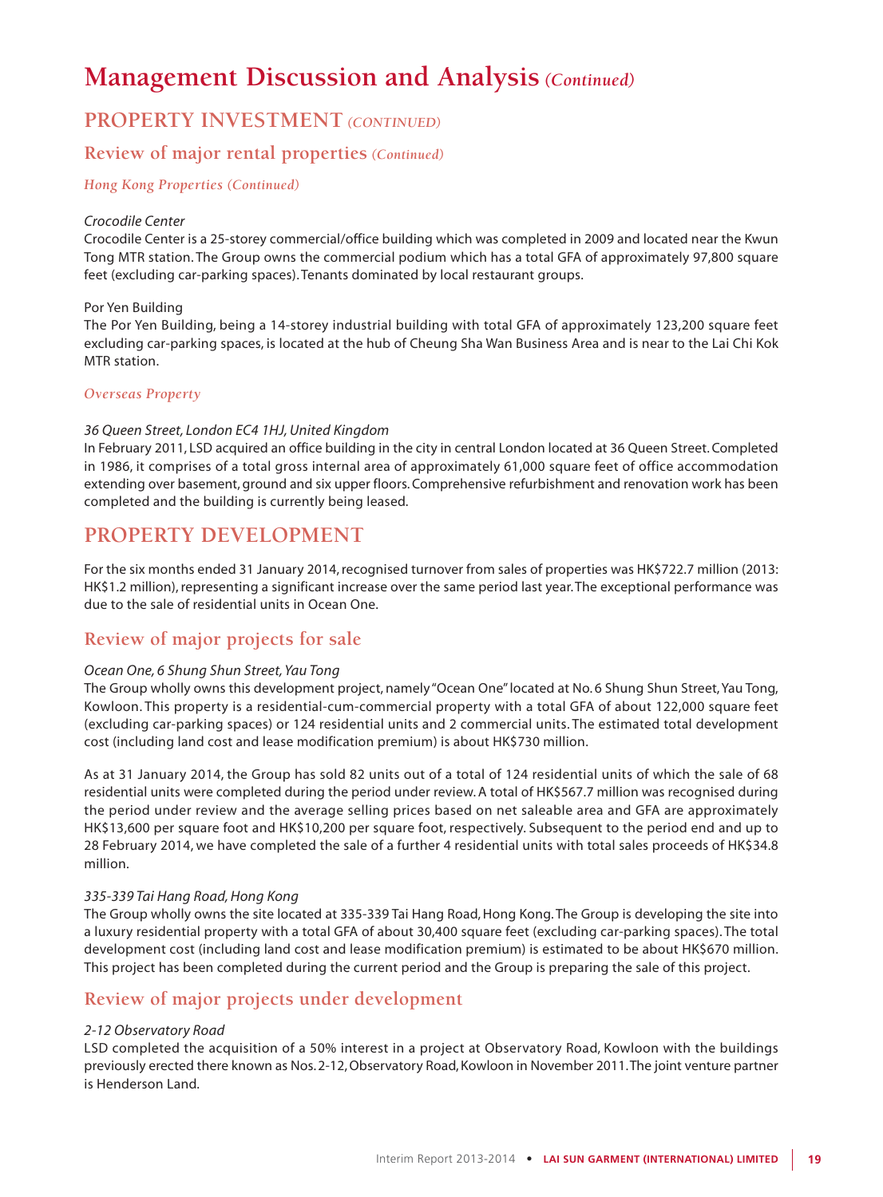# Management Discussion and Analysis *(Continued)*

## PROPERTY INVESTMENT *(CONTINUED)*

### Review of major rental properties *(Continued)*

#### *Hong Kong Properties (Continued)*

*Crocodile Center*

Crocodile Center is a 25-storey commercial/office building which was completed in 2009 and located near the Kwun Tong MTR station. The Group owns the commercial podium which has a total GFA of approximately 97,800 square feet (excluding car-parking spaces). Tenants dominated by local restaurant groups.

Por Yen Building

The Por Yen Building, being a 14-storey industrial building with total GFA of approximately 123,200 square feet excluding car-parking spaces, is located at the hub of Cheung Sha Wan Business Area and is near to the Lai Chi Kok MTR station.

#### *Overseas Property*

*36 Queen Street, London EC4 1HJ, United Kingdom*

In February 2011, LSD acquired an office building in the city in central London located at 36 Queen Street. Completed in 1986, it comprises of a total gross internal area of approximately 61,000 square feet of office accommodation extending over basement, ground and six upper floors. Comprehensive refurbishment and renovation work has been completed and the building is currently being leased.

## PROPERTY DEVELOPMENT

For the six months ended 31 January 2014, recognised turnover from sales of properties was HK$722.7 million (2013: HK$1.2 million), representing a significant increase over the same period last year. The exceptional performance was due to the sale of residential units in Ocean One.

### Review of major projects for sale

*Ocean One, 6 Shung Shun Street, Yau Tong*

The Group wholly owns this development project, namely "Ocean One" located at No. 6 Shung Shun Street, Yau Tong, Kowloon. This property is a residential-cum-commercial property with a total GFA of about 122,000 square feet (excluding car-parking spaces) or 124 residential units and 2 commercial units. The estimated total development cost (including land cost and lease modification premium) is about HK$730 million.

As at 31 January 2014, the Group has sold 82 units out of a total of 124 residential units of which the sale of 68 residential units were completed during the period under review. A total of HK$567.7 million was recognised during the period under review and the average selling prices based on net saleable area and GFA are approximately HK$13,600 per square foot and HK$10,200 per square foot, respectively. Subsequent to the period end and up to 28 February 2014, we have completed the sale of a further 4 residential units with total sales proceeds of HK$34.8 million.

*335-339 Tai Hang Road, Hong Kong*

The Group wholly owns the site located at 335-339 Tai Hang Road, Hong Kong. The Group is developing the site into a luxury residential property with a total GFA of about 30,400 square feet (excluding car-parking spaces). The total development cost (including land cost and lease modification premium) is estimated to be about HK$670 million. This project has been completed during the current period and the Group is preparing the sale of this project.

### Review of major projects under development

*2-12 Observatory Road*

LSD completed the acquisition of a 50% interest in a project at Observatory Road, Kowloon with the buildings previously erected there known as Nos. 2-12, Observatory Road, Kowloon in November 2011. The joint venture partner is Henderson Land.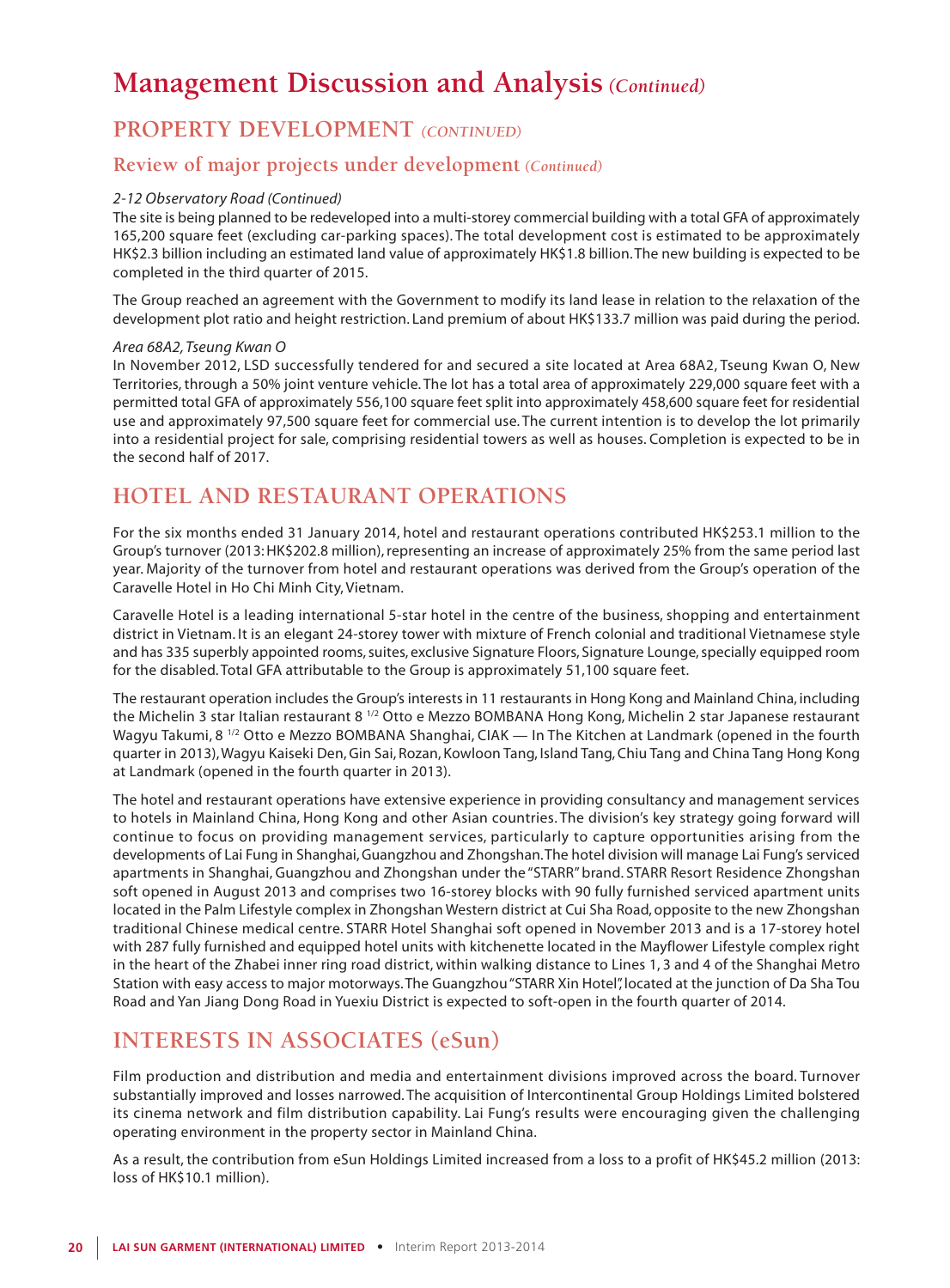# Management Discussion and Analysis *(Continued)*

## PROPERTY DEVELOPMENT *(CONTINUED)*

### Review of major projects under development *(Continued)*

*2-12 Observatory Road (Continued)*

The site is being planned to be redeveloped into a multi-storey commercial building with a total GFA of approximately 165,200 square feet (excluding car-parking spaces). The total development cost is estimated to be approximately HK$2.3 billion including an estimated land value of approximately HK$1.8 billion. The new building is expected to be completed in the third quarter of 2015.

The Group reached an agreement with the Government to modify its land lease in relation to the relaxation of the development plot ratio and height restriction. Land premium of about HK$133.7 million was paid during the period.

*Area 68A2, Tseung Kwan O*

In November 2012, LSD successfully tendered for and secured a site located at Area 68A2, Tseung Kwan O, New Territories, through a 50% joint venture vehicle. The lot has a total area of approximately 229,000 square feet with a permitted total GFA of approximately 556,100 square feet split into approximately 458,600 square feet for residential use and approximately 97,500 square feet for commercial use. The current intention is to develop the lot primarily into a residential project for sale, comprising residential towers as well as houses. Completion is expected to be in the second half of 2017.

## HOTEL AND RESTAURANT OPERATIONS

For the six months ended 31 January 2014, hotel and restaurant operations contributed HK$253.1 million to the Group's turnover (2013: HK$202.8 million), representing an increase of approximately 25% from the same period last year. Majority of the turnover from hotel and restaurant operations was derived from the Group's operation of the Caravelle Hotel in Ho Chi Minh City, Vietnam.

Caravelle Hotel is a leading international 5-star hotel in the centre of the business, shopping and entertainment district in Vietnam. It is an elegant 24-storey tower with mixture of French colonial and traditional Vietnamese style and has 335 superbly appointed rooms, suites, exclusive Signature Floors, Signature Lounge, specially equipped room for the disabled. Total GFA attributable to the Group is approximately 51,100 square feet.

The restaurant operation includes the Group's interests in 11 restaurants in Hong Kong and Mainland China, including the Michelin 3 star Italian restaurant 8 1/2 Otto e Mezzo BOMBANA Hong Kong, Michelin 2 star Japanese restaurant Wagyu Takumi, 8 1/2 Otto e Mezzo BOMBANA Shanghai, CIAK — In The Kitchen at Landmark (opened in the fourth quarter in 2013), Wagyu Kaiseki Den, Gin Sai, Rozan, Kowloon Tang, Island Tang, Chiu Tang and China Tang Hong Kong at Landmark (opened in the fourth quarter in 2013).

The hotel and restaurant operations have extensive experience in providing consultancy and management services to hotels in Mainland China, Hong Kong and other Asian countries. The division's key strategy going forward will continue to focus on providing management services, particularly to capture opportunities arising from the developments of Lai Fung in Shanghai, Guangzhou and Zhongshan. The hotel division will manage Lai Fung's serviced apartments in Shanghai, Guangzhou and Zhongshan under the "STARR" brand. STARR Resort Residence Zhongshan soft opened in August 2013 and comprises two 16-storey blocks with 90 fully furnished serviced apartment units located in the Palm Lifestyle complex in Zhongshan Western district at Cui Sha Road, opposite to the new Zhongshan traditional Chinese medical centre. STARR Hotel Shanghai soft opened in November 2013 and is a 17-storey hotel with 287 fully furnished and equipped hotel units with kitchenette located in the Mayflower Lifestyle complex right in the heart of the Zhabei inner ring road district, within walking distance to Lines 1, 3 and 4 of the Shanghai Metro Station with easy access to major motorways. The Guangzhou "STARR Xin Hotel", located at the junction of Da Sha Tou Road and Yan Jiang Dong Road in Yuexiu District is expected to soft-open in the fourth quarter of 2014.

## INTERESTS IN ASSOCIATES (eSun)

Film production and distribution and media and entertainment divisions improved across the board. Turnover substantially improved and losses narrowed. The acquisition of Intercontinental Group Holdings Limited bolstered its cinema network and film distribution capability. Lai Fung's results were encouraging given the challenging operating environment in the property sector in Mainland China.

As a result, the contribution from eSun Holdings Limited increased from a loss to a profit of HK$45.2 million (2013: loss of HK$10.1 million).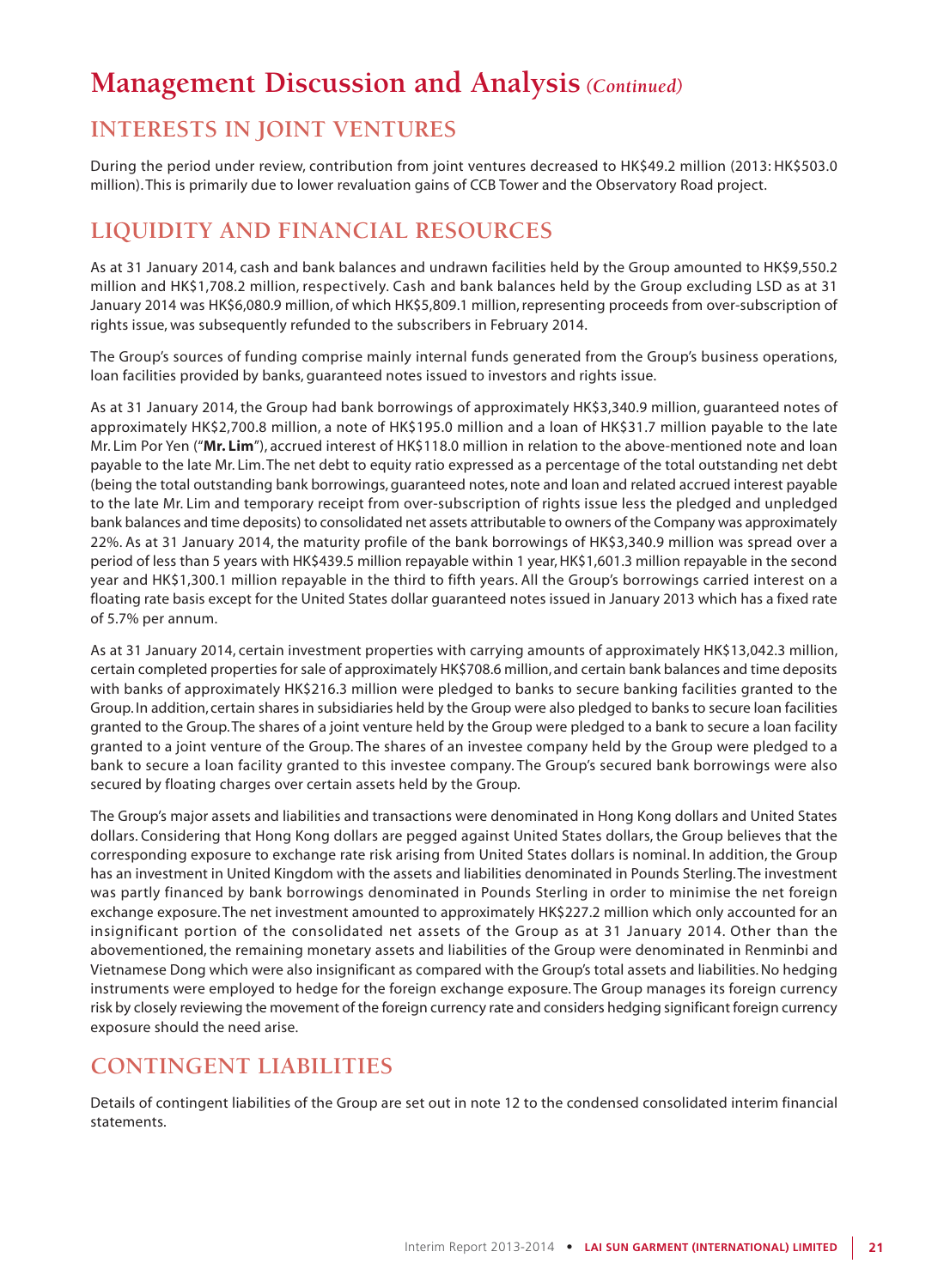# Management Discussion and Analysis *(Continued)*

## INTERESTS IN JOINT VENTURES

During the period under review, contribution from joint ventures decreased to HK$49.2 million (2013: HK$503.0 million). This is primarily due to lower revaluation gains of CCB Tower and the Observatory Road project.

## LIQUIDITY AND FINANCIAL RESOURCES

As at 31 January 2014, cash and bank balances and undrawn facilities held by the Group amounted to HK$9,550.2 million and HK$1,708.2 million, respectively. Cash and bank balances held by the Group excluding LSD as at 31 January 2014 was HK$6,080.9 million, of which HK$5,809.1 million, representing proceeds from over-subscription of rights issue, was subsequently refunded to the subscribers in February 2014.

The Group's sources of funding comprise mainly internal funds generated from the Group's business operations, loan facilities provided by banks, guaranteed notes issued to investors and rights issue.

As at 31 January 2014, the Group had bank borrowings of approximately HK$3,340.9 million, guaranteed notes of approximately HK$2,700.8 million, a note of HK$195.0 million and a loan of HK$31.7 million payable to the late Mr. Lim Por Yen ("**Mr. Lim**"), accrued interest of HK$118.0 million in relation to the above-mentioned note and loan payable to the late Mr. Lim. The net debt to equity ratio expressed as a percentage of the total outstanding net debt (being the total outstanding bank borrowings, guaranteed notes, note and loan and related accrued interest payable to the late Mr. Lim and temporary receipt from over-subscription of rights issue less the pledged and unpledged bank balances and time deposits) to consolidated net assets attributable to owners of the Company was approximately 22%. As at 31 January 2014, the maturity profile of the bank borrowings of HK$3,340.9 million was spread over a period of less than 5 years with HK$439.5 million repayable within 1 year, HK$1,601.3 million repayable in the second year and HK$1,300.1 million repayable in the third to fifth years. All the Group's borrowings carried interest on a floating rate basis except for the United States dollar guaranteed notes issued in January 2013 which has a fixed rate of 5.7% per annum.

As at 31 January 2014, certain investment properties with carrying amounts of approximately HK$13,042.3 million, certain completed properties for sale of approximately HK$708.6 million, and certain bank balances and time deposits with banks of approximately HK$216.3 million were pledged to banks to secure banking facilities granted to the Group. In addition, certain shares in subsidiaries held by the Group were also pledged to banks to secure loan facilities granted to the Group. The shares of a joint venture held by the Group were pledged to a bank to secure a loan facility granted to a joint venture of the Group. The shares of an investee company held by the Group were pledged to a bank to secure a loan facility granted to this investee company. The Group's secured bank borrowings were also secured by floating charges over certain assets held by the Group.

The Group's major assets and liabilities and transactions were denominated in Hong Kong dollars and United States dollars. Considering that Hong Kong dollars are pegged against United States dollars, the Group believes that the corresponding exposure to exchange rate risk arising from United States dollars is nominal. In addition, the Group has an investment in United Kingdom with the assets and liabilities denominated in Pounds Sterling. The investment was partly financed by bank borrowings denominated in Pounds Sterling in order to minimise the net foreign exchange exposure. The net investment amounted to approximately HK$227.2 million which only accounted for an insignificant portion of the consolidated net assets of the Group as at 31 January 2014. Other than the abovementioned, the remaining monetary assets and liabilities of the Group were denominated in Renminbi and Vietnamese Dong which were also insignificant as compared with the Group's total assets and liabilities. No hedging instruments were employed to hedge for the foreign exchange exposure. The Group manages its foreign currency risk by closely reviewing the movement of the foreign currency rate and considers hedging significant foreign currency exposure should the need arise.

## CONTINGENT LIABILITIES

Details of contingent liabilities of the Group are set out in note 12 to the condensed consolidated interim financial statements.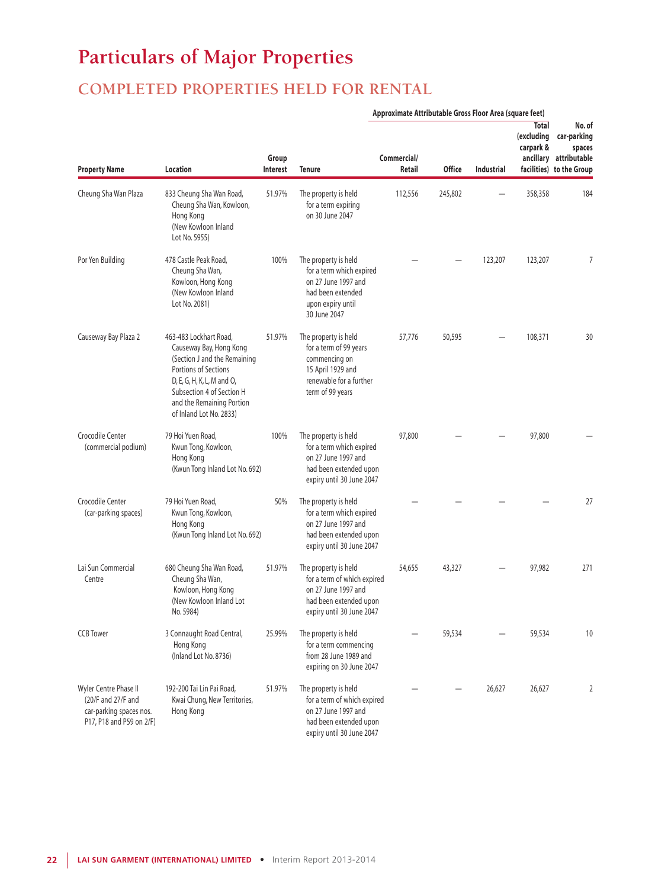# Particulars of Major Properties

## COMPLETED PROPERTIES HELD FOR RENTAL

| Property Name | Location | Group Interest | Tenure | Approximate Attributable Gross Floor Area (square feet) Commercial/ Retail | Office | Industrial | Total (excluding carpark & ancillary facilities) | No. of car-parking spaces attributable to the Group |
|---|---|---|---|---|---|---|---|---|
| Cheung Sha Wan Plaza | 833 Cheung Sha Wan Road, Cheung Sha Wan, Kowloon, Hong Kong (New Kowloon Inland Lot No. 5955) | 51.97% | The property is held for a term expiring on 30 June 2047 | 112,556 | 245,802 | — | 358,358 | 184 |
| Por Yen Building | 478 Castle Peak Road, Cheung Sha Wan, Kowloon, Hong Kong (New Kowloon Inland Lot No. 2081) | 100% | The property is held for a term which expired on 27 June 1997 and had been extended upon expiry until 30 June 2047 | — | — | 123,207 | 123,207 | 7 |
| Causeway Bay Plaza 2 | 463-483 Lockhart Road, Causeway Bay, Hong Kong (Section J and the Remaining Portions of Sections D, E, G, H, K, L, M and O, Subsection 4 of Section H and the Remaining Portion of Inland Lot No. 2833) | 51.97% | The property is held for a term of 99 years commencing on 15 April 1929 and renewable for a further term of 99 years | 57,776 | 50,595 | — | 108,371 | 30 |
| Crocodile Center (commercial podium) | 79 Hoi Yuen Road, Kwun Tong, Kowloon, Hong Kong (Kwun Tong Inland Lot No. 692) | 100% | The property is held for a term which expired on 27 June 1997 and had been extended upon expiry until 30 June 2047 | 97,800 | — | — | 97,800 | — |
| Crocodile Center (car-parking spaces) | 79 Hoi Yuen Road, Kwun Tong, Kowloon, Hong Kong (Kwun Tong Inland Lot No. 692) | 50% | The property is held for a term which expired on 27 June 1997 and had been extended upon expiry until 30 June 2047 | — | — | — | — | 27 |
| Lai Sun Commercial Centre | 680 Cheung Sha Wan Road, Cheung Sha Wan, Kowloon, Hong Kong (New Kowloon Inland Lot No. 5984) | 51.97% | The property is held for a term of which expired on 27 June 1997 and had been extended upon expiry until 30 June 2047 | 54,655 | 43,327 | — | 97,982 | 271 |
| CCB Tower | 3 Connaught Road Central, Hong Kong (Inland Lot No. 8736) | 25.99% | The property is held for a term commencing from 28 June 1989 and expiring on 30 June 2047 | — | 59,534 | — | 59,534 | 10 |
| Wyler Centre Phase II (20/F and 27/F and car-parking spaces nos. P17, P18 and P59 on 2/F) | 192-200 Tai Lin Pai Road, Kwai Chung, New Territories, Hong Kong | 51.97% | The property is held for a term of which expired on 27 June 1997 and had been extended upon expiry until 30 June 2047 | — | — | 26,627 | 26,627 | 2 |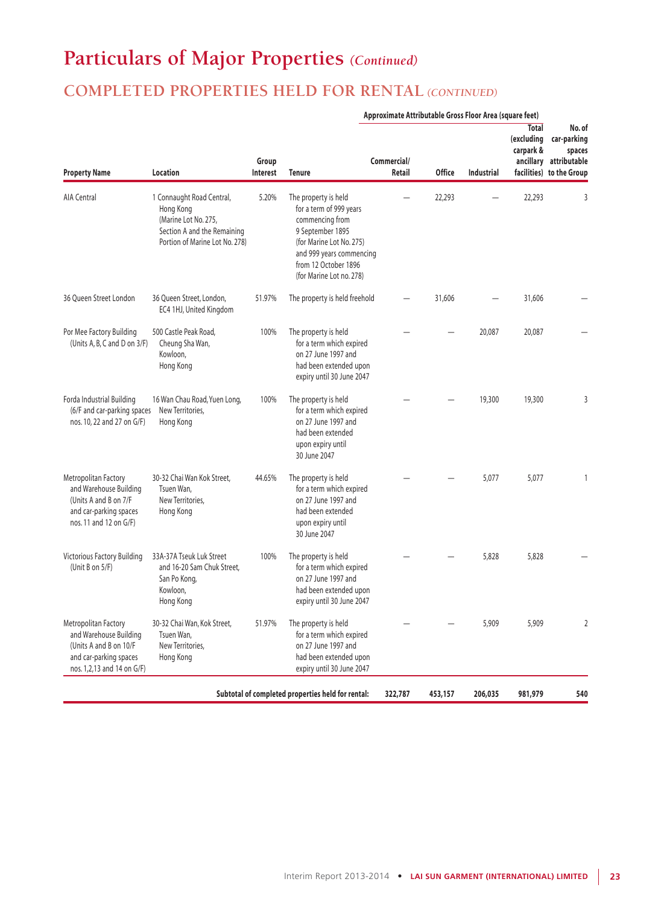# Particulars of Major Properties *(Continued)*

## COMPLETED PROPERTIES HELD FOR RENTAL *(CONTINUED)*

| Property Name | Location | Group Interest | Tenure | Approximate Attributable Gross Floor Area (square feet) Commercial/ Retail | Office | Industrial | Total (excluding carpark & ancillary facilities) | No. of car-parking spaces attributable to the Group |
|---|---|---|---|---|---|---|---|---|
| AIA Central | 1 Connaught Road Central, Hong Kong (Marine Lot No. 275, Section A and the Remaining Portion of Marine Lot No. 278) | 5.20% | The property is held for a term of 999 years commencing from 9 September 1895 (for Marine Lot No. 275) and 999 years commencing from 12 October 1896 (for Marine Lot no. 278) | — | 22,293 | — | 22,293 | 3 |
| 36 Queen Street London | 36 Queen Street, London, EC4 1HJ, United Kingdom | 51.97% | The property is held freehold | — | 31,606 | — | 31,606 | — |
| Por Mee Factory Building (Units A, B, C and D on 3/F) | 500 Castle Peak Road, Cheung Sha Wan, Kowloon, Hong Kong | 100% | The property is held for a term which expired on 27 June 1997 and had been extended upon expiry until 30 June 2047 | — | — | 20,087 | 20,087 | — |
| Forda Industrial Building (6/F and car-parking spaces nos. 10, 22 and 27 on G/F) | 16 Wan Chau Road, Yuen Long, New Territories, Hong Kong | 100% | The property is held for a term which expired on 27 June 1997 and had been extended upon expiry until 30 June 2047 | — | — | 19,300 | 19,300 | 3 |
| Metropolitan Factory and Warehouse Building (Units A and B on 7/F and car-parking spaces nos. 11 and 12 on G/F) | 30-32 Chai Wan Kok Street, Tsuen Wan, New Territories, Hong Kong | 44.65% | The property is held for a term which expired on 27 June 1997 and had been extended upon expiry until 30 June 2047 | — | — | 5,077 | 5,077 | 1 |
| Victorious Factory Building (Unit B on 5/F) | 33A-37A Tseuk Luk Street and 16-20 Sam Chuk Street, San Po Kong, Kowloon, Hong Kong | 100% | The property is held for a term which expired on 27 June 1997 and had been extended upon expiry until 30 June 2047 | — | — | 5,828 | 5,828 | — |
| Metropolitan Factory and Warehouse Building (Units A and B on 10/F and car-parking spaces nos. 1,2,13 and 14 on G/F) | 30-32 Chai Wan, Kok Street, Tsuen Wan, New Territories, Hong Kong | 51.97% | The property is held for a term which expired on 27 June 1997 and had been extended upon expiry until 30 June 2047 | — | — | 5,909 | 5,909 | 2 |
| | | | **Subtotal of completed properties held for rental:** | **322,787** | **453,157** | **206,035** | **981,979** | **540** |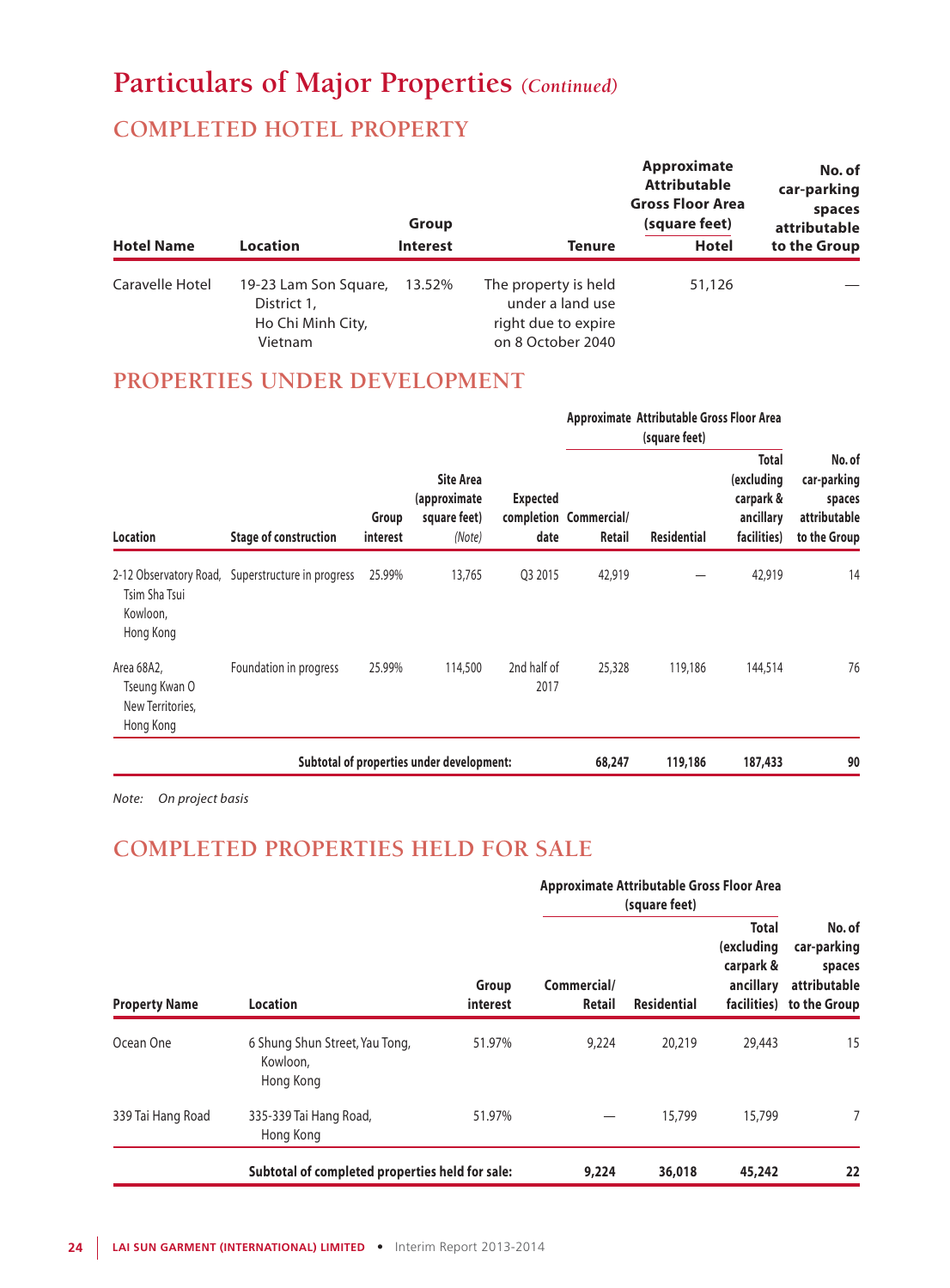# Particulars of Major Properties *(Continued)*

## COMPLETED HOTEL PROPERTY

| Hotel Name | Location | Group Interest | Tenure | Approximate Attributable Gross Floor Area (square feet) Hotel | No. of car-parking spaces attributable to the Group |
|---|---|---|---|---|---|
| Caravelle Hotel | 19-23 Lam Son Square, District 1, Ho Chi Minh City, Vietnam | 13.52% | The property is held under a land use right due to expire on 8 October 2040 | 51,126 | — |

## PROPERTIES UNDER DEVELOPMENT

| Location | Stage of construction | Group interest | Site Area (approximate square feet) *(Note)* | Expected completion date | Approximate Attributable Gross Floor Area (square feet) | | | No. of car-parking spaces attributable to the Group |
|---|---|---|---|---|---|---|---|---|
| | | | | | Commercial/ Retail | Residential | Total (excluding carpark & ancillary facilities) | |
| 2-12 Observatory Road, Tsim Sha Tsui Kowloon, Hong Kong | Superstructure in progress | 25.99% | 13,765 | Q3 2015 | 42,919 | — | 42,919 | 14 |
| Area 68A2, Tseung Kwan O New Territories, Hong Kong | Foundation in progress | 25.99% | 114,500 | 2nd half of 2017 | 25,328 | 119,186 | 144,514 | 76 |
| **Subtotal of properties under development:** | | | | | **68,247** | **119,186** | **187,433** | **90** |

*Note: On project basis*

## COMPLETED PROPERTIES HELD FOR SALE

| Property Name | Location | Group interest | Approximate Attributable Gross Floor Area (square feet) | | | No. of car-parking spaces attributable to the Group |
|---|---|---|---|---|---|---|
| | | | Commercial/ Retail | Residential | Total (excluding carpark & ancillary facilities) | |
| Ocean One | 6 Shung Shun Street, Yau Tong, Kowloon, Hong Kong | 51.97% | 9,224 | 20,219 | 29,443 | 15 |
| 339 Tai Hang Road | 335-339 Tai Hang Road, Hong Kong | 51.97% | — | 15,799 | 15,799 | 7 |
| | **Subtotal of completed properties held for sale:** | | **9,224** | **36,018** | **45,242** | **22** |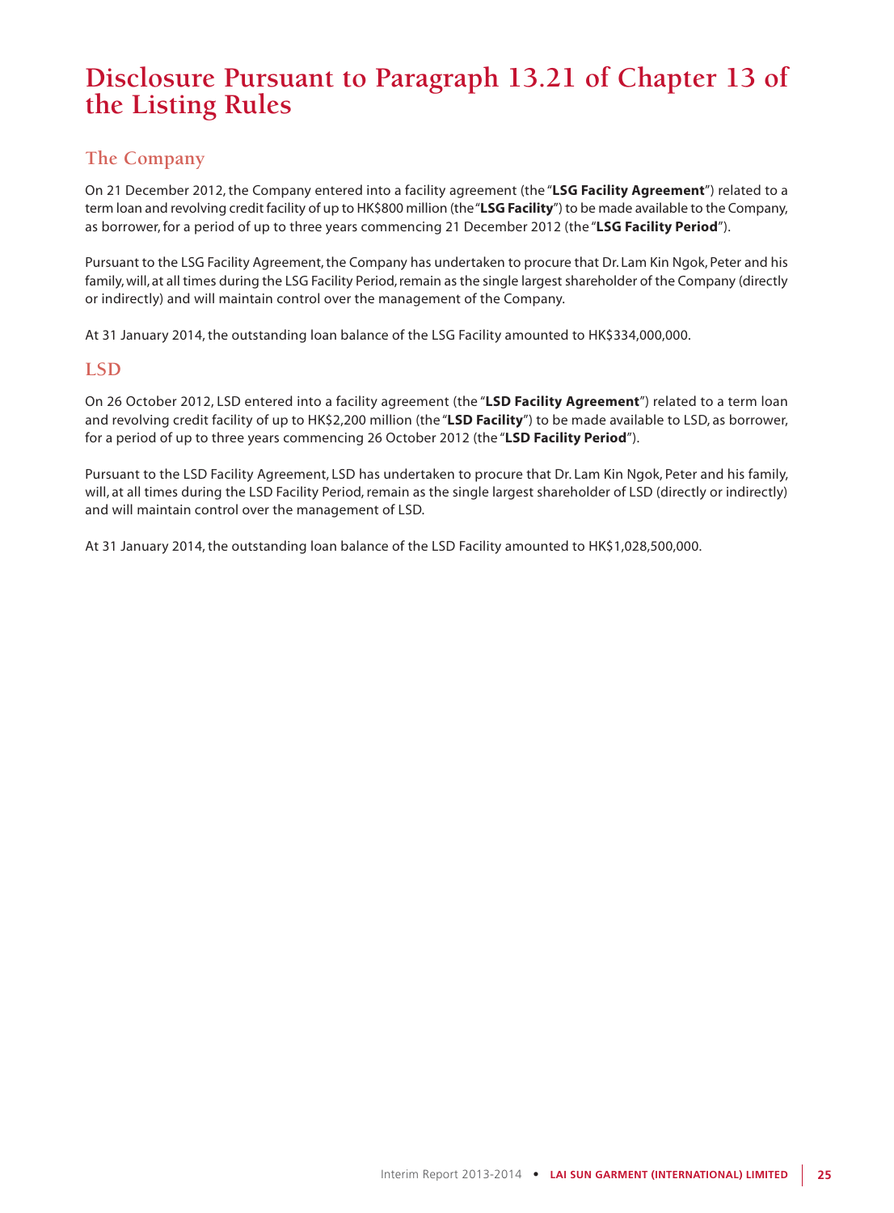# Disclosure Pursuant to Paragraph 13.21 of Chapter 13 of the Listing Rules

## The Company

On 21 December 2012, the Company entered into a facility agreement (the "**LSG Facility Agreement**") related to a term loan and revolving credit facility of up to HK$800 million (the "**LSG Facility**") to be made available to the Company, as borrower, for a period of up to three years commencing 21 December 2012 (the "**LSG Facility Period**").

Pursuant to the LSG Facility Agreement, the Company has undertaken to procure that Dr. Lam Kin Ngok, Peter and his family, will, at all times during the LSG Facility Period, remain as the single largest shareholder of the Company (directly or indirectly) and will maintain control over the management of the Company.

At 31 January 2014, the outstanding loan balance of the LSG Facility amounted to HK$334,000,000.

## LSD

On 26 October 2012, LSD entered into a facility agreement (the "**LSD Facility Agreement**") related to a term loan and revolving credit facility of up to HK$2,200 million (the "**LSD Facility**") to be made available to LSD, as borrower, for a period of up to three years commencing 26 October 2012 (the "**LSD Facility Period**").

Pursuant to the LSD Facility Agreement, LSD has undertaken to procure that Dr. Lam Kin Ngok, Peter and his family, will, at all times during the LSD Facility Period, remain as the single largest shareholder of LSD (directly or indirectly) and will maintain control over the management of LSD.

At 31 January 2014, the outstanding loan balance of the LSD Facility amounted to HK$1,028,500,000.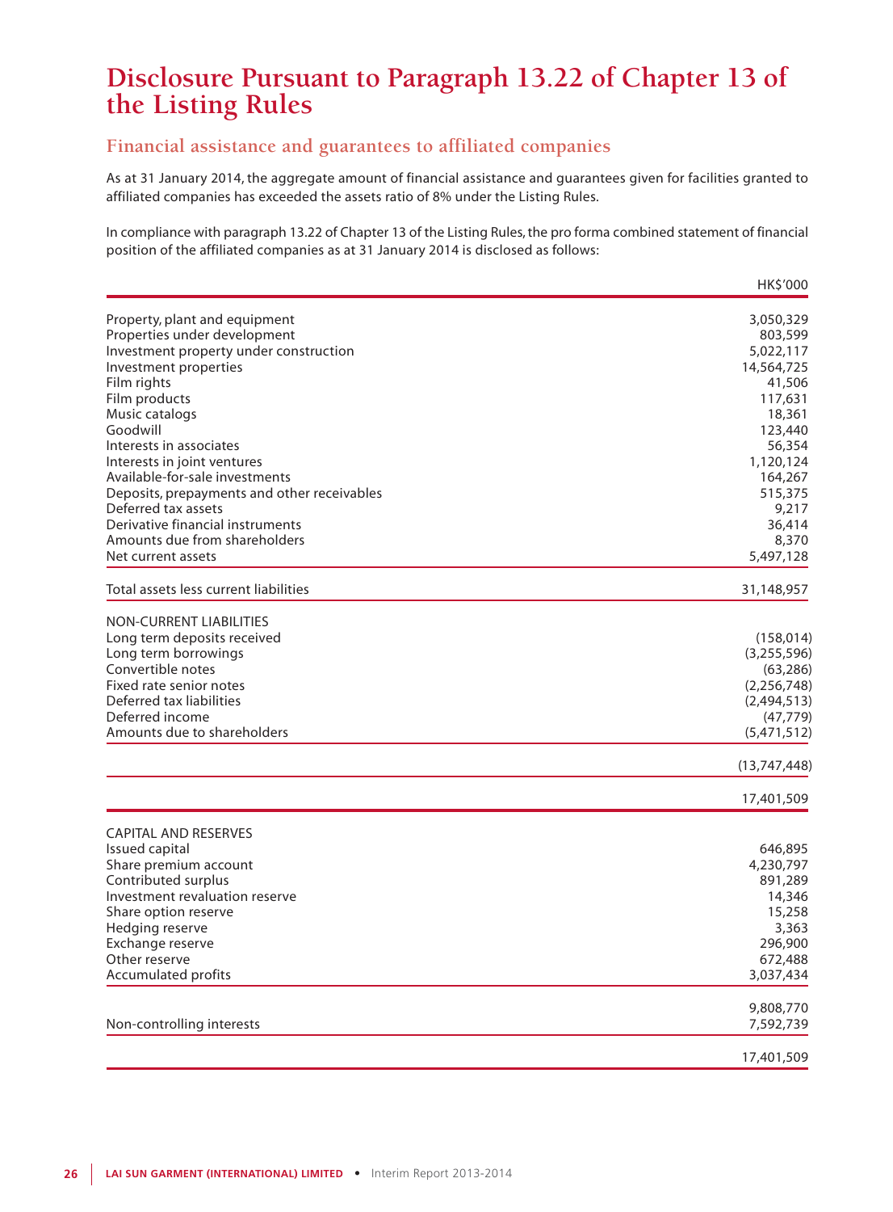# Disclosure Pursuant to Paragraph 13.22 of Chapter 13 of the Listing Rules

## Financial assistance and guarantees to affiliated companies

As at 31 January 2014, the aggregate amount of financial assistance and guarantees given for facilities granted to affiliated companies has exceeded the assets ratio of 8% under the Listing Rules.

In compliance with paragraph 13.22 of Chapter 13 of the Listing Rules, the pro forma combined statement of financial position of the affiliated companies as at 31 January 2014 is disclosed as follows:

| | HK$'000 |
|---|---|
| Property, plant and equipment | 3,050,329 |
| Properties under development | 803,599 |
| Investment property under construction | 5,022,117 |
| Investment properties | 14,564,725 |
| Film rights | 41,506 |
| Film products | 117,631 |
| Music catalogs | 18,361 |
| Goodwill | 123,440 |
| Interests in associates | 56,354 |
| Interests in joint ventures | 1,120,124 |
| Available-for-sale investments | 164,267 |
| Deposits, prepayments and other receivables | 515,375 |
| Deferred tax assets | 9,217 |
| Derivative financial instruments | 36,414 |
| Amounts due from shareholders | 8,370 |
| Net current assets | 5,497,128 |
| Total assets less current liabilities | 31,148,957 |
| NON-CURRENT LIABILITIES | |
| Long term deposits received | (158,014) |
| Long term borrowings | (3,255,596) |
| Convertible notes | (63,286) |
| Fixed rate senior notes | (2,256,748) |
| Deferred tax liabilities | (2,494,513) |
| Deferred income | (47,779) |
| Amounts due to shareholders | (5,471,512) |
| | (13,747,448) |
| | 17,401,509 |
| CAPITAL AND RESERVES | |
| Issued capital | 646,895 |
| Share premium account | 4,230,797 |
| Contributed surplus | 891,289 |
| Investment revaluation reserve | 14,346 |
| Share option reserve | 15,258 |
| Hedging reserve | 3,363 |
| Exchange reserve | 296,900 |
| Other reserve | 672,488 |
| Accumulated profits | 3,037,434 |
| | 9,808,770 |
| Non-controlling interests | 7,592,739 |
| | 17,401,509 |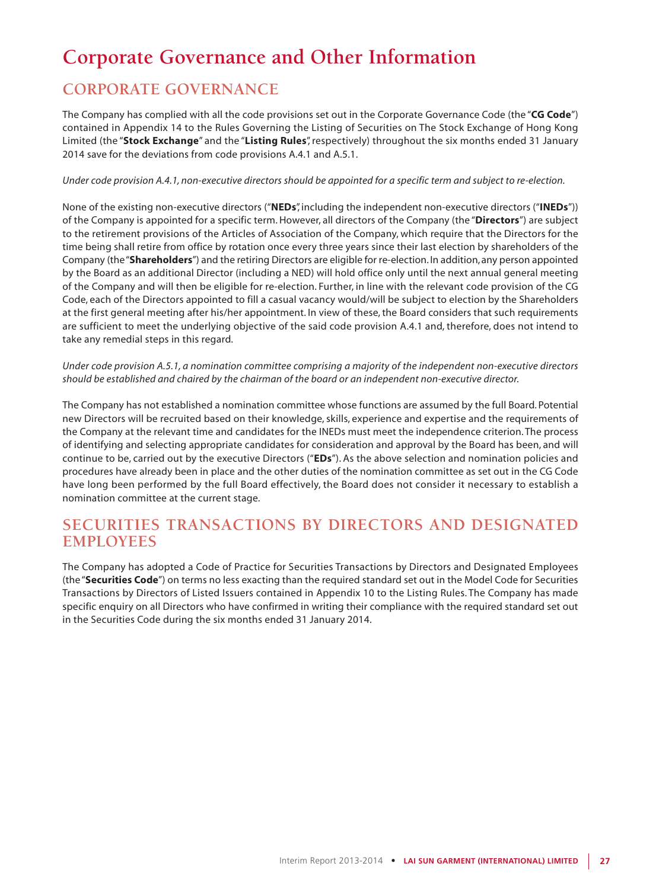# Corporate Governance and Other Information

## CORPORATE GOVERNANCE

The Company has complied with all the code provisions set out in the Corporate Governance Code (the "**CG Code**") contained in Appendix 14 to the Rules Governing the Listing of Securities on The Stock Exchange of Hong Kong Limited (the "**Stock Exchange**" and the "**Listing Rules**", respectively) throughout the six months ended 31 January 2014 save for the deviations from code provisions A.4.1 and A.5.1.

*Under code provision A.4.1, non-executive directors should be appointed for a specific term and subject to re-election.*

None of the existing non-executive directors ("**NEDs**", including the independent non-executive directors ("**INEDs**")) of the Company is appointed for a specific term. However, all directors of the Company (the "**Directors**") are subject to the retirement provisions of the Articles of Association of the Company, which require that the Directors for the time being shall retire from office by rotation once every three years since their last election by shareholders of the Company (the "**Shareholders**") and the retiring Directors are eligible for re-election. In addition, any person appointed by the Board as an additional Director (including a NED) will hold office only until the next annual general meeting of the Company and will then be eligible for re-election. Further, in line with the relevant code provision of the CG Code, each of the Directors appointed to fill a casual vacancy would/will be subject to election by the Shareholders at the first general meeting after his/her appointment. In view of these, the Board considers that such requirements are sufficient to meet the underlying objective of the said code provision A.4.1 and, therefore, does not intend to take any remedial steps in this regard.

*Under code provision A.5.1, a nomination committee comprising a majority of the independent non-executive directors should be established and chaired by the chairman of the board or an independent non-executive director.*

The Company has not established a nomination committee whose functions are assumed by the full Board. Potential new Directors will be recruited based on their knowledge, skills, experience and expertise and the requirements of the Company at the relevant time and candidates for the INEDs must meet the independence criterion. The process of identifying and selecting appropriate candidates for consideration and approval by the Board has been, and will continue to be, carried out by the executive Directors ("**EDs**"). As the above selection and nomination policies and procedures have already been in place and the other duties of the nomination committee as set out in the CG Code have long been performed by the full Board effectively, the Board does not consider it necessary to establish a nomination committee at the current stage.

## SECURITIES TRANSACTIONS BY DIRECTORS AND DESIGNATED EMPLOYEES

The Company has adopted a Code of Practice for Securities Transactions by Directors and Designated Employees (the "**Securities Code**") on terms no less exacting than the required standard set out in the Model Code for Securities Transactions by Directors of Listed Issuers contained in Appendix 10 to the Listing Rules. The Company has made specific enquiry on all Directors who have confirmed in writing their compliance with the required standard set out in the Securities Code during the six months ended 31 January 2014.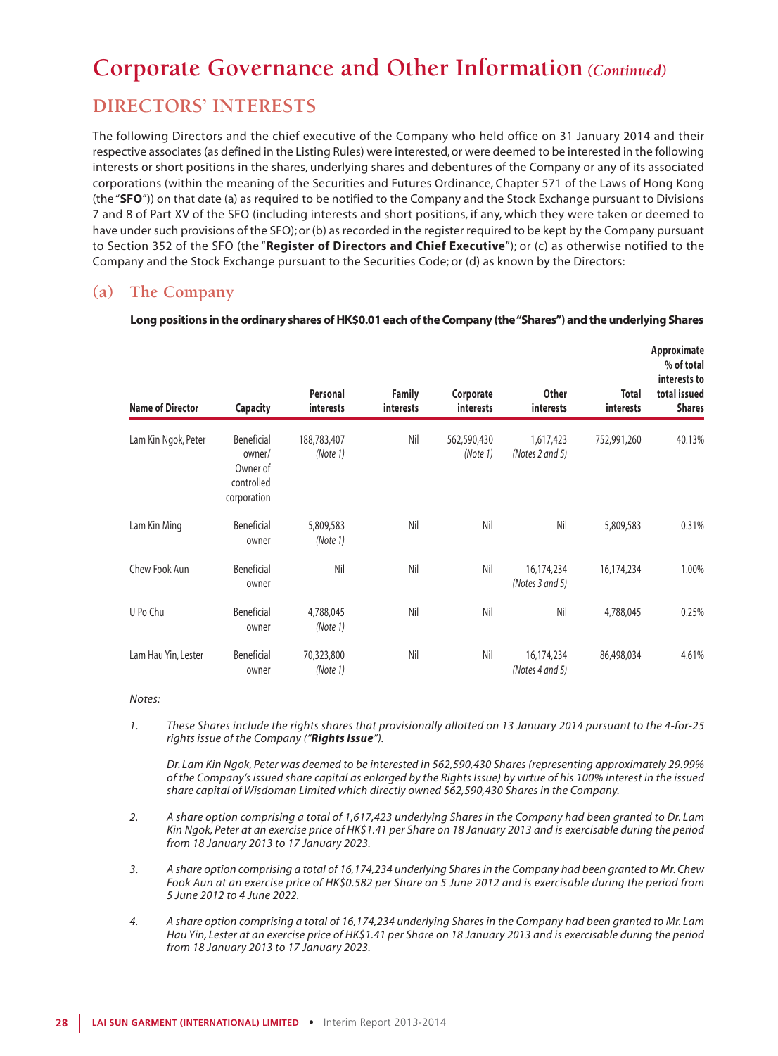# Corporate Governance and Other Information *(Continued)*

## DIRECTORS' INTERESTS

The following Directors and the chief executive of the Company who held office on 31 January 2014 and their respective associates (as defined in the Listing Rules) were interested, or were deemed to be interested in the following interests or short positions in the shares, underlying shares and debentures of the Company or any of its associated corporations (within the meaning of the Securities and Futures Ordinance, Chapter 571 of the Laws of Hong Kong (the "**SFO**")) on that date (a) as required to be notified to the Company and the Stock Exchange pursuant to Divisions 7 and 8 of Part XV of the SFO (including interests and short positions, if any, which they were taken or deemed to have under such provisions of the SFO); or (b) as recorded in the register required to be kept by the Company pursuant to Section 352 of the SFO (the "**Register of Directors and Chief Executive**"); or (c) as otherwise notified to the Company and the Stock Exchange pursuant to the Securities Code; or (d) as known by the Directors:

### (a) The Company

**Long positions in the ordinary shares of HK$0.01 each of the Company (the "Shares") and the underlying Shares**

| Name of Director | Capacity | Personal interests | Family interests | Corporate interests | Other interests | Total interests | Approximate % of total interests to total issued Shares |
|---|---|---|---|---|---|---|---|
| Lam Kin Ngok, Peter | Beneficial owner/ Owner of controlled corporation | 188,783,407 *(Note 1)* | Nil | 562,590,430 *(Note 1)* | 1,617,423 *(Notes 2 and 5)* | 752,991,260 | 40.13% |
| Lam Kin Ming | Beneficial owner | 5,809,583 *(Note 1)* | Nil | Nil | Nil | 5,809,583 | 0.31% |
| Chew Fook Aun | Beneficial owner | Nil | Nil | Nil | 16,174,234 *(Notes 3 and 5)* | 16,174,234 | 1.00% |
| U Po Chu | Beneficial owner | 4,788,045 *(Note 1)* | Nil | Nil | Nil | 4,788,045 | 0.25% |
| Lam Hau Yin, Lester | Beneficial owner | 70,323,800 *(Note 1)* | Nil | Nil | 16,174,234 *(Notes 4 and 5)* | 86,498,034 | 4.61% |

*Notes:*

1. *These Shares include the rights shares that provisionally allotted on 13 January 2014 pursuant to the 4-for-25 rights issue of the Company ("**Rights Issue**").*

   *Dr. Lam Kin Ngok, Peter was deemed to be interested in 562,590,430 Shares (representing approximately 29.99% of the Company's issued share capital as enlarged by the Rights Issue) by virtue of his 100% interest in the issued share capital of Wisdoman Limited which directly owned 562,590,430 Shares in the Company.*

2. *A share option comprising a total of 1,617,423 underlying Shares in the Company had been granted to Dr. Lam Kin Ngok, Peter at an exercise price of HK$1.41 per Share on 18 January 2013 and is exercisable during the period from 18 January 2013 to 17 January 2023.*

3. *A share option comprising a total of 16,174,234 underlying Shares in the Company had been granted to Mr. Chew Fook Aun at an exercise price of HK$0.582 per Share on 5 June 2012 and is exercisable during the period from 5 June 2012 to 4 June 2022.*

4. *A share option comprising a total of 16,174,234 underlying Shares in the Company had been granted to Mr. Lam Hau Yin, Lester at an exercise price of HK$1.41 per Share on 18 January 2013 and is exercisable during the period from 18 January 2013 to 17 January 2023.*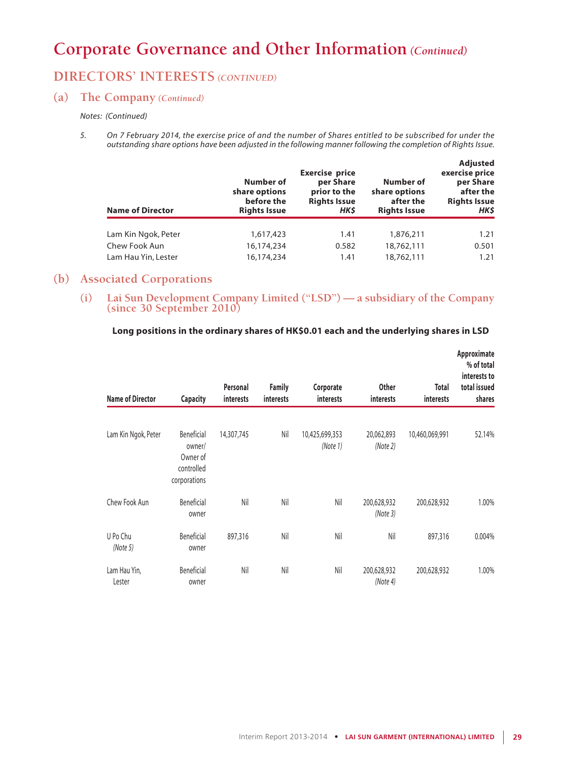# Corporate Governance and Other Information *(Continued)*

## DIRECTORS' INTERESTS *(CONTINUED)*

### (a) The Company *(Continued)*

*Notes: (Continued)*

5. *On 7 February 2014, the exercise price of and the number of Shares entitled to be subscribed for under the outstanding share options have been adjusted in the following manner following the completion of Rights Issue.*

| Name of Director | Number of share options before the Rights Issue | Exercise price per Share prior to the Rights Issue *HK$* | Number of share options after the Rights Issue | Adjusted exercise price per Share after the Rights Issue *HK$* |
|---|---|---|---|---|
| Lam Kin Ngok, Peter | 1,617,423 | 1.41 | 1,876,211 | 1.21 |
| Chew Fook Aun | 16,174,234 | 0.582 | 18,762,111 | 0.501 |
| Lam Hau Yin, Lester | 16,174,234 | 1.41 | 18,762,111 | 1.21 |

### (b) Associated Corporations

#### (i) Lai Sun Development Company Limited ("LSD") — a subsidiary of the Company (since 30 September 2010)

**Long positions in the ordinary shares of HK$0.01 each and the underlying shares in LSD**

| Name of Director | Capacity | Personal interests | Family interests | Corporate interests | Other interests | Total interests | Approximate % of total interests to total issued shares |
|---|---|---|---|---|---|---|---|
| Lam Kin Ngok, Peter | Beneficial owner/ Owner of controlled corporations | 14,307,745 | Nil | 10,425,699,353 *(Note 1)* | 20,062,893 *(Note 2)* | 10,460,069,991 | 52.14% |
| Chew Fook Aun | Beneficial owner | Nil | Nil | Nil | 200,628,932 *(Note 3)* | 200,628,932 | 1.00% |
| U Po Chu *(Note 5)* | Beneficial owner | 897,316 | Nil | Nil | Nil | 897,316 | 0.004% |
| Lam Hau Yin, Lester | Beneficial owner | Nil | Nil | Nil | 200,628,932 *(Note 4)* | 200,628,932 | 1.00% |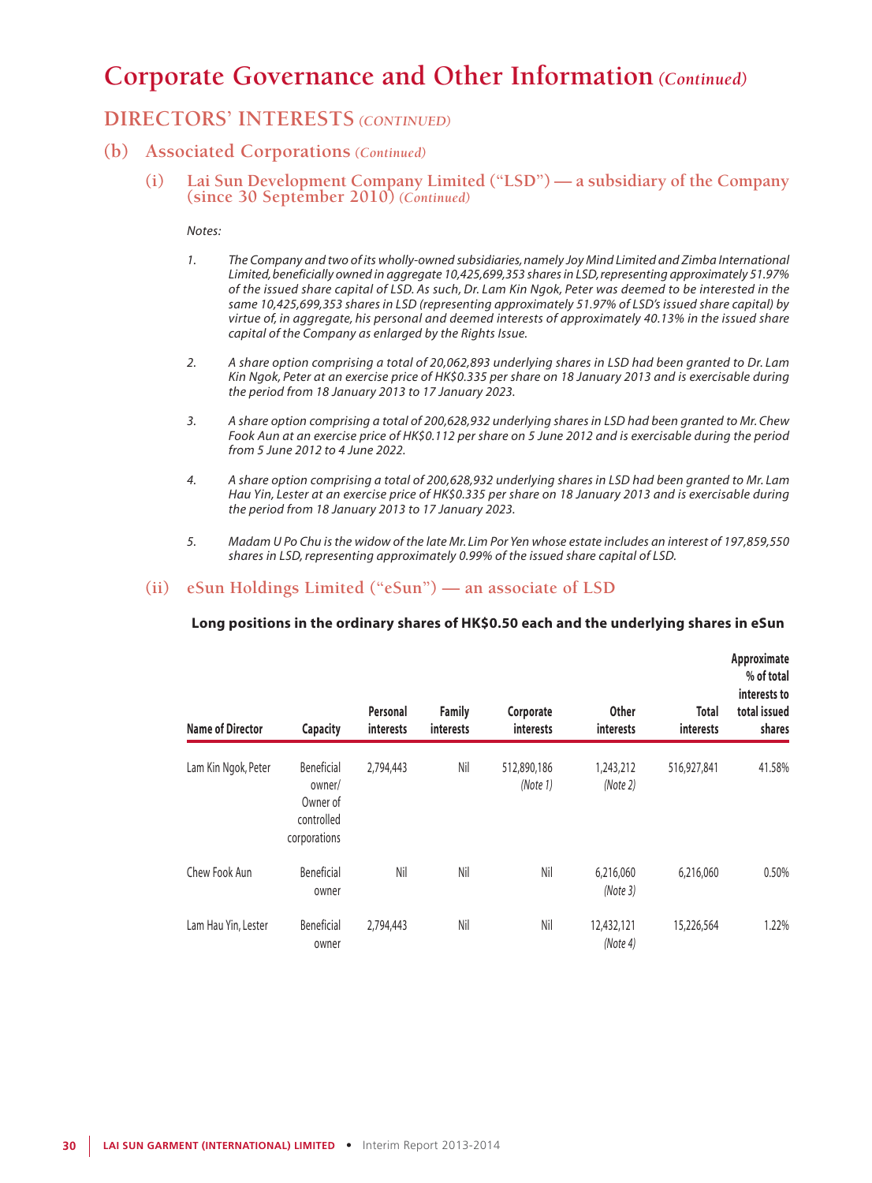# Corporate Governance and Other Information *(Continued)*

## DIRECTORS' INTERESTS *(CONTINUED)*

### (b) Associated Corporations *(Continued)*

#### (i) Lai Sun Development Company Limited ("LSD") — a subsidiary of the Company (since 30 September 2010) *(Continued)*

*Notes:*

1. *The Company and two of its wholly-owned subsidiaries, namely Joy Mind Limited and Zimba International Limited, beneficially owned in aggregate 10,425,699,353 shares in LSD, representing approximately 51.97% of the issued share capital of LSD. As such, Dr. Lam Kin Ngok, Peter was deemed to be interested in the same 10,425,699,353 shares in LSD (representing approximately 51.97% of LSD's issued share capital) by virtue of, in aggregate, his personal and deemed interests of approximately 40.13% in the issued share capital of the Company as enlarged by the Rights Issue.*

2. *A share option comprising a total of 20,062,893 underlying shares in LSD had been granted to Dr. Lam Kin Ngok, Peter at an exercise price of HK$0.335 per share on 18 January 2013 and is exercisable during the period from 18 January 2013 to 17 January 2023.*

3. *A share option comprising a total of 200,628,932 underlying shares in LSD had been granted to Mr. Chew Fook Aun at an exercise price of HK$0.112 per share on 5 June 2012 and is exercisable during the period from 5 June 2012 to 4 June 2022.*

4. *A share option comprising a total of 200,628,932 underlying shares in LSD had been granted to Mr. Lam Hau Yin, Lester at an exercise price of HK$0.335 per share on 18 January 2013 and is exercisable during the period from 18 January 2013 to 17 January 2023.*

5. *Madam U Po Chu is the widow of the late Mr. Lim Por Yen whose estate includes an interest of 197,859,550 shares in LSD, representing approximately 0.99% of the issued share capital of LSD.*

#### (ii) eSun Holdings Limited ("eSun") — an associate of LSD

**Long positions in the ordinary shares of HK$0.50 each and the underlying shares in eSun**

| Name of Director | Capacity | Personal interests | Family interests | Corporate interests | Other interests | Total interests | Approximate % of total interests to total issued shares |
|---|---|---|---|---|---|---|---|
| Lam Kin Ngok, Peter | Beneficial owner/ Owner of controlled corporations | 2,794,443 | Nil | 512,890,186 *(Note 1)* | 1,243,212 *(Note 2)* | 516,927,841 | 41.58% |
| Chew Fook Aun | Beneficial owner | Nil | Nil | Nil | 6,216,060 *(Note 3)* | 6,216,060 | 0.50% |
| Lam Hau Yin, Lester | Beneficial owner | 2,794,443 | Nil | Nil | 12,432,121 *(Note 4)* | 15,226,564 | 1.22% |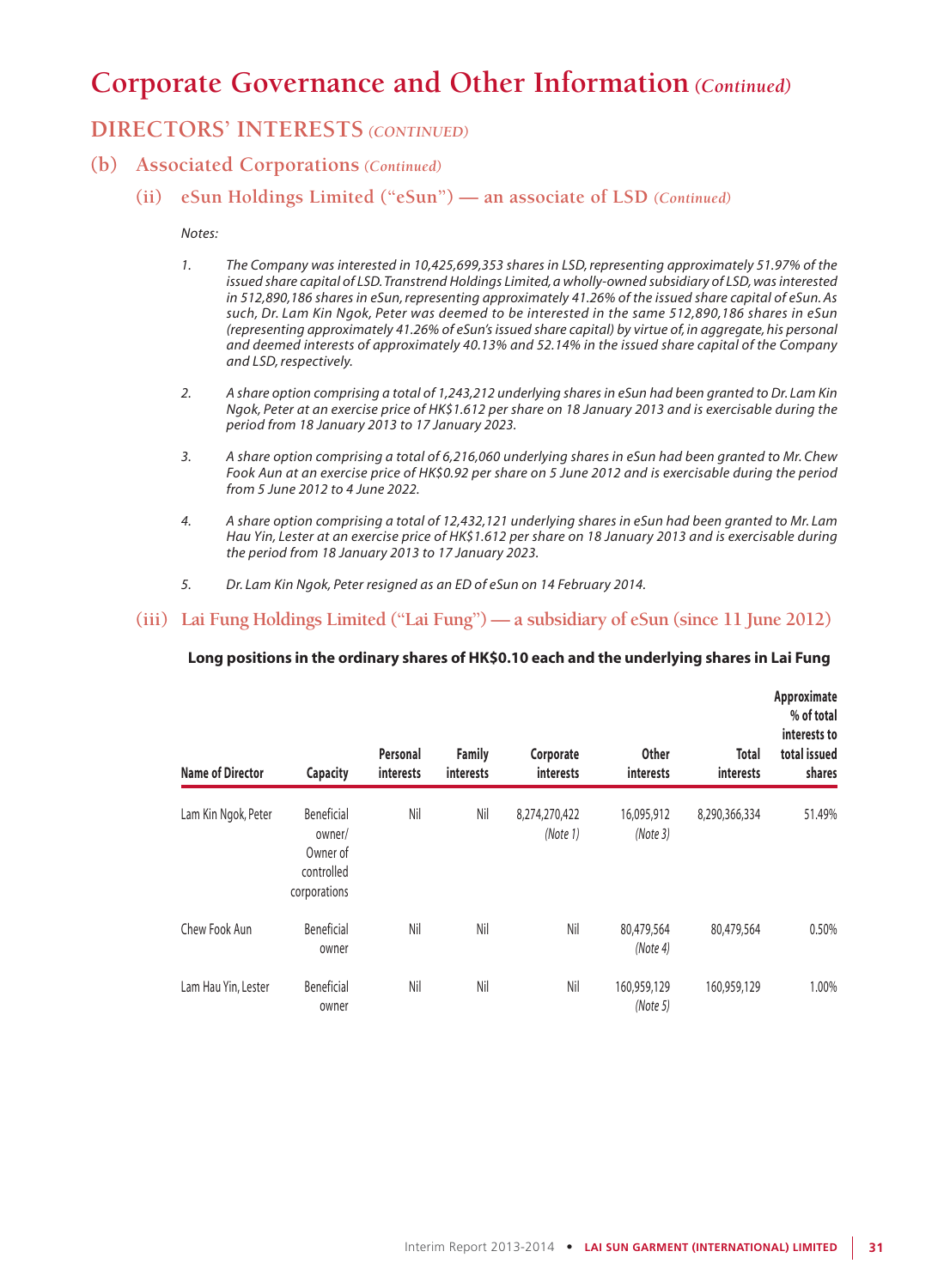# Corporate Governance and Other Information *(Continued)*

## DIRECTORS' INTERESTS *(CONTINUED)*

### (b) Associated Corporations *(Continued)*

#### (ii) eSun Holdings Limited ("eSun") — an associate of LSD *(Continued)*

*Notes:*

1. *The Company was interested in 10,425,699,353 shares in LSD, representing approximately 51.97% of the issued share capital of LSD. Transtrend Holdings Limited, a wholly-owned subsidiary of LSD, was interested in 512,890,186 shares in eSun, representing approximately 41.26% of the issued share capital of eSun. As such, Dr. Lam Kin Ngok, Peter was deemed to be interested in the same 512,890,186 shares in eSun (representing approximately 41.26% of eSun's issued share capital) by virtue of, in aggregate, his personal and deemed interests of approximately 40.13% and 52.14% in the issued share capital of the Company and LSD, respectively.*

2. *A share option comprising a total of 1,243,212 underlying shares in eSun had been granted to Dr. Lam Kin Ngok, Peter at an exercise price of HK$1.612 per share on 18 January 2013 and is exercisable during the period from 18 January 2013 to 17 January 2023.*

3. *A share option comprising a total of 6,216,060 underlying shares in eSun had been granted to Mr. Chew Fook Aun at an exercise price of HK$0.92 per share on 5 June 2012 and is exercisable during the period from 5 June 2012 to 4 June 2022.*

4. *A share option comprising a total of 12,432,121 underlying shares in eSun had been granted to Mr. Lam Hau Yin, Lester at an exercise price of HK$1.612 per share on 18 January 2013 and is exercisable during the period from 18 January 2013 to 17 January 2023.*

5. *Dr. Lam Kin Ngok, Peter resigned as an ED of eSun on 14 February 2014.*

#### (iii) Lai Fung Holdings Limited ("Lai Fung") — a subsidiary of eSun (since 11 June 2012)

**Long positions in the ordinary shares of HK$0.10 each and the underlying shares in Lai Fung**

| Name of Director | Capacity | Personal interests | Family interests | Corporate interests | Other interests | Total interests | Approximate % of total interests to total issued shares |
|---|---|---|---|---|---|---|---|
| Lam Kin Ngok, Peter | Beneficial owner/ Owner of controlled corporations | Nil | Nil | 8,274,270,422 *(Note 1)* | 16,095,912 *(Note 3)* | 8,290,366,334 | 51.49% |
| Chew Fook Aun | Beneficial owner | Nil | Nil | Nil | 80,479,564 *(Note 4)* | 80,479,564 | 0.50% |
| Lam Hau Yin, Lester | Beneficial owner | Nil | Nil | Nil | 160,959,129 *(Note 5)* | 160,959,129 | 1.00% |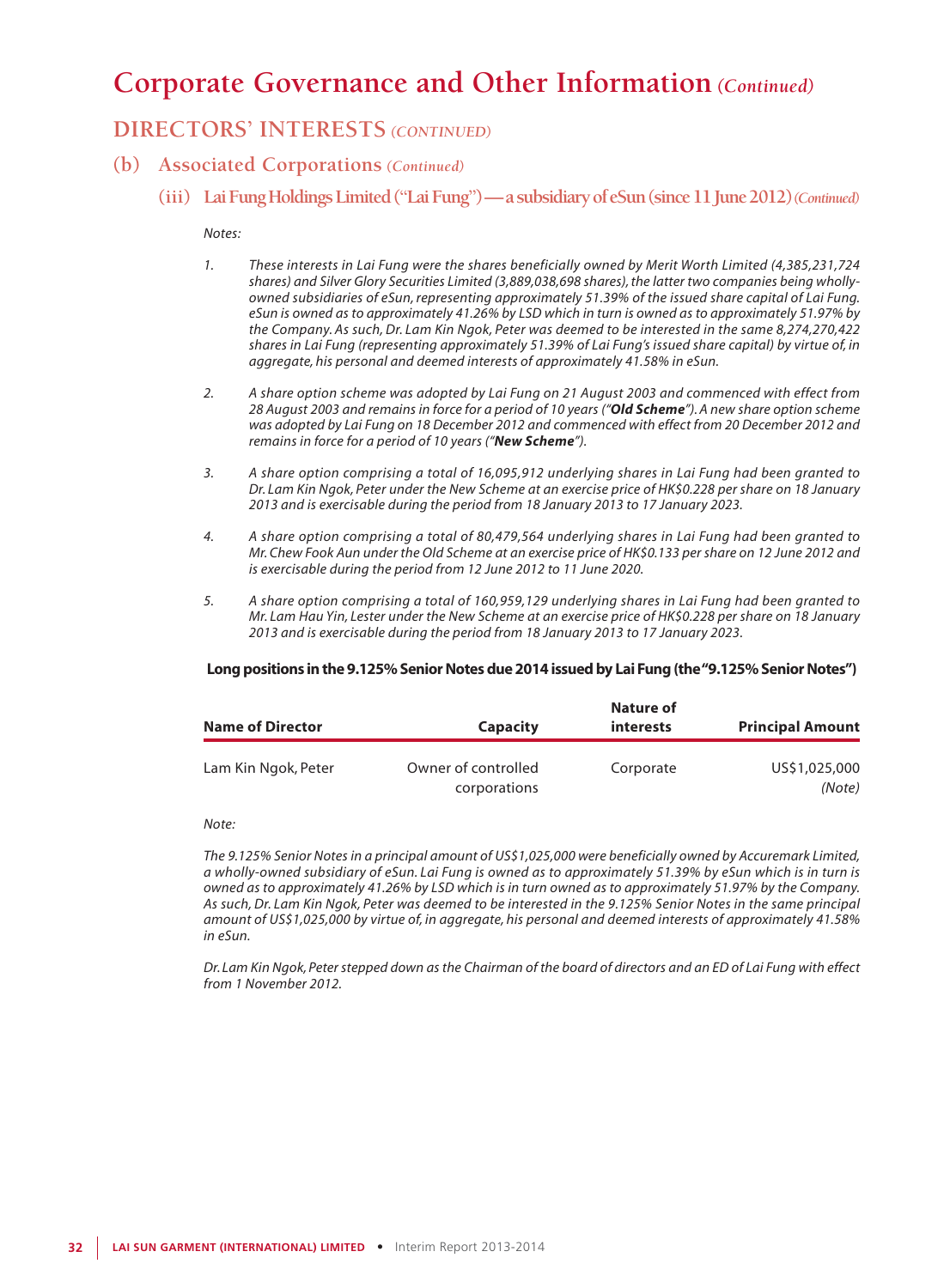# Corporate Governance and Other Information *(Continued)*

## DIRECTORS' INTERESTS *(CONTINUED)*

### (b) Associated Corporations *(Continued)*

#### (iii) Lai Fung Holdings Limited ("Lai Fung") — a subsidiary of eSun (since 11 June 2012) *(Continued)*

*Notes:*

1. *These interests in Lai Fung were the shares beneficially owned by Merit Worth Limited (4,385,231,724 shares) and Silver Glory Securities Limited (3,889,038,698 shares), the latter two companies being wholly-owned subsidiaries of eSun, representing approximately 51.39% of the issued share capital of Lai Fung. eSun is owned as to approximately 41.26% by LSD which in turn is owned as to approximately 51.97% by the Company. As such, Dr. Lam Kin Ngok, Peter was deemed to be interested in the same 8,274,270,422 shares in Lai Fung (representing approximately 51.39% of Lai Fung's issued share capital) by virtue of, in aggregate, his personal and deemed interests of approximately 41.58% in eSun.*

2. *A share option scheme was adopted by Lai Fung on 21 August 2003 and commenced with effect from 28 August 2003 and remains in force for a period of 10 years ("**Old Scheme**"). A new share option scheme was adopted by Lai Fung on 18 December 2012 and commenced with effect from 20 December 2012 and remains in force for a period of 10 years ("**New Scheme**").*

3. *A share option comprising a total of 16,095,912 underlying shares in Lai Fung had been granted to Dr. Lam Kin Ngok, Peter under the New Scheme at an exercise price of HK$0.228 per share on 18 January 2013 and is exercisable during the period from 18 January 2013 to 17 January 2023.*

4. *A share option comprising a total of 80,479,564 underlying shares in Lai Fung had been granted to Mr. Chew Fook Aun under the Old Scheme at an exercise price of HK$0.133 per share on 12 June 2012 and is exercisable during the period from 12 June 2012 to 11 June 2020.*

5. *A share option comprising a total of 160,959,129 underlying shares in Lai Fung had been granted to Mr. Lam Hau Yin, Lester under the New Scheme at an exercise price of HK$0.228 per share on 18 January 2013 and is exercisable during the period from 18 January 2013 to 17 January 2023.*

**Long positions in the 9.125% Senior Notes due 2014 issued by Lai Fung (the "9.125% Senior Notes")**

| Name of Director | Capacity | Nature of interests | Principal Amount |
|---|---|---|---|
| Lam Kin Ngok, Peter | Owner of controlled corporations | Corporate | US$1,025,000 *(Note)* |

*Note:*

*The 9.125% Senior Notes in a principal amount of US$1,025,000 were beneficially owned by Accuremark Limited, a wholly-owned subsidiary of eSun. Lai Fung is owned as to approximately 51.39% by eSun which is in turn is owned as to approximately 41.26% by LSD which is in turn owned as to approximately 51.97% by the Company. As such, Dr. Lam Kin Ngok, Peter was deemed to be interested in the 9.125% Senior Notes in the same principal amount of US$1,025,000 by virtue of, in aggregate, his personal and deemed interests of approximately 41.58% in eSun.*

*Dr. Lam Kin Ngok, Peter stepped down as the Chairman of the board of directors and an ED of Lai Fung with effect from 1 November 2012.*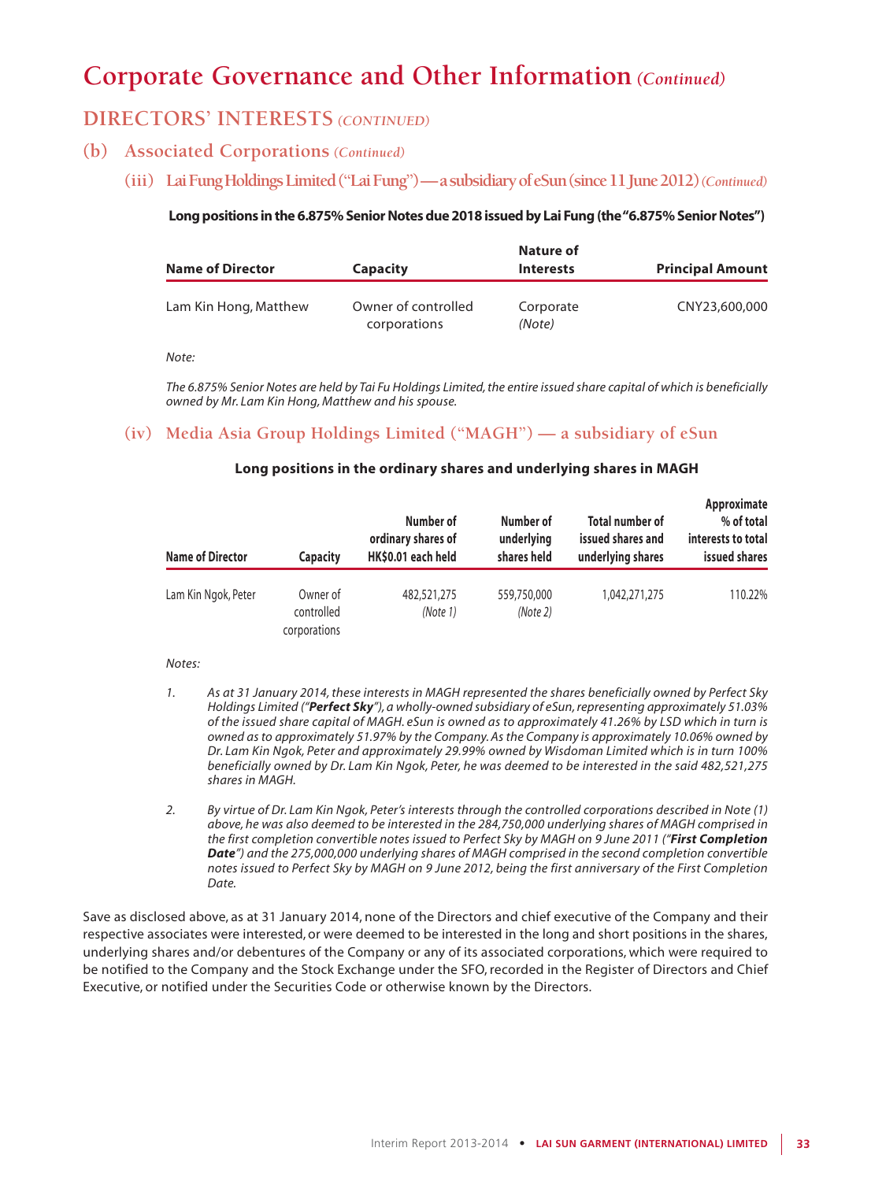# Corporate Governance and Other Information *(Continued)*

## DIRECTORS' INTERESTS *(CONTINUED)*

### (b) Associated Corporations *(Continued)*

#### (iii) Lai Fung Holdings Limited ("Lai Fung") — a subsidiary of eSun (since 11 June 2012) *(Continued)*

**Long positions in the 6.875% Senior Notes due 2018 issued by Lai Fung (the "6.875% Senior Notes")**

| Name of Director | Capacity | Nature of Interests | Principal Amount |
|---|---|---|---|
| Lam Kin Hong, Matthew | Owner of controlled corporations | Corporate *(Note)* | CNY23,600,000 |

*Note:*

*The 6.875% Senior Notes are held by Tai Fu Holdings Limited, the entire issued share capital of which is beneficially owned by Mr. Lam Kin Hong, Matthew and his spouse.*

#### (iv) Media Asia Group Holdings Limited ("MAGH") — a subsidiary of eSun

**Long positions in the ordinary shares and underlying shares in MAGH**

| Name of Director | Capacity | Number of ordinary shares of HK$0.01 each held | Number of underlying shares held | Total number of issued shares and underlying shares | Approximate % of total interests to total issued shares |
|---|---|---|---|---|---|
| Lam Kin Ngok, Peter | Owner of controlled corporations | 482,521,275 *(Note 1)* | 559,750,000 *(Note 2)* | 1,042,271,275 | 110.22% |

*Notes:*

1. *As at 31 January 2014, these interests in MAGH represented the shares beneficially owned by Perfect Sky Holdings Limited ("**Perfect Sky**"), a wholly-owned subsidiary of eSun, representing approximately 51.03% of the issued share capital of MAGH. eSun is owned as to approximately 41.26% by LSD which in turn is owned as to approximately 51.97% by the Company. As the Company is approximately 10.06% owned by Dr. Lam Kin Ngok, Peter and approximately 29.99% owned by Wisdoman Limited which is in turn 100% beneficially owned by Dr. Lam Kin Ngok, Peter, he was deemed to be interested in the said 482,521,275 shares in MAGH.*

2. *By virtue of Dr. Lam Kin Ngok, Peter's interests through the controlled corporations described in Note (1) above, he was also deemed to be interested in the 284,750,000 underlying shares of MAGH comprised in the first completion convertible notes issued to Perfect Sky by MAGH on 9 June 2011 ("**First Completion Date**") and the 275,000,000 underlying shares of MAGH comprised in the second completion convertible notes issued to Perfect Sky by MAGH on 9 June 2012, being the first anniversary of the First Completion Date.*

Save as disclosed above, as at 31 January 2014, none of the Directors and chief executive of the Company and their respective associates were interested, or were deemed to be interested in the long and short positions in the shares, underlying shares and/or debentures of the Company or any of its associated corporations, which were required to be notified to the Company and the Stock Exchange under the SFO, recorded in the Register of Directors and Chief Executive, or notified under the Securities Code or otherwise known by the Directors.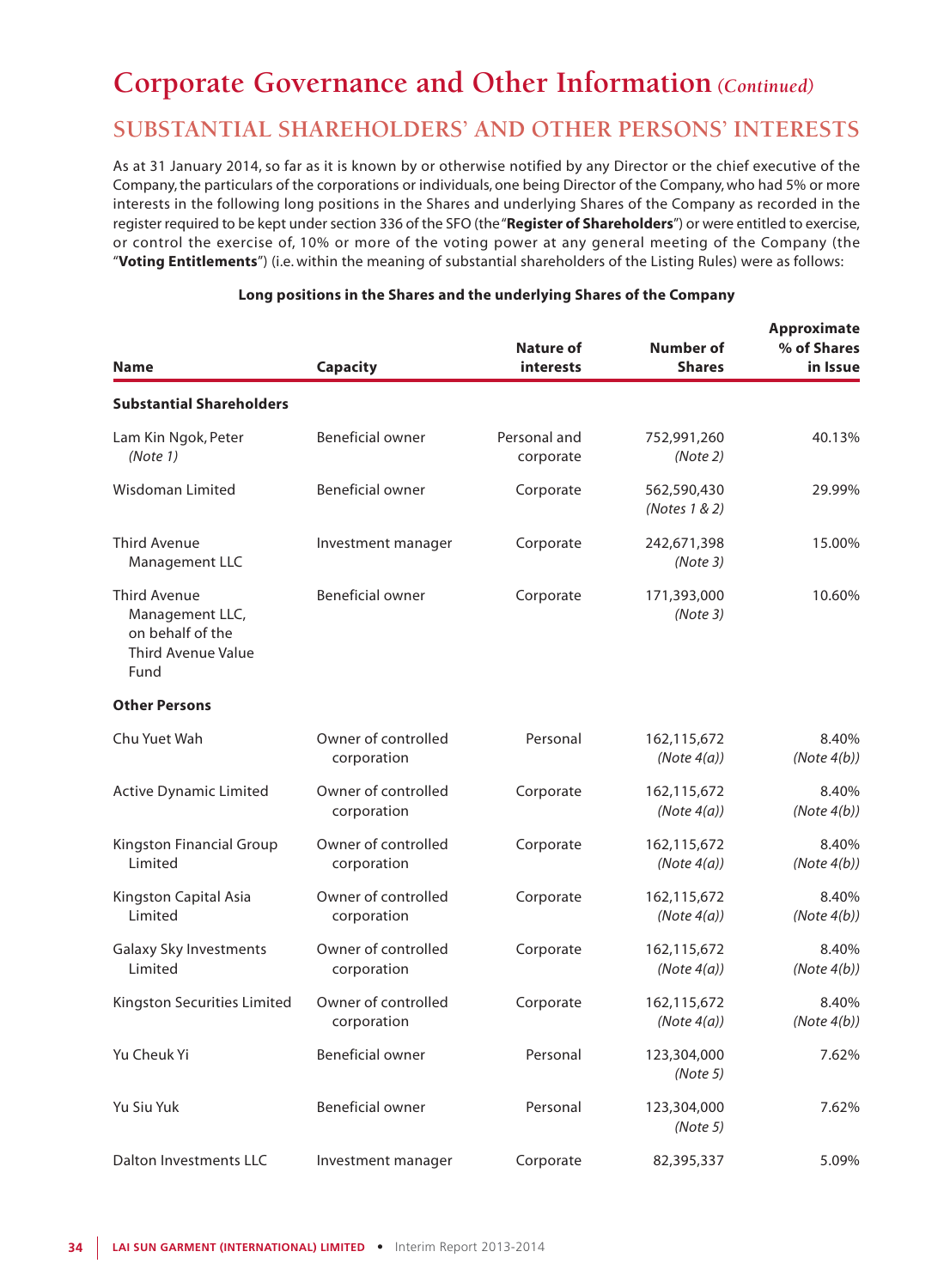# Corporate Governance and Other Information *(Continued)*

## SUBSTANTIAL SHAREHOLDERS' AND OTHER PERSONS' INTERESTS

As at 31 January 2014, so far as it is known by or otherwise notified by any Director or the chief executive of the Company, the particulars of the corporations or individuals, one being Director of the Company, who had 5% or more interests in the following long positions in the Shares and underlying Shares of the Company as recorded in the register required to be kept under section 336 of the SFO (the "**Register of Shareholders**") or were entitled to exercise, or control the exercise of, 10% or more of the voting power at any general meeting of the Company (the "**Voting Entitlements**") (i.e. within the meaning of substantial shareholders of the Listing Rules) were as follows:

**Long positions in the Shares and the underlying Shares of the Company**

| Name | Capacity | Nature of interests | Number of Shares | Approximate % of Shares in Issue |
|---|---|---|---|---|
| **Substantial Shareholders** | | | | |
| Lam Kin Ngok, Peter *(Note 1)* | Beneficial owner | Personal and corporate | 752,991,260 *(Note 2)* | 40.13% |
| Wisdoman Limited | Beneficial owner | Corporate | 562,590,430 *(Notes 1 & 2)* | 29.99% |
| Third Avenue Management LLC | Investment manager | Corporate | 242,671,398 *(Note 3)* | 15.00% |
| Third Avenue Management LLC, on behalf of the Third Avenue Value Fund | Beneficial owner | Corporate | 171,393,000 *(Note 3)* | 10.60% |
| **Other Persons** | | | | |
| Chu Yuet Wah | Owner of controlled corporation | Personal | 162,115,672 *(Note 4(a))* | 8.40% *(Note 4(b))* |
| Active Dynamic Limited | Owner of controlled corporation | Corporate | 162,115,672 *(Note 4(a))* | 8.40% *(Note 4(b))* |
| Kingston Financial Group Limited | Owner of controlled corporation | Corporate | 162,115,672 *(Note 4(a))* | 8.40% *(Note 4(b))* |
| Kingston Capital Asia Limited | Owner of controlled corporation | Corporate | 162,115,672 *(Note 4(a))* | 8.40% *(Note 4(b))* |
| Galaxy Sky Investments Limited | Owner of controlled corporation | Corporate | 162,115,672 *(Note 4(a))* | 8.40% *(Note 4(b))* |
| Kingston Securities Limited | Owner of controlled corporation | Corporate | 162,115,672 *(Note 4(a))* | 8.40% *(Note 4(b))* |
| Yu Cheuk Yi | Beneficial owner | Personal | 123,304,000 *(Note 5)* | 7.62% |
| Yu Siu Yuk | Beneficial owner | Personal | 123,304,000 *(Note 5)* | 7.62% |
| Dalton Investments LLC | Investment manager | Corporate | 82,395,337 | 5.09% |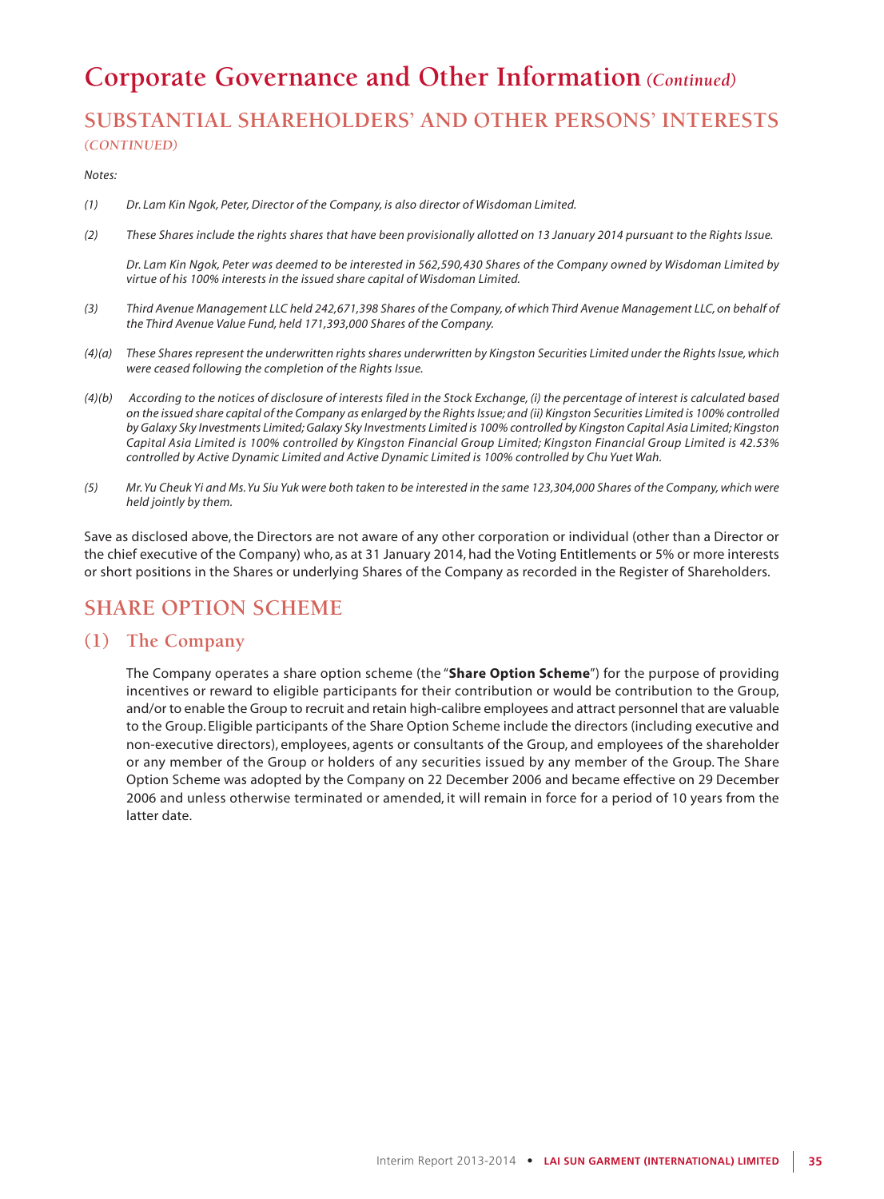# Corporate Governance and Other Information *(Continued)*

## SUBSTANTIAL SHAREHOLDERS' AND OTHER PERSONS' INTERESTS *(CONTINUED)*

*Notes:*

*(1) Dr. Lam Kin Ngok, Peter, Director of the Company, is also director of Wisdoman Limited.*

*(2) These Shares include the rights shares that have been provisionally allotted on 13 January 2014 pursuant to the Rights Issue.*

*Dr. Lam Kin Ngok, Peter was deemed to be interested in 562,590,430 Shares of the Company owned by Wisdoman Limited by virtue of his 100% interests in the issued share capital of Wisdoman Limited.*

*(3) Third Avenue Management LLC held 242,671,398 Shares of the Company, of which Third Avenue Management LLC, on behalf of the Third Avenue Value Fund, held 171,393,000 Shares of the Company.*

*(4)(a) These Shares represent the underwritten rights shares underwritten by Kingston Securities Limited under the Rights Issue, which were ceased following the completion of the Rights Issue.*

*(4)(b) According to the notices of disclosure of interests filed in the Stock Exchange, (i) the percentage of interest is calculated based on the issued share capital of the Company as enlarged by the Rights Issue; and (ii) Kingston Securities Limited is 100% controlled by Galaxy Sky Investments Limited; Galaxy Sky Investments Limited is 100% controlled by Kingston Capital Asia Limited; Kingston Capital Asia Limited is 100% controlled by Kingston Financial Group Limited; Kingston Financial Group Limited is 42.53% controlled by Active Dynamic Limited and Active Dynamic Limited is 100% controlled by Chu Yuet Wah.*

*(5) Mr. Yu Cheuk Yi and Ms. Yu Siu Yuk were both taken to be interested in the same 123,304,000 Shares of the Company, which were held jointly by them.*

Save as disclosed above, the Directors are not aware of any other corporation or individual (other than a Director or the chief executive of the Company) who, as at 31 January 2014, had the Voting Entitlements or 5% or more interests or short positions in the Shares or underlying Shares of the Company as recorded in the Register of Shareholders.

## SHARE OPTION SCHEME

### (1) The Company

The Company operates a share option scheme (the "**Share Option Scheme**") for the purpose of providing incentives or reward to eligible participants for their contribution or would be contribution to the Group, and/or to enable the Group to recruit and retain high-calibre employees and attract personnel that are valuable to the Group. Eligible participants of the Share Option Scheme include the directors (including executive and non-executive directors), employees, agents or consultants of the Group, and employees of the shareholder or any member of the Group or holders of any securities issued by any member of the Group. The Share Option Scheme was adopted by the Company on 22 December 2006 and became effective on 29 December 2006 and unless otherwise terminated or amended, it will remain in force for a period of 10 years from the latter date.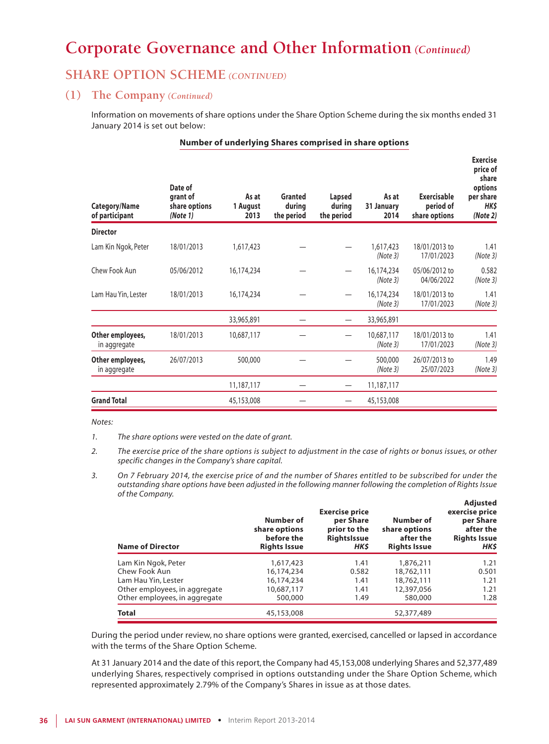# Corporate Governance and Other Information *(Continued)*

## SHARE OPTION SCHEME *(CONTINUED)*

### (1) The Company *(Continued)*

Information on movements of share options under the Share Option Scheme during the six months ended 31 January 2014 is set out below:

**Number of underlying Shares comprised in share options**

| Category/Name of participant | Date of grant of share options *(Note 1)* | As at 1 August 2013 | Granted during the period | Lapsed during the period | As at 31 January 2014 | Exercisable period of share options | Exercise price of share options per share HK$ *(Note 2)* |
|---|---|---|---|---|---|---|---|
| **Director** | | | | | | | |
| Lam Kin Ngok, Peter | 18/01/2013 | 1,617,423 | — | — | 1,617,423 *(Note 3)* | 18/01/2013 to 17/01/2023 | 1.41 *(Note 3)* |
| Chew Fook Aun | 05/06/2012 | 16,174,234 | — | — | 16,174,234 *(Note 3)* | 05/06/2012 to 04/06/2022 | 0.582 *(Note 3)* |
| Lam Hau Yin, Lester | 18/01/2013 | 16,174,234 | — | — | 16,174,234 *(Note 3)* | 18/01/2013 to 17/01/2023 | 1.41 *(Note 3)* |
| | | 33,965,891 | — | — | 33,965,891 | | |
| **Other employees,** in aggregate | 18/01/2013 | 10,687,117 | — | — | 10,687,117 *(Note 3)* | 18/01/2013 to 17/01/2023 | 1.41 *(Note 3)* |
| **Other employees,** in aggregate | 26/07/2013 | 500,000 | — | — | 500,000 *(Note 3)* | 26/07/2013 to 25/07/2023 | 1.49 *(Note 3)* |
| | | 11,187,117 | — | — | 11,187,117 | | |
| **Grand Total** | | 45,153,008 | — | — | 45,153,008 | | |

*Notes:*

1. *The share options were vested on the date of grant.*

2. *The exercise price of the share options is subject to adjustment in the case of rights or bonus issues, or other specific changes in the Company's share capital.*

3. *On 7 February 2014, the exercise price of and the number of Shares entitled to be subscribed for under the outstanding share options have been adjusted in the following manner following the completion of Rights Issue of the Company.*

| Name of Director | Number of share options before the Rights Issue | Exercise price per Share prior to the RightsIssue HK$ | Number of share options after the Rights Issue | Adjusted exercise price per Share after the Rights Issue HK$ |
|---|---|---|---|---|
| Lam Kin Ngok, Peter | 1,617,423 | 1.41 | 1,876,211 | 1.21 |
| Chew Fook Aun | 16,174,234 | 0.582 | 18,762,111 | 0.501 |
| Lam Hau Yin, Lester | 16,174,234 | 1.41 | 18,762,111 | 1.21 |
| Other employees, in aggregate | 10,687,117 | 1.41 | 12,397,056 | 1.21 |
| Other employees, in aggregate | 500,000 | 1.49 | 580,000 | 1.28 |
| **Total** | 45,153,008 | | 52,377,489 | |

During the period under review, no share options were granted, exercised, cancelled or lapsed in accordance with the terms of the Share Option Scheme.

At 31 January 2014 and the date of this report, the Company had 45,153,008 underlying Shares and 52,377,489 underlying Shares, respectively comprised in options outstanding under the Share Option Scheme, which represented approximately 2.79% of the Company's Shares in issue as at those dates.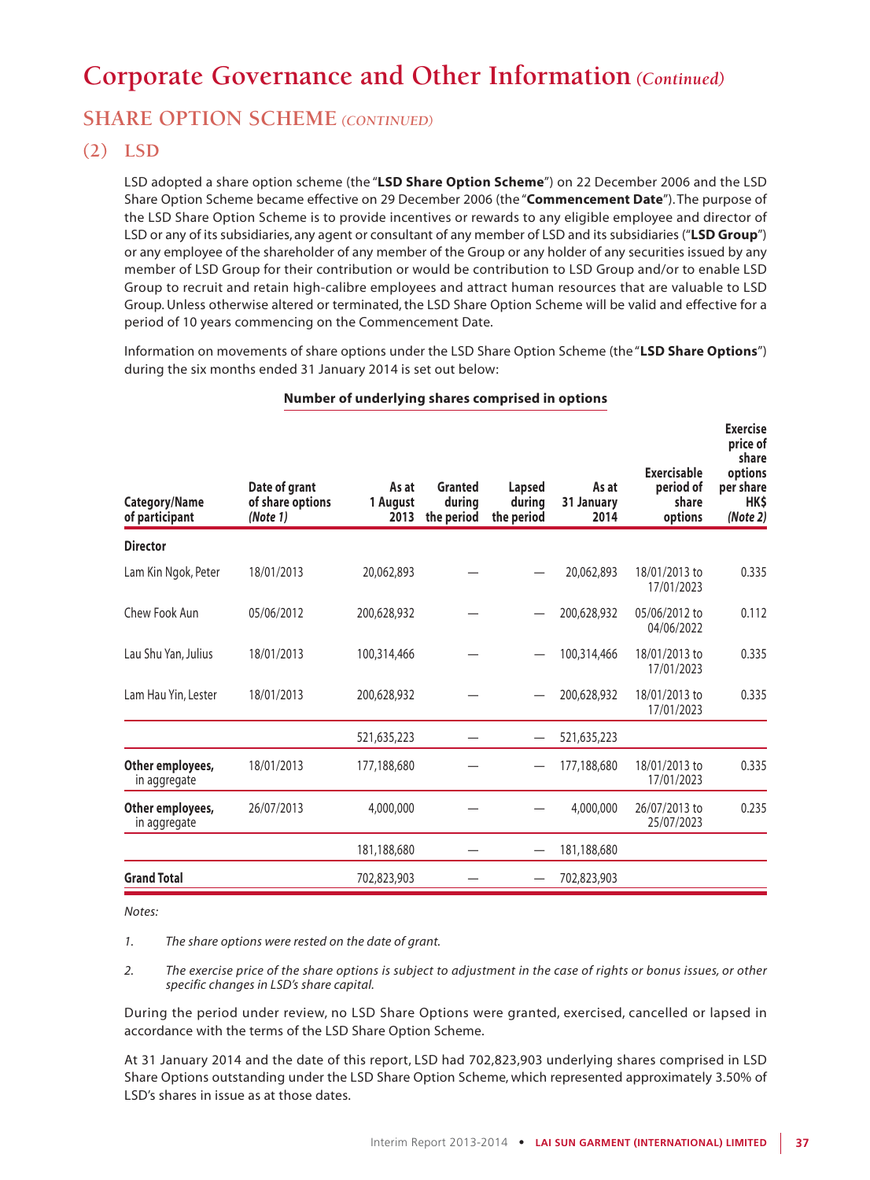# Corporate Governance and Other Information *(Continued)*

## SHARE OPTION SCHEME *(CONTINUED)*

### (2) LSD

LSD adopted a share option scheme (the "**LSD Share Option Scheme**") on 22 December 2006 and the LSD Share Option Scheme became effective on 29 December 2006 (the "**Commencement Date**"). The purpose of the LSD Share Option Scheme is to provide incentives or rewards to any eligible employee and director of LSD or any of its subsidiaries, any agent or consultant of any member of LSD and its subsidiaries ("**LSD Group**") or any employee of the shareholder of any member of the Group or any holder of any securities issued by any member of LSD Group for their contribution or would be contribution to LSD Group and/or to enable LSD Group to recruit and retain high-calibre employees and attract human resources that are valuable to LSD Group. Unless otherwise altered or terminated, the LSD Share Option Scheme will be valid and effective for a period of 10 years commencing on the Commencement Date.

Information on movements of share options under the LSD Share Option Scheme (the "**LSD Share Options**") during the six months ended 31 January 2014 is set out below:

| Category/Name of participant | Date of grant of share options *(Note 1)* | Number of underlying shares comprised in options: As at 1 August 2013 | Granted during the period | Lapsed during the period | As at 31 January 2014 | Exercisable period of share options | Exercise price of share options per share HK$ *(Note 2)* |
|---|---|---|---|---|---|---|---|
| **Director** | | | | | | | |
| Lam Kin Ngok, Peter | 18/01/2013 | 20,062,893 | — | — | 20,062,893 | 18/01/2013 to 17/01/2023 | 0.335 |
| Chew Fook Aun | 05/06/2012 | 200,628,932 | — | — | 200,628,932 | 05/06/2012 to 04/06/2022 | 0.112 |
| Lau Shu Yan, Julius | 18/01/2013 | 100,314,466 | — | — | 100,314,466 | 18/01/2013 to 17/01/2023 | 0.335 |
| Lam Hau Yin, Lester | 18/01/2013 | 200,628,932 | — | — | 200,628,932 | 18/01/2013 to 17/01/2023 | 0.335 |
| | | 521,635,223 | — | — | 521,635,223 | | |
| **Other employees,** in aggregate | 18/01/2013 | 177,188,680 | — | — | 177,188,680 | 18/01/2013 to 17/01/2023 | 0.335 |
| **Other employees,** in aggregate | 26/07/2013 | 4,000,000 | — | — | 4,000,000 | 26/07/2013 to 25/07/2023 | 0.235 |
| | | 181,188,680 | — | — | 181,188,680 | | |
| **Grand Total** | | 702,823,903 | — | — | 702,823,903 | | |

*Notes:*

1. *The share options were rested on the date of grant.*

2. *The exercise price of the share options is subject to adjustment in the case of rights or bonus issues, or other specific changes in LSD's share capital.*

During the period under review, no LSD Share Options were granted, exercised, cancelled or lapsed in accordance with the terms of the LSD Share Option Scheme.

At 31 January 2014 and the date of this report, LSD had 702,823,903 underlying shares comprised in LSD Share Options outstanding under the LSD Share Option Scheme, which represented approximately 3.50% of LSD's shares in issue as at those dates.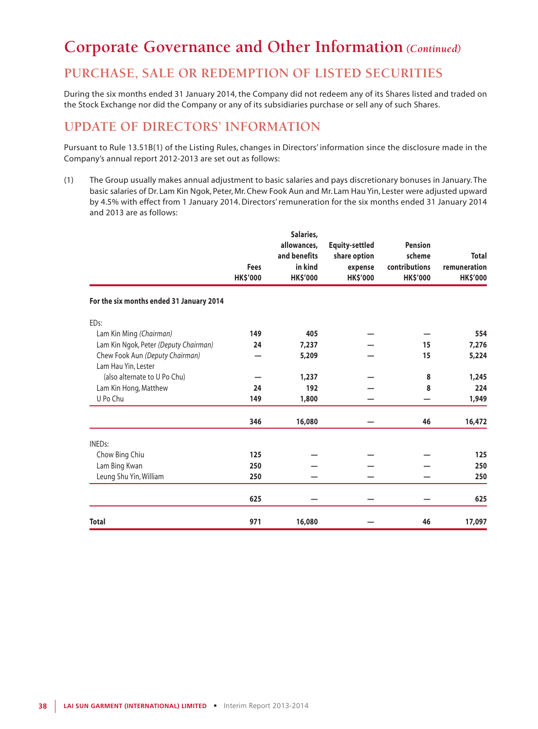# Corporate Governance and Other Information *(Continued)*

## PURCHASE, SALE OR REDEMPTION OF LISTED SECURITIES

During the six months ended 31 January 2014, the Company did not redeem any of its Shares listed and traded on the Stock Exchange nor did the Company or any of its subsidiaries purchase or sell any of such Shares.

## UPDATE OF DIRECTORS' INFORMATION

Pursuant to Rule 13.51B(1) of the Listing Rules, changes in Directors' information since the disclosure made in the Company's annual report 2012-2013 are set out as follows:

(1) The Group usually makes annual adjustment to basic salaries and pays discretionary bonuses in January. The basic salaries of Dr. Lam Kin Ngok, Peter, Mr. Chew Fook Aun and Mr. Lam Hau Yin, Lester were adjusted upward by 4.5% with effect from 1 January 2014. Directors' remuneration for the six months ended 31 January 2014 and 2013 are as follows:

| | Fees HK$'000 | Salaries, allowances, and benefits in kind HK$'000 | Equity-settled share option expense HK$'000 | Pension scheme contributions HK$'000 | Total remuneration HK$'000 |
|---|---|---|---|---|---|
| **For the six months ended 31 January 2014** | | | | | |
| EDs: | | | | | |
| Lam Kin Ming *(Chairman)* | **149** | **405** | **—** | **—** | **554** |
| Lam Kin Ngok, Peter *(Deputy Chairman)* | **24** | **7,237** | **—** | **15** | **7,276** |
| Chew Fook Aun *(Deputy Chairman)* | **—** | **5,209** | **—** | **15** | **5,224** |
| Lam Hau Yin, Lester (also alternate to U Po Chu) | **—** | **1,237** | **—** | **8** | **1,245** |
| Lam Kin Hong, Matthew | **24** | **192** | **—** | **8** | **224** |
| U Po Chu | **149** | **1,800** | **—** | **—** | **1,949** |
| | **346** | **16,080** | **—** | **46** | **16,472** |
| INEDs: | | | | | |
| Chow Bing Chiu | **125** | **—** | **—** | **—** | **125** |
| Lam Bing Kwan | **250** | **—** | **—** | **—** | **250** |
| Leung Shu Yin, William | **250** | **—** | **—** | **—** | **250** |
| | **625** | **—** | **—** | **—** | **625** |
| **Total** | **971** | **16,080** | **—** | **46** | **17,097** |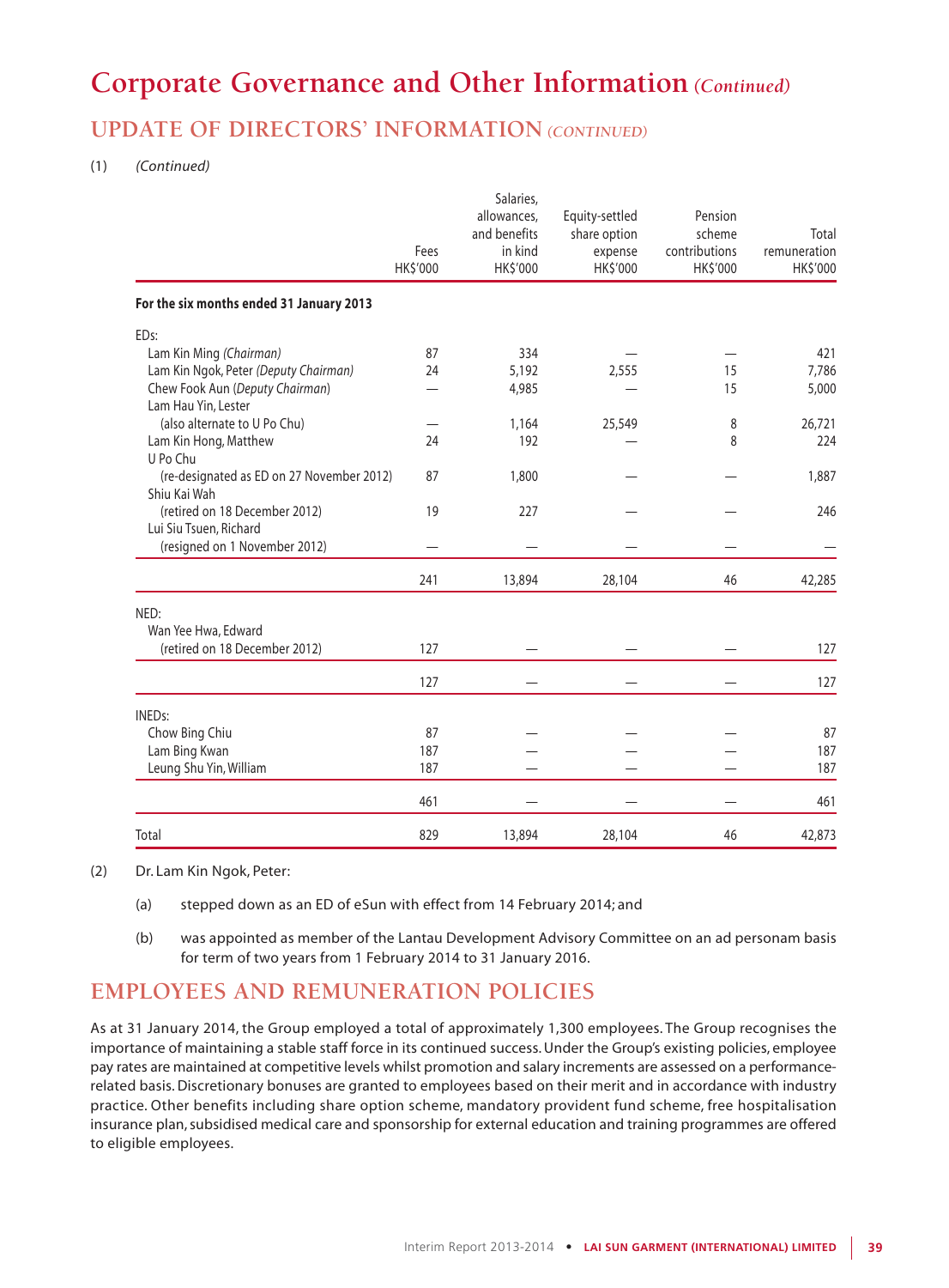# Corporate Governance and Other Information *(Continued)*

## UPDATE OF DIRECTORS' INFORMATION *(CONTINUED)*

(1) *(Continued)*

| | Fees HK$'000 | Salaries, allowances, and benefits in kind HK$'000 | Equity-settled share option expense HK$'000 | Pension scheme contributions HK$'000 | Total remuneration HK$'000 |
|---|---|---|---|---|---|
| **For the six months ended 31 January 2013** | | | | | |
| EDs: | | | | | |
| Lam Kin Ming *(Chairman)* | 87 | 334 | — | — | 421 |
| Lam Kin Ngok, Peter *(Deputy Chairman)* | 24 | 5,192 | 2,555 | 15 | 7,786 |
| Chew Fook Aun *(Deputy Chairman)* | — | 4,985 | — | 15 | 5,000 |
| Lam Hau Yin, Lester (also alternate to U Po Chu) | — | 1,164 | 25,549 | 8 | 26,721 |
| Lam Kin Hong, Matthew | 24 | 192 | — | 8 | 224 |
| U Po Chu (re-designated as ED on 27 November 2012) | 87 | 1,800 | — | — | 1,887 |
| Shiu Kai Wah (retired on 18 December 2012) | 19 | 227 | — | — | 246 |
| Lui Siu Tsuen, Richard (resigned on 1 November 2012) | — | — | — | — | — |
| | 241 | 13,894 | 28,104 | 46 | 42,285 |
| NED: | | | | | |
| Wan Yee Hwa, Edward (retired on 18 December 2012) | 127 | — | — | — | 127 |
| | 127 | — | — | — | 127 |
| INEDs: | | | | | |
| Chow Bing Chiu | 87 | — | — | — | 87 |
| Lam Bing Kwan | 187 | — | — | — | 187 |
| Leung Shu Yin, William | 187 | — | — | — | 187 |
| | 461 | — | — | — | 461 |
| Total | 829 | 13,894 | 28,104 | 46 | 42,873 |

(2) Dr. Lam Kin Ngok, Peter:

(a) stepped down as an ED of eSun with effect from 14 February 2014; and

(b) was appointed as member of the Lantau Development Advisory Committee on an ad personam basis for term of two years from 1 February 2014 to 31 January 2016.

## EMPLOYEES AND REMUNERATION POLICIES

As at 31 January 2014, the Group employed a total of approximately 1,300 employees. The Group recognises the importance of maintaining a stable staff force in its continued success. Under the Group's existing policies, employee pay rates are maintained at competitive levels whilst promotion and salary increments are assessed on a performance-related basis. Discretionary bonuses are granted to employees based on their merit and in accordance with industry practice. Other benefits including share option scheme, mandatory provident fund scheme, free hospitalisation insurance plan, subsidised medical care and sponsorship for external education and training programmes are offered to eligible employees.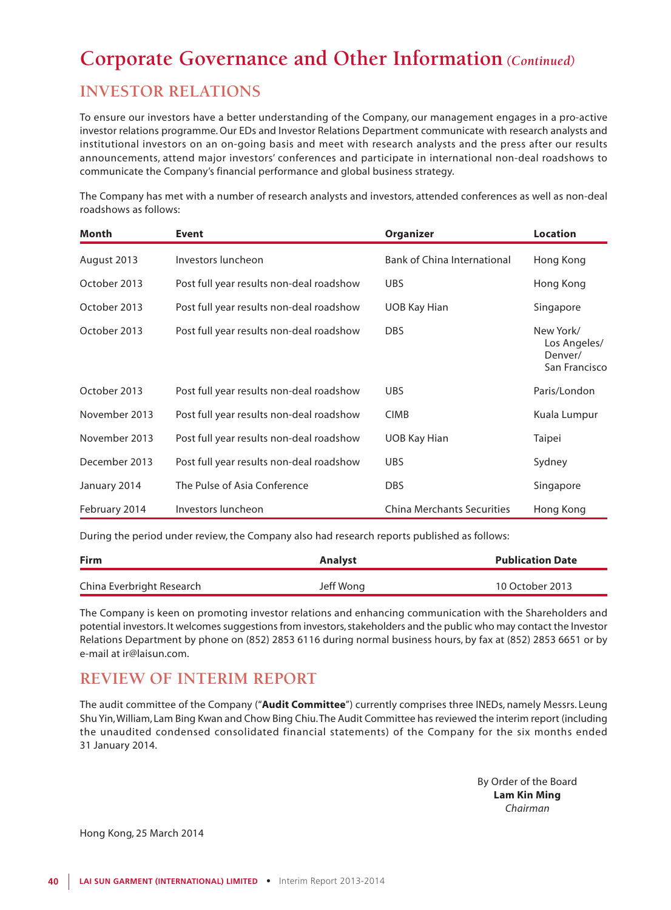# Corporate Governance and Other Information *(Continued)*

## INVESTOR RELATIONS

To ensure our investors have a better understanding of the Company, our management engages in a pro-active investor relations programme. Our EDs and Investor Relations Department communicate with research analysts and institutional investors on an on-going basis and meet with research analysts and the press after our results announcements, attend major investors' conferences and participate in international non-deal roadshows to communicate the Company's financial performance and global business strategy.

The Company has met with a number of research analysts and investors, attended conferences as well as non-deal roadshows as follows:

| Month | Event | Organizer | Location |
|---|---|---|---|
| August 2013 | Investors luncheon | Bank of China International | Hong Kong |
| October 2013 | Post full year results non-deal roadshow | UBS | Hong Kong |
| October 2013 | Post full year results non-deal roadshow | UOB Kay Hian | Singapore |
| October 2013 | Post full year results non-deal roadshow | DBS | New York/ Los Angeles/ Denver/ San Francisco |
| October 2013 | Post full year results non-deal roadshow | UBS | Paris/London |
| November 2013 | Post full year results non-deal roadshow | CIMB | Kuala Lumpur |
| November 2013 | Post full year results non-deal roadshow | UOB Kay Hian | Taipei |
| December 2013 | Post full year results non-deal roadshow | UBS | Sydney |
| January 2014 | The Pulse of Asia Conference | DBS | Singapore |
| February 2014 | Investors luncheon | China Merchants Securities | Hong Kong |

During the period under review, the Company also had research reports published as follows:

| Firm | Analyst | Publication Date |
|---|---|---|
| China Everbright Research | Jeff Wong | 10 October 2013 |

The Company is keen on promoting investor relations and enhancing communication with the Shareholders and potential investors. It welcomes suggestions from investors, stakeholders and the public who may contact the Investor Relations Department by phone on (852) 2853 6116 during normal business hours, by fax at (852) 2853 6651 or by e-mail at ir@laisun.com.

## REVIEW OF INTERIM REPORT

The audit committee of the Company ("**Audit Committee**") currently comprises three INEDs, namely Messrs. Leung Shu Yin, William, Lam Bing Kwan and Chow Bing Chiu. The Audit Committee has reviewed the interim report (including the unaudited condensed consolidated financial statements) of the Company for the six months ended 31 January 2014.

By Order of the Board
**Lam Kin Ming**
*Chairman*

Hong Kong, 25 March 2014